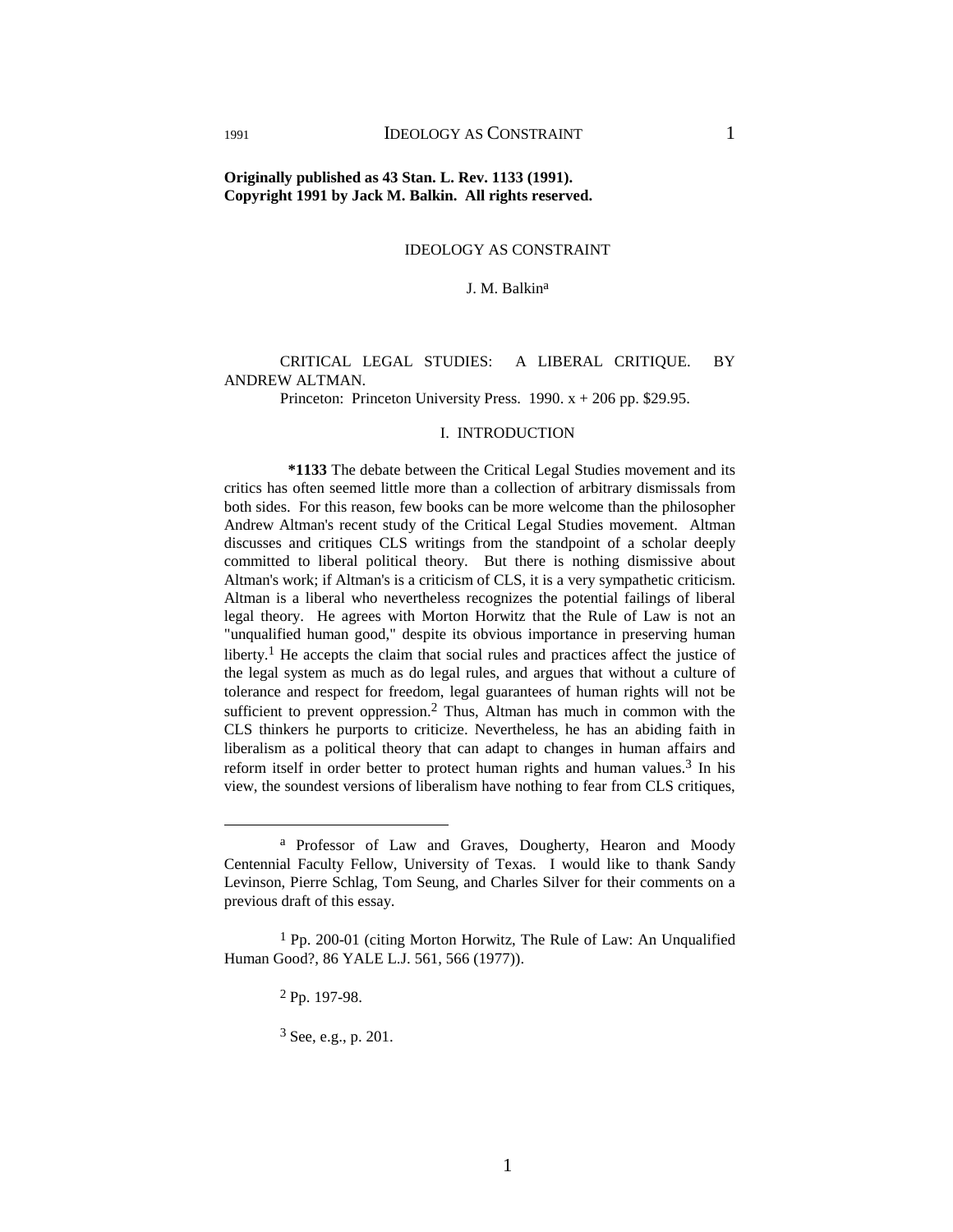**Originally published as 43 Stan. L. Rev. 1133 (1991).**
**Copyright 1991 by Jack M. Balkin. All rights reserved.**

# IDEOLOGY AS CONSTRAINT

J. M. Balkin[a]

CRITICAL LEGAL STUDIES: A LIBERAL CRITIQUE. BY ANDREW ALTMAN.
Princeton: Princeton University Press. 1990. x + 206 pp. $29.95.

## I. INTRODUCTION

**\*1133** The debate between the Critical Legal Studies movement and its critics has often seemed little more than a collection of arbitrary dismissals from both sides. For this reason, few books can be more welcome than the philosopher Andrew Altman's recent study of the Critical Legal Studies movement. Altman discusses and critiques CLS writings from the standpoint of a scholar deeply committed to liberal political theory. But there is nothing dismissive about Altman's work; if Altman's is a criticism of CLS, it is a very sympathetic criticism. Altman is a liberal who nevertheless recognizes the potential failings of liberal legal theory. He agrees with Morton Horwitz that the Rule of Law is not an "unqualified human good," despite its obvious importance in preserving human liberty.[1] He accepts the claim that social rules and practices affect the justice of the legal system as much as do legal rules, and argues that without a culture of tolerance and respect for freedom, legal guarantees of human rights will not be sufficient to prevent oppression.[2] Thus, Altman has much in common with the CLS thinkers he purports to criticize. Nevertheless, he has an abiding faith in liberalism as a political theory that can adapt to changes in human affairs and reform itself in order better to protect human rights and human values.[3] In his view, the soundest versions of liberalism have nothing to fear from CLS critiques,

---

[a] Professor of Law and Graves, Dougherty, Hearon and Moody Centennial Faculty Fellow, University of Texas. I would like to thank Sandy Levinson, Pierre Schlag, Tom Seung, and Charles Silver for their comments on a previous draft of this essay.

[1] Pp. 200-01 (citing Morton Horwitz, The Rule of Law: An Unqualified Human Good?, 86 YALE L.J. 561, 566 (1977)).

[2] Pp. 197-98.

[3] See, e.g., p. 201.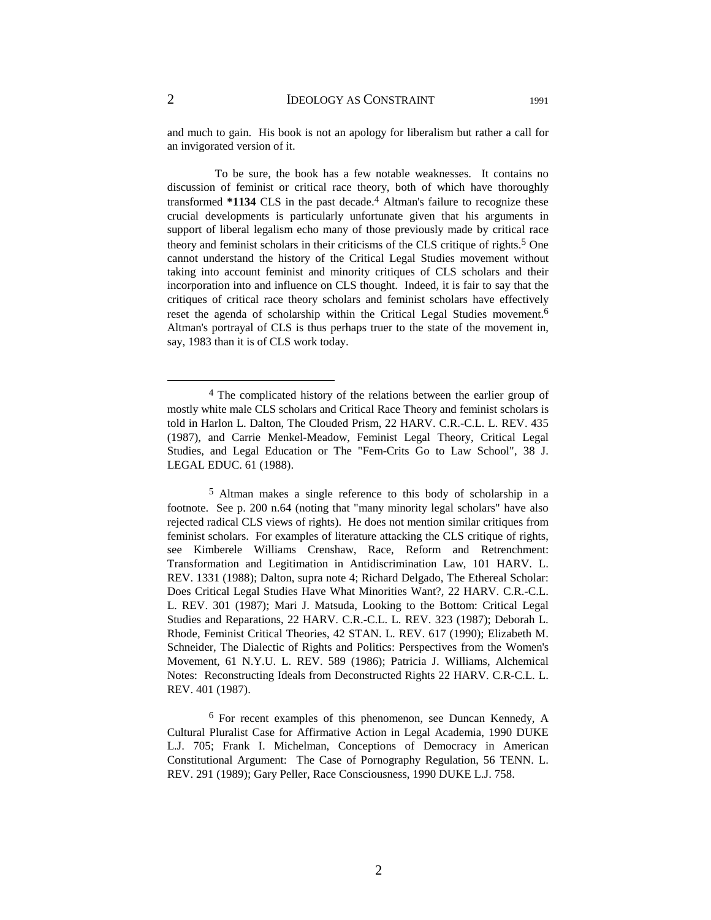and much to gain. His book is not an apology for liberalism but rather a call for an invigorated version of it.

To be sure, the book has a few notable weaknesses. It contains no discussion of feminist or critical race theory, both of which have thoroughly transformed **\*1134** CLS in the past decade.[4] Altman's failure to recognize these crucial developments is particularly unfortunate given that his arguments in support of liberal legalism echo many of those previously made by critical race theory and feminist scholars in their criticisms of the CLS critique of rights.[5] One cannot understand the history of the Critical Legal Studies movement without taking into account feminist and minority critiques of CLS scholars and their incorporation into and influence on CLS thought. Indeed, it is fair to say that the critiques of critical race theory scholars and feminist scholars have effectively reset the agenda of scholarship within the Critical Legal Studies movement.[6] Altman's portrayal of CLS is thus perhaps truer to the state of the movement in, say, 1983 than it is of CLS work today.

---

[4] The complicated history of the relations between the earlier group of mostly white male CLS scholars and Critical Race Theory and feminist scholars is told in Harlon L. Dalton, The Clouded Prism, 22 HARV. C.R.-C.L. L. REV. 435 (1987), and Carrie Menkel-Meadow, Feminist Legal Theory, Critical Legal Studies, and Legal Education or The "Fem-Crits Go to Law School", 38 J. LEGAL EDUC. 61 (1988).

[5] Altman makes a single reference to this body of scholarship in a footnote. See p. 200 n.64 (noting that "many minority legal scholars" have also rejected radical CLS views of rights). He does not mention similar critiques from feminist scholars. For examples of literature attacking the CLS critique of rights, see Kimberele Williams Crenshaw, Race, Reform and Retrenchment: Transformation and Legitimation in Antidiscrimination Law, 101 HARV. L. REV. 1331 (1988); Dalton, supra note 4; Richard Delgado, The Ethereal Scholar: Does Critical Legal Studies Have What Minorities Want?, 22 HARV. C.R.-C.L. L. REV. 301 (1987); Mari J. Matsuda, Looking to the Bottom: Critical Legal Studies and Reparations, 22 HARV. C.R.-C.L. L. REV. 323 (1987); Deborah L. Rhode, Feminist Critical Theories, 42 STAN. L. REV. 617 (1990); Elizabeth M. Schneider, The Dialectic of Rights and Politics: Perspectives from the Women's Movement, 61 N.Y.U. L. REV. 589 (1986); Patricia J. Williams, Alchemical Notes: Reconstructing Ideals from Deconstructed Rights 22 HARV. C.R-C.L. L. REV. 401 (1987).

[6] For recent examples of this phenomenon, see Duncan Kennedy, A Cultural Pluralist Case for Affirmative Action in Legal Academia, 1990 DUKE L.J. 705; Frank I. Michelman, Conceptions of Democracy in American Constitutional Argument: The Case of Pornography Regulation, 56 TENN. L. REV. 291 (1989); Gary Peller, Race Consciousness, 1990 DUKE L.J. 758.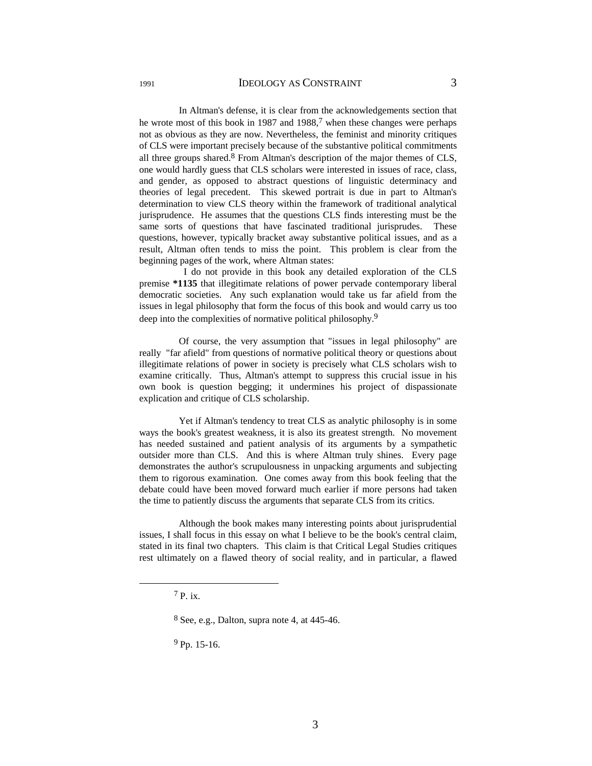In Altman's defense, it is clear from the acknowledgements section that he wrote most of this book in 1987 and 1988,[7] when these changes were perhaps not as obvious as they are now. Nevertheless, the feminist and minority critiques of CLS were important precisely because of the substantive political commitments all three groups shared.[8] From Altman's description of the major themes of CLS, one would hardly guess that CLS scholars were interested in issues of race, class, and gender, as opposed to abstract questions of linguistic determinacy and theories of legal precedent. This skewed portrait is due in part to Altman's determination to view CLS theory within the framework of traditional analytical jurisprudence. He assumes that the questions CLS finds interesting must be the same sorts of questions that have fascinated traditional jurisprudes. These questions, however, typically bracket away substantive political issues, and as a result, Altman often tends to miss the point. This problem is clear from the beginning pages of the work, where Altman states:

> I do not provide in this book any detailed exploration of the CLS premise **\*1135** that illegitimate relations of power pervade contemporary liberal democratic societies. Any such explanation would take us far afield from the issues in legal philosophy that form the focus of this book and would carry us too deep into the complexities of normative political philosophy.[9]

Of course, the very assumption that "issues in legal philosophy" are really "far afield" from questions of normative political theory or questions about illegitimate relations of power in society is precisely what CLS scholars wish to examine critically. Thus, Altman's attempt to suppress this crucial issue in his own book is question begging; it undermines his project of dispassionate explication and critique of CLS scholarship.

Yet if Altman's tendency to treat CLS as analytic philosophy is in some ways the book's greatest weakness, it is also its greatest strength. No movement has needed sustained and patient analysis of its arguments by a sympathetic outsider more than CLS. And this is where Altman truly shines. Every page demonstrates the author's scrupulousness in unpacking arguments and subjecting them to rigorous examination. One comes away from this book feeling that the debate could have been moved forward much earlier if more persons had taken the time to patiently discuss the arguments that separate CLS from its critics.

Although the book makes many interesting points about jurisprudential issues, I shall focus in this essay on what I believe to be the book's central claim, stated in its final two chapters. This claim is that Critical Legal Studies critiques rest ultimately on a flawed theory of social reality, and in particular, a flawed

---

[7] P. ix.

[8] See, e.g., Dalton, supra note 4, at 445-46.

[9] Pp. 15-16.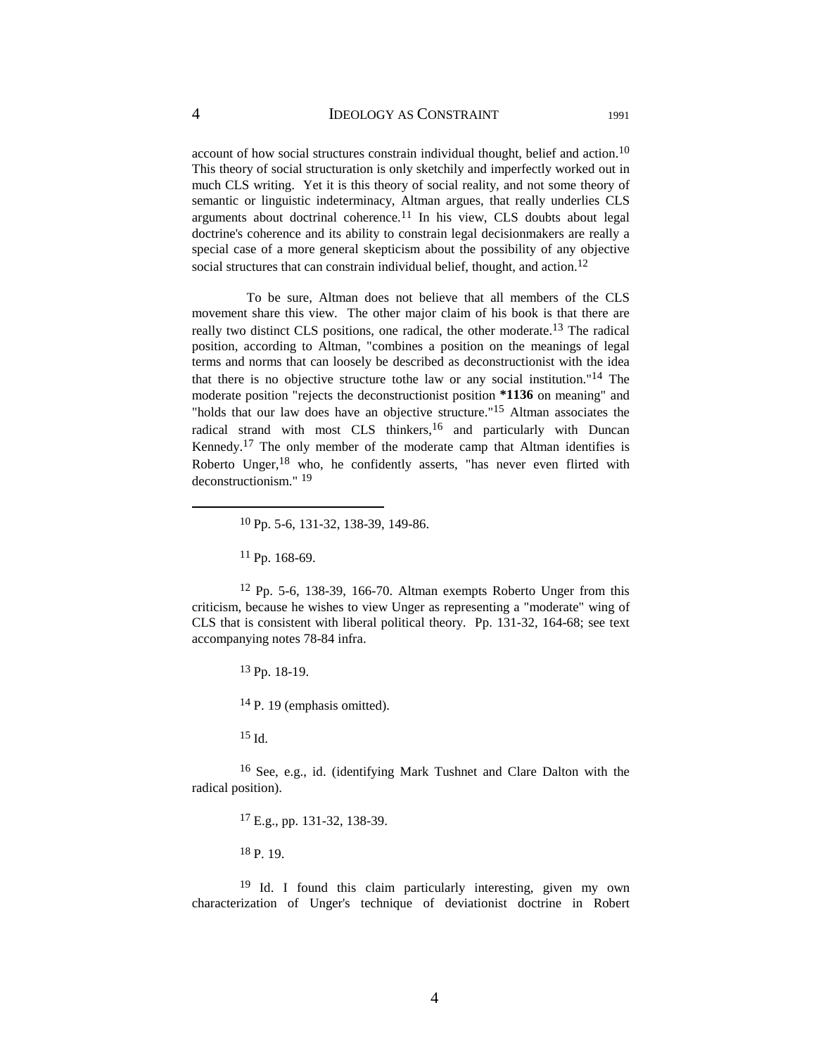account of how social structures constrain individual thought, belief and action.[10] This theory of social structuration is only sketchily and imperfectly worked out in much CLS writing. Yet it is this theory of social reality, and not some theory of semantic or linguistic indeterminacy, Altman argues, that really underlies CLS arguments about doctrinal coherence.[11] In his view, CLS doubts about legal doctrine's coherence and its ability to constrain legal decisionmakers are really a special case of a more general skepticism about the possibility of any objective social structures that can constrain individual belief, thought, and action.[12]

To be sure, Altman does not believe that all members of the CLS movement share this view. The other major claim of his book is that there are really two distinct CLS positions, one radical, the other moderate.[13] The radical position, according to Altman, "combines a position on the meanings of legal terms and norms that can loosely be described as deconstructionist with the idea that there is no objective structure tothe law or any social institution."[14] The moderate position "rejects the deconstructionist position **\*1136** on meaning" and "holds that our law does have an objective structure."[15] Altman associates the radical strand with most CLS thinkers,[16] and particularly with Duncan Kennedy.[17] The only member of the moderate camp that Altman identifies is Roberto Unger,[18] who, he confidently asserts, "has never even flirted with deconstructionism." [19]

---

[10] Pp. 5-6, 131-32, 138-39, 149-86.

[11] Pp. 168-69.

[12] Pp. 5-6, 138-39, 166-70. Altman exempts Roberto Unger from this criticism, because he wishes to view Unger as representing a "moderate" wing of CLS that is consistent with liberal political theory. Pp. 131-32, 164-68; see text accompanying notes 78-84 infra.

[13] Pp. 18-19.

[14] P. 19 (emphasis omitted).

[15] Id.

[16] See, e.g., id. (identifying Mark Tushnet and Clare Dalton with the radical position).

[17] E.g., pp. 131-32, 138-39.

[18] P. 19.

[19] Id. I found this claim particularly interesting, given my own characterization of Unger's technique of deviationist doctrine in Robert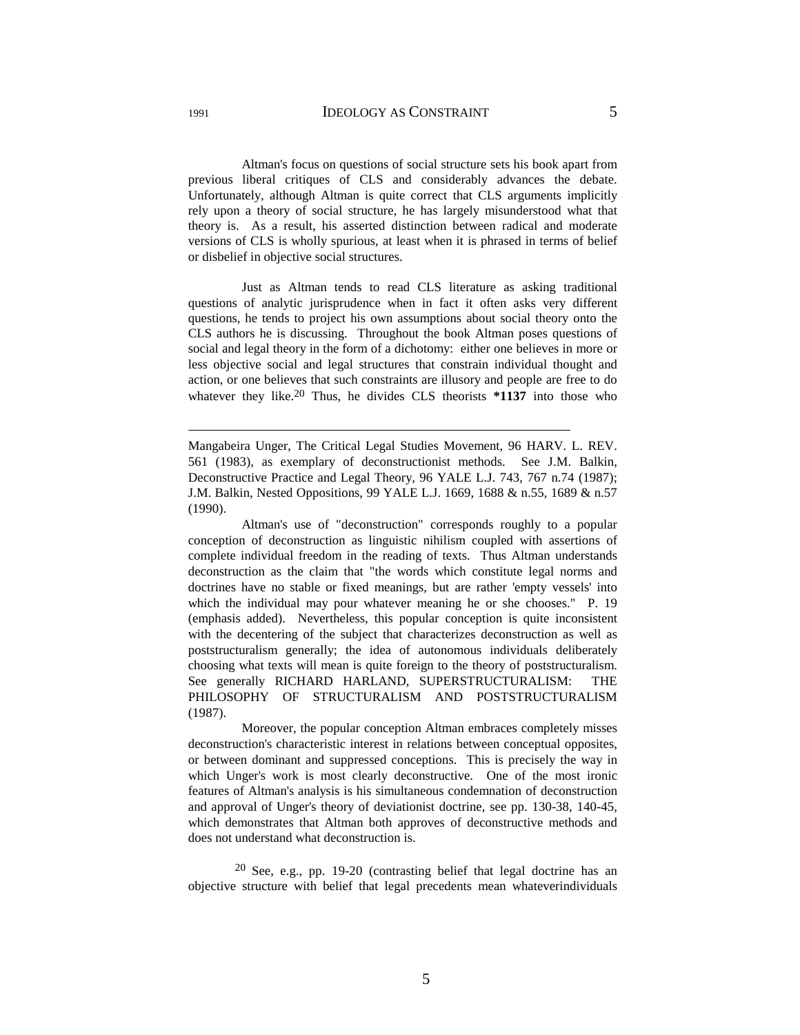Altman's focus on questions of social structure sets his book apart from previous liberal critiques of CLS and considerably advances the debate. Unfortunately, although Altman is quite correct that CLS arguments implicitly rely upon a theory of social structure, he has largely misunderstood what that theory is. As a result, his asserted distinction between radical and moderate versions of CLS is wholly spurious, at least when it is phrased in terms of belief or disbelief in objective social structures.

Just as Altman tends to read CLS literature as asking traditional questions of analytic jurisprudence when in fact it often asks very different questions, he tends to project his own assumptions about social theory onto the CLS authors he is discussing. Throughout the book Altman poses questions of social and legal theory in the form of a dichotomy: either one believes in more or less objective social and legal structures that constrain individual thought and action, or one believes that such constraints are illusory and people are free to do whatever they like.[20] Thus, he divides CLS theorists **\*1137** into those who

---

Mangabeira Unger, The Critical Legal Studies Movement, 96 HARV. L. REV. 561 (1983), as exemplary of deconstructionist methods. See J.M. Balkin, Deconstructive Practice and Legal Theory, 96 YALE L.J. 743, 767 n.74 (1987); J.M. Balkin, Nested Oppositions, 99 YALE L.J. 1669, 1688 & n.55, 1689 & n.57 (1990).

Altman's use of "deconstruction" corresponds roughly to a popular conception of deconstruction as linguistic nihilism coupled with assertions of complete individual freedom in the reading of texts. Thus Altman understands deconstruction as the claim that "the words which constitute legal norms and doctrines have no stable or fixed meanings, but are rather 'empty vessels' into which the individual may pour whatever meaning he or she chooses." P. 19 (emphasis added). Nevertheless, this popular conception is quite inconsistent with the decentering of the subject that characterizes deconstruction as well as poststructuralism generally; the idea of autonomous individuals deliberately choosing what texts will mean is quite foreign to the theory of poststructuralism. See generally RICHARD HARLAND, SUPERSTRUCTURALISM: THE PHILOSOPHY OF STRUCTURALISM AND POSTSTRUCTURALISM (1987).

Moreover, the popular conception Altman embraces completely misses deconstruction's characteristic interest in relations between conceptual opposites, or between dominant and suppressed conceptions. This is precisely the way in which Unger's work is most clearly deconstructive. One of the most ironic features of Altman's analysis is his simultaneous condemnation of deconstruction and approval of Unger's theory of deviationist doctrine, see pp. 130-38, 140-45, which demonstrates that Altman both approves of deconstructive methods and does not understand what deconstruction is.

[20] See, e.g., pp. 19-20 (contrasting belief that legal doctrine has an objective structure with belief that legal precedents mean whateverindividuals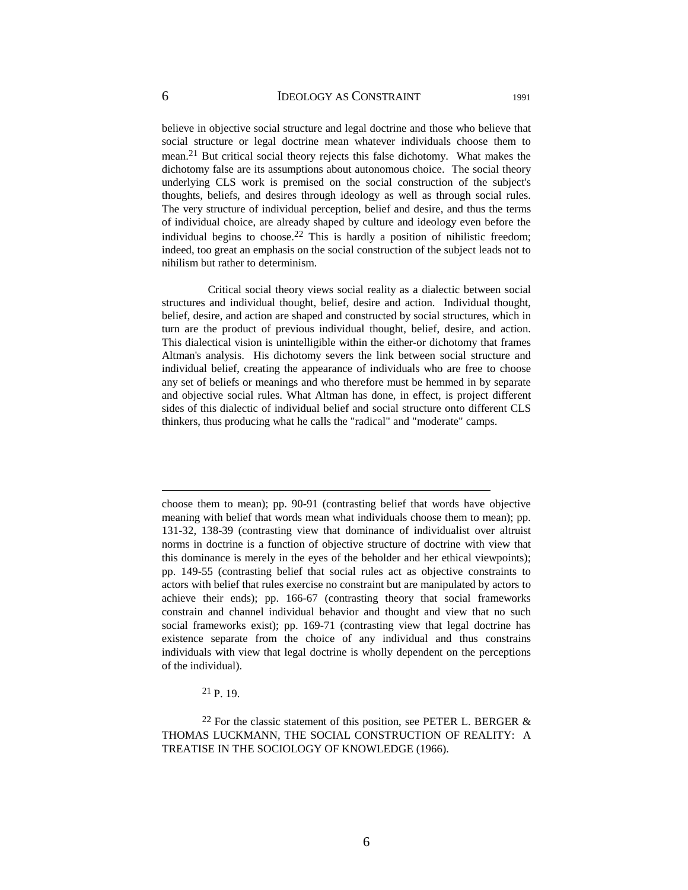believe in objective social structure and legal doctrine and those who believe that social structure or legal doctrine mean whatever individuals choose them to mean.[21] But critical social theory rejects this false dichotomy. What makes the dichotomy false are its assumptions about autonomous choice. The social theory underlying CLS work is premised on the social construction of the subject's thoughts, beliefs, and desires through ideology as well as through social rules. The very structure of individual perception, belief and desire, and thus the terms of individual choice, are already shaped by culture and ideology even before the individual begins to choose.[22] This is hardly a position of nihilistic freedom; indeed, too great an emphasis on the social construction of the subject leads not to nihilism but rather to determinism.

Critical social theory views social reality as a dialectic between social structures and individual thought, belief, desire and action. Individual thought, belief, desire, and action are shaped and constructed by social structures, which in turn are the product of previous individual thought, belief, desire, and action. This dialectical vision is unintelligible within the either-or dichotomy that frames Altman's analysis. His dichotomy severs the link between social structure and individual belief, creating the appearance of individuals who are free to choose any set of beliefs or meanings and who therefore must be hemmed in by separate and objective social rules. What Altman has done, in effect, is project different sides of this dialectic of individual belief and social structure onto different CLS thinkers, thus producing what he calls the "radical" and "moderate" camps.

---

choose them to mean); pp. 90-91 (contrasting belief that words have objective meaning with belief that words mean what individuals choose them to mean); pp. 131-32, 138-39 (contrasting view that dominance of individualist over altruist norms in doctrine is a function of objective structure of doctrine with view that this dominance is merely in the eyes of the beholder and her ethical viewpoints); pp. 149-55 (contrasting belief that social rules act as objective constraints to actors with belief that rules exercise no constraint but are manipulated by actors to achieve their ends); pp. 166-67 (contrasting theory that social frameworks constrain and channel individual behavior and thought and view that no such social frameworks exist); pp. 169-71 (contrasting view that legal doctrine has existence separate from the choice of any individual and thus constrains individuals with view that legal doctrine is wholly dependent on the perceptions of the individual).

[21] P. 19.

[22] For the classic statement of this position, see PETER L. BERGER & THOMAS LUCKMANN, THE SOCIAL CONSTRUCTION OF REALITY: A TREATISE IN THE SOCIOLOGY OF KNOWLEDGE (1966).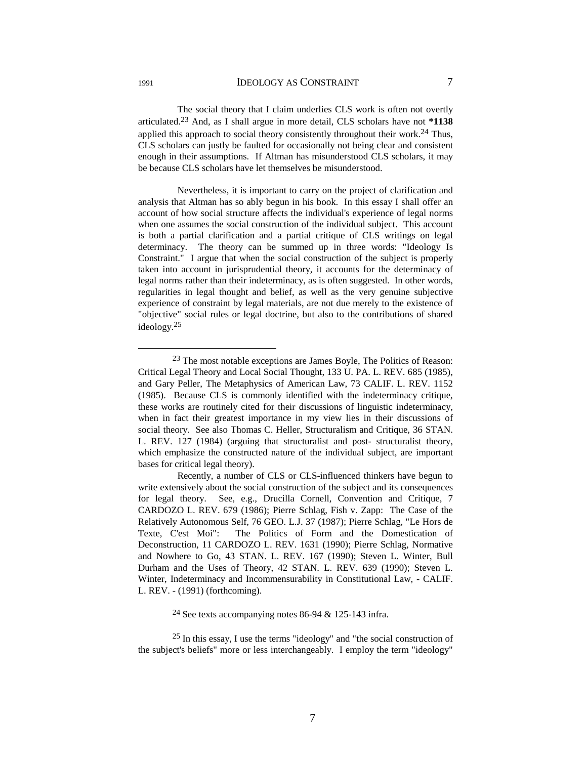The social theory that I claim underlies CLS work is often not overtly articulated.[23] And, as I shall argue in more detail, CLS scholars have not **\*1138** applied this approach to social theory consistently throughout their work.[24] Thus, CLS scholars can justly be faulted for occasionally not being clear and consistent enough in their assumptions. If Altman has misunderstood CLS scholars, it may be because CLS scholars have let themselves be misunderstood.

Nevertheless, it is important to carry on the project of clarification and analysis that Altman has so ably begun in his book. In this essay I shall offer an account of how social structure affects the individual's experience of legal norms when one assumes the social construction of the individual subject. This account is both a partial clarification and a partial critique of CLS writings on legal determinacy. The theory can be summed up in three words: "Ideology Is Constraint." I argue that when the social construction of the subject is properly taken into account in jurisprudential theory, it accounts for the determinacy of legal norms rather than their indeterminacy, as is often suggested. In other words, regularities in legal thought and belief, as well as the very genuine subjective experience of constraint by legal materials, are not due merely to the existence of "objective" social rules or legal doctrine, but also to the contributions of shared ideology.[25]

---

[23] The most notable exceptions are James Boyle, The Politics of Reason: Critical Legal Theory and Local Social Thought, 133 U. PA. L. REV. 685 (1985), and Gary Peller, The Metaphysics of American Law, 73 CALIF. L. REV. 1152 (1985). Because CLS is commonly identified with the indeterminacy critique, these works are routinely cited for their discussions of linguistic indeterminacy, when in fact their greatest importance in my view lies in their discussions of social theory. See also Thomas C. Heller, Structuralism and Critique, 36 STAN. L. REV. 127 (1984) (arguing that structuralist and post- structuralist theory, which emphasize the constructed nature of the individual subject, are important bases for critical legal theory).

Recently, a number of CLS or CLS-influenced thinkers have begun to write extensively about the social construction of the subject and its consequences for legal theory. See, e.g., Drucilla Cornell, Convention and Critique, 7 CARDOZO L. REV. 679 (1986); Pierre Schlag, Fish v. Zapp: The Case of the Relatively Autonomous Self, 76 GEO. L.J. 37 (1987); Pierre Schlag, "Le Hors de Texte, C'est Moi": The Politics of Form and the Domestication of Deconstruction, 11 CARDOZO L. REV. 1631 (1990); Pierre Schlag, Normative and Nowhere to Go, 43 STAN. L. REV. 167 (1990); Steven L. Winter, Bull Durham and the Uses of Theory, 42 STAN. L. REV. 639 (1990); Steven L. Winter, Indeterminacy and Incommensurability in Constitutional Law, - CALIF. L. REV. - (1991) (forthcoming).

[24] See texts accompanying notes 86-94 & 125-143 infra.

[25] In this essay, I use the terms "ideology" and "the social construction of the subject's beliefs" more or less interchangeably. I employ the term "ideology"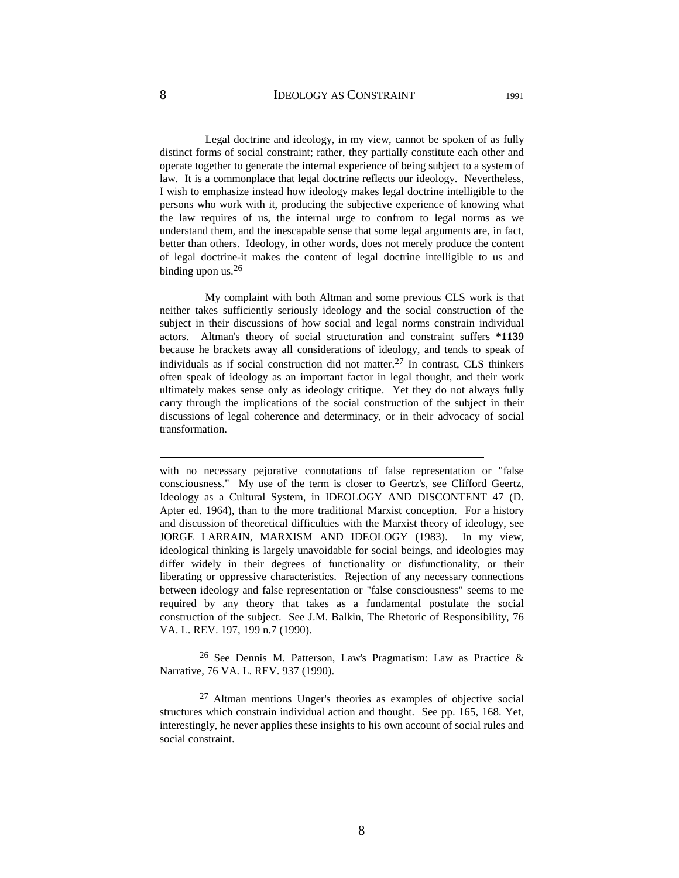Legal doctrine and ideology, in my view, cannot be spoken of as fully distinct forms of social constraint; rather, they partially constitute each other and operate together to generate the internal experience of being subject to a system of law. It is a commonplace that legal doctrine reflects our ideology. Nevertheless, I wish to emphasize instead how ideology makes legal doctrine intelligible to the persons who work with it, producing the subjective experience of knowing what the law requires of us, the internal urge to confrom to legal norms as we understand them, and the inescapable sense that some legal arguments are, in fact, better than others. Ideology, in other words, does not merely produce the content of legal doctrine-it makes the content of legal doctrine intelligible to us and binding upon us.[26]

My complaint with both Altman and some previous CLS work is that neither takes sufficiently seriously ideology and the social construction of the subject in their discussions of how social and legal norms constrain individual actors. Altman's theory of social structuration and constraint suffers **\*1139** because he brackets away all considerations of ideology, and tends to speak of individuals as if social construction did not matter.[27] In contrast, CLS thinkers often speak of ideology as an important factor in legal thought, and their work ultimately makes sense only as ideology critique. Yet they do not always fully carry through the implications of the social construction of the subject in their discussions of legal coherence and determinacy, or in their advocacy of social transformation.

---

with no necessary pejorative connotations of false representation or "false consciousness." My use of the term is closer to Geertz's, see Clifford Geertz, Ideology as a Cultural System, in IDEOLOGY AND DISCONTENT 47 (D. Apter ed. 1964), than to the more traditional Marxist conception. For a history and discussion of theoretical difficulties with the Marxist theory of ideology, see JORGE LARRAIN, MARXISM AND IDEOLOGY (1983). In my view, ideological thinking is largely unavoidable for social beings, and ideologies may differ widely in their degrees of functionality or disfunctionality, or their liberating or oppressive characteristics. Rejection of any necessary connections between ideology and false representation or "false consciousness" seems to me required by any theory that takes as a fundamental postulate the social construction of the subject. See J.M. Balkin, The Rhetoric of Responsibility, 76 VA. L. REV. 197, 199 n.7 (1990).

[26] See Dennis M. Patterson, Law's Pragmatism: Law as Practice & Narrative, 76 VA. L. REV. 937 (1990).

[27] Altman mentions Unger's theories as examples of objective social structures which constrain individual action and thought. See pp. 165, 168. Yet, interestingly, he never applies these insights to his own account of social rules and social constraint.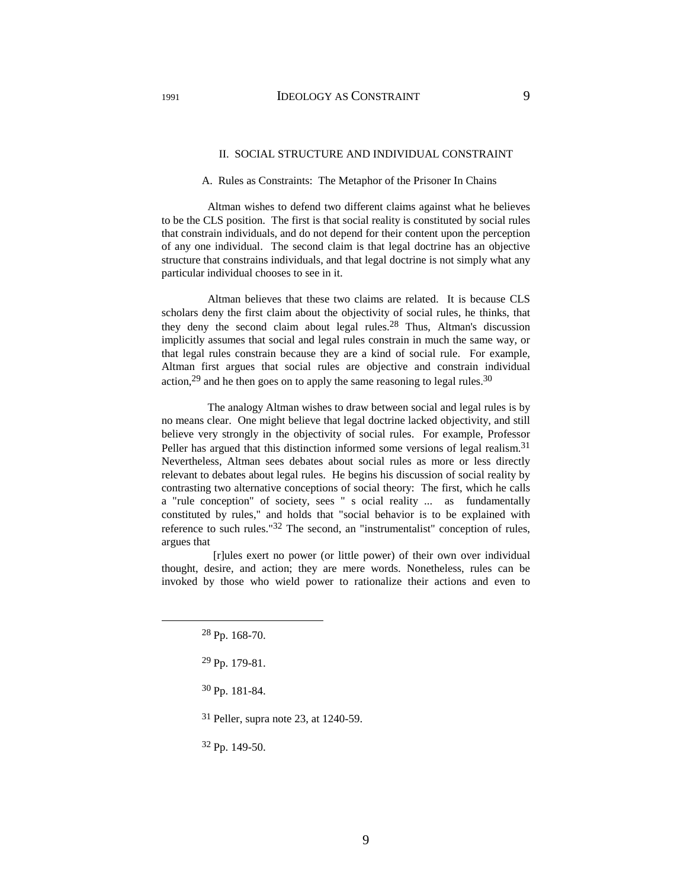## II. SOCIAL STRUCTURE AND INDIVIDUAL CONSTRAINT

### A. Rules as Constraints: The Metaphor of the Prisoner In Chains

Altman wishes to defend two different claims against what he believes to be the CLS position. The first is that social reality is constituted by social rules that constrain individuals, and do not depend for their content upon the perception of any one individual. The second claim is that legal doctrine has an objective structure that constrains individuals, and that legal doctrine is not simply what any particular individual chooses to see in it.

Altman believes that these two claims are related. It is because CLS scholars deny the first claim about the objectivity of social rules, he thinks, that they deny the second claim about legal rules.[28] Thus, Altman's discussion implicitly assumes that social and legal rules constrain in much the same way, or that legal rules constrain because they are a kind of social rule. For example, Altman first argues that social rules are objective and constrain individual action,[29] and he then goes on to apply the same reasoning to legal rules.[30]

The analogy Altman wishes to draw between social and legal rules is by no means clear. One might believe that legal doctrine lacked objectivity, and still believe very strongly in the objectivity of social rules. For example, Professor Peller has argued that this distinction informed some versions of legal realism.[31] Nevertheless, Altman sees debates about social rules as more or less directly relevant to debates about legal rules. He begins his discussion of social reality by contrasting two alternative conceptions of social theory: The first, which he calls a "rule conception" of society, sees " s ocial reality ... as fundamentally constituted by rules," and holds that "social behavior is to be explained with reference to such rules."[32] The second, an "instrumentalist" conception of rules, argues that

> [r]ules exert no power (or little power) of their own over individual thought, desire, and action; they are mere words. Nonetheless, rules can be invoked by those who wield power to rationalize their actions and even to

---

[28] Pp. 168-70.

[29] Pp. 179-81.

[30] Pp. 181-84.

[31] Peller, supra note 23, at 1240-59.

[32] Pp. 149-50.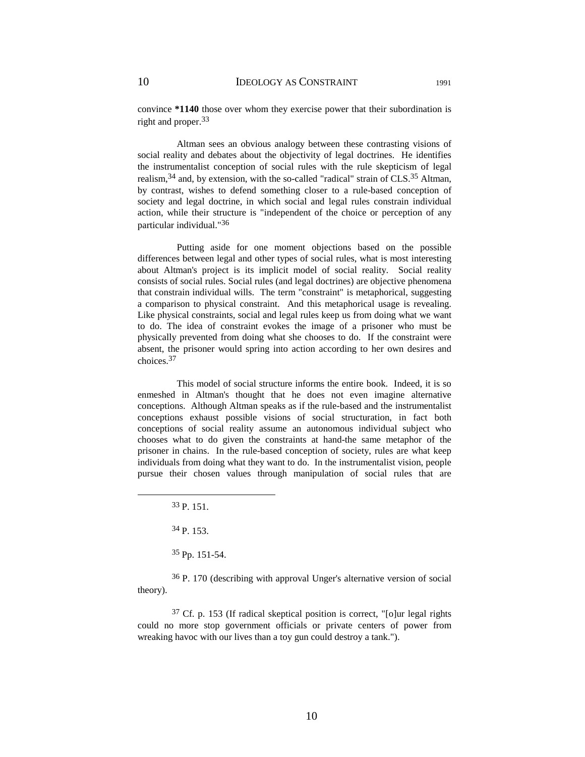convince **\*1140** those over whom they exercise power that their subordination is right and proper.[33]

Altman sees an obvious analogy between these contrasting visions of social reality and debates about the objectivity of legal doctrines. He identifies the instrumentalist conception of social rules with the rule skepticism of legal realism,[34] and, by extension, with the so-called "radical" strain of CLS.[35] Altman, by contrast, wishes to defend something closer to a rule-based conception of society and legal doctrine, in which social and legal rules constrain individual action, while their structure is "independent of the choice or perception of any particular individual."[36]

Putting aside for one moment objections based on the possible differences between legal and other types of social rules, what is most interesting about Altman's project is its implicit model of social reality. Social reality consists of social rules. Social rules (and legal doctrines) are objective phenomena that constrain individual wills. The term "constraint" is metaphorical, suggesting a comparison to physical constraint. And this metaphorical usage is revealing. Like physical constraints, social and legal rules keep us from doing what we want to do. The idea of constraint evokes the image of a prisoner who must be physically prevented from doing what she chooses to do. If the constraint were absent, the prisoner would spring into action according to her own desires and choices.[37]

This model of social structure informs the entire book. Indeed, it is so enmeshed in Altman's thought that he does not even imagine alternative conceptions. Although Altman speaks as if the rule-based and the instrumentalist conceptions exhaust possible visions of social structuration, in fact both conceptions of social reality assume an autonomous individual subject who chooses what to do given the constraints at hand-the same metaphor of the prisoner in chains. In the rule-based conception of society, rules are what keep individuals from doing what they want to do. In the instrumentalist vision, people pursue their chosen values through manipulation of social rules that are

---

[33] P. 151.

[34] P. 153.

[35] Pp. 151-54.

[36] P. 170 (describing with approval Unger's alternative version of social theory).

[37] Cf. p. 153 (If radical skeptical position is correct, "[o]ur legal rights could no more stop government officials or private centers of power from wreaking havoc with our lives than a toy gun could destroy a tank.").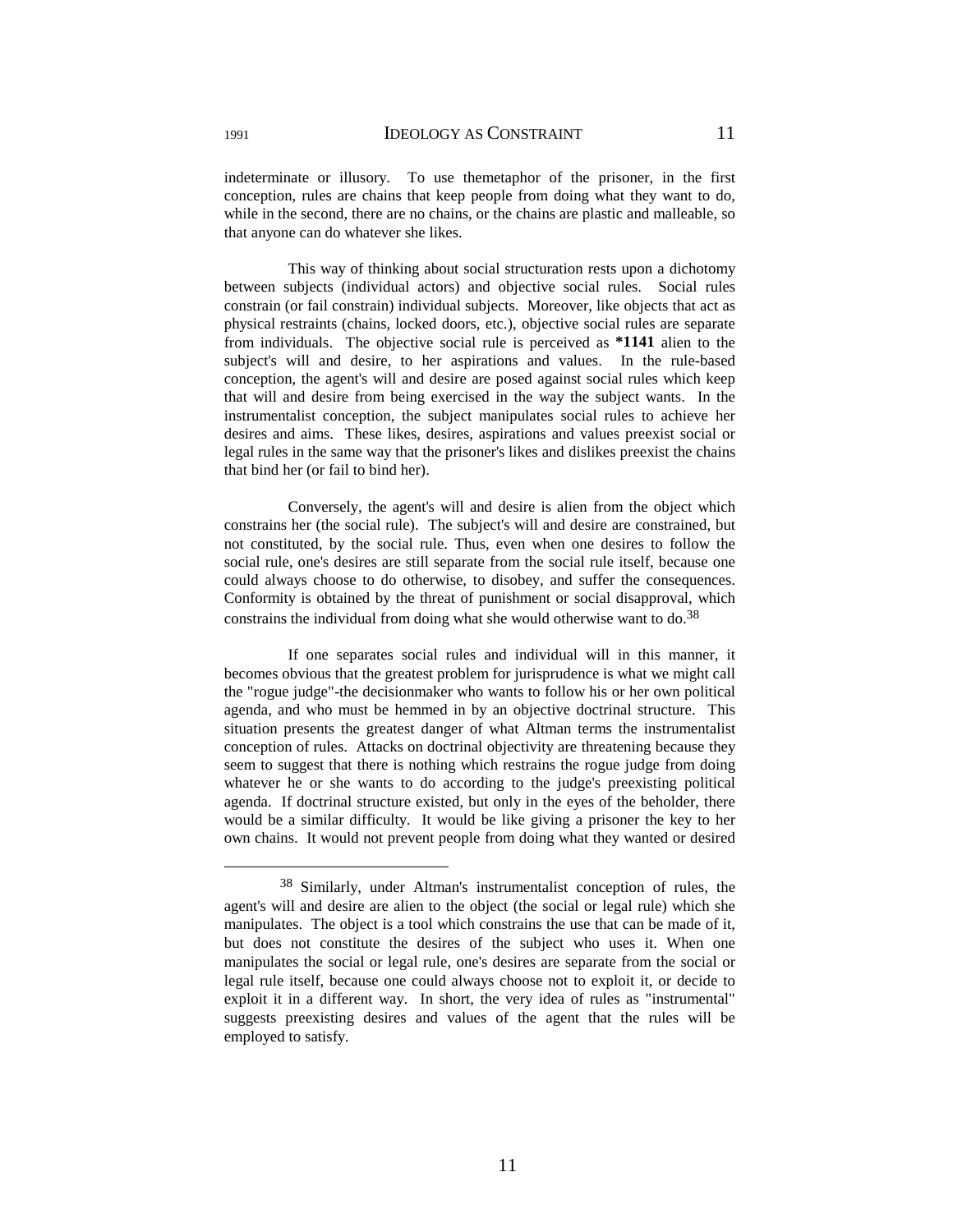indeterminate or illusory. To use themetaphor of the prisoner, in the first conception, rules are chains that keep people from doing what they want to do, while in the second, there are no chains, or the chains are plastic and malleable, so that anyone can do whatever she likes.

This way of thinking about social structuration rests upon a dichotomy between subjects (individual actors) and objective social rules. Social rules constrain (or fail constrain) individual subjects. Moreover, like objects that act as physical restraints (chains, locked doors, etc.), objective social rules are separate from individuals. The objective social rule is perceived as **\*1141** alien to the subject's will and desire, to her aspirations and values. In the rule-based conception, the agent's will and desire are posed against social rules which keep that will and desire from being exercised in the way the subject wants. In the instrumentalist conception, the subject manipulates social rules to achieve her desires and aims. These likes, desires, aspirations and values preexist social or legal rules in the same way that the prisoner's likes and dislikes preexist the chains that bind her (or fail to bind her).

Conversely, the agent's will and desire is alien from the object which constrains her (the social rule). The subject's will and desire are constrained, but not constituted, by the social rule. Thus, even when one desires to follow the social rule, one's desires are still separate from the social rule itself, because one could always choose to do otherwise, to disobey, and suffer the consequences. Conformity is obtained by the threat of punishment or social disapproval, which constrains the individual from doing what she would otherwise want to do.[38]

If one separates social rules and individual will in this manner, it becomes obvious that the greatest problem for jurisprudence is what we might call the "rogue judge"-the decisionmaker who wants to follow his or her own political agenda, and who must be hemmed in by an objective doctrinal structure. This situation presents the greatest danger of what Altman terms the instrumentalist conception of rules. Attacks on doctrinal objectivity are threatening because they seem to suggest that there is nothing which restrains the rogue judge from doing whatever he or she wants to do according to the judge's preexisting political agenda. If doctrinal structure existed, but only in the eyes of the beholder, there would be a similar difficulty. It would be like giving a prisoner the key to her own chains. It would not prevent people from doing what they wanted or desired

---

[38] Similarly, under Altman's instrumentalist conception of rules, the agent's will and desire are alien to the object (the social or legal rule) which she manipulates. The object is a tool which constrains the use that can be made of it, but does not constitute the desires of the subject who uses it. When one manipulates the social or legal rule, one's desires are separate from the social or legal rule itself, because one could always choose not to exploit it, or decide to exploit it in a different way. In short, the very idea of rules as "instrumental" suggests preexisting desires and values of the agent that the rules will be employed to satisfy.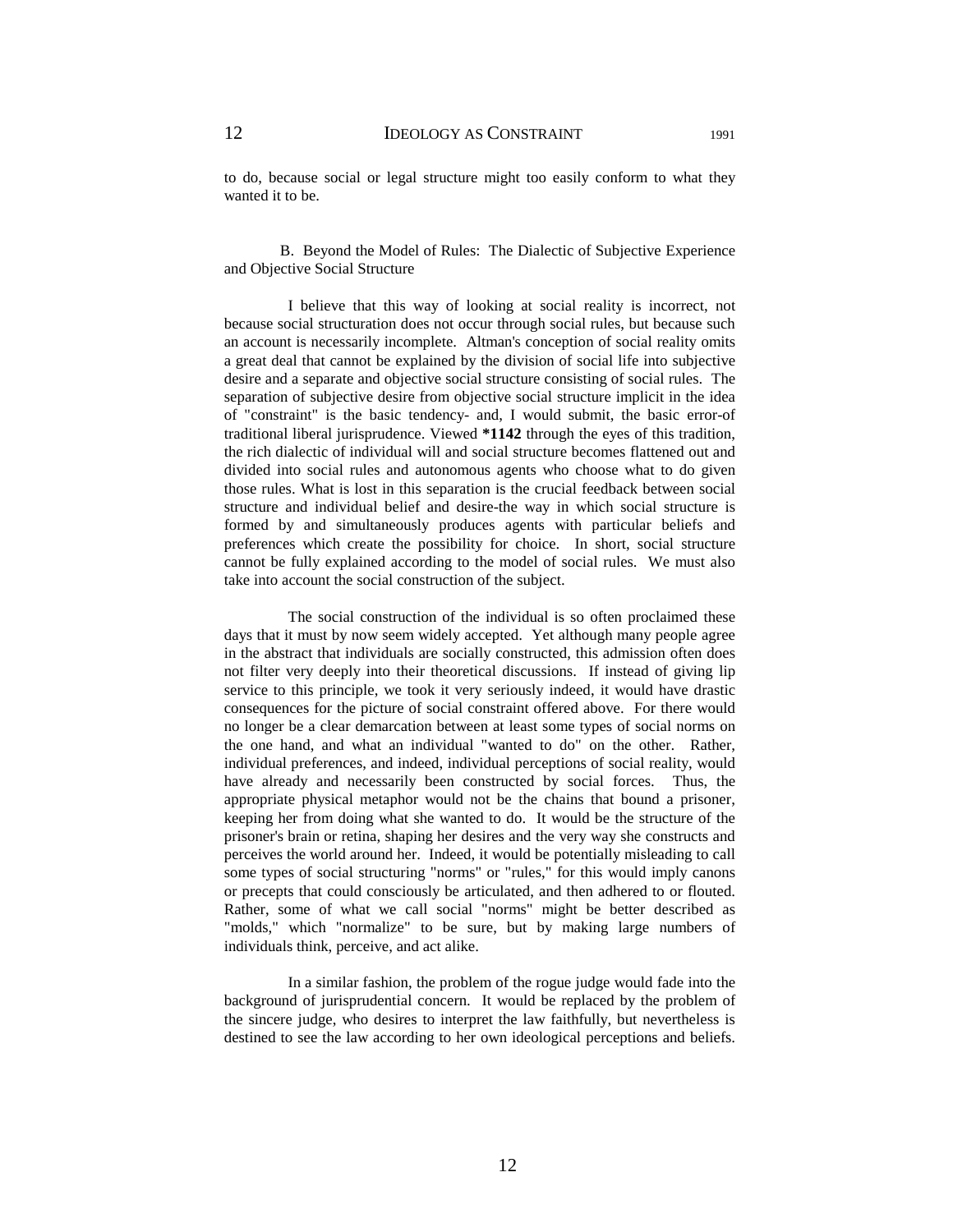to do, because social or legal structure might too easily conform to what they wanted it to be.

### B. Beyond the Model of Rules: The Dialectic of Subjective Experience and Objective Social Structure

I believe that this way of looking at social reality is incorrect, not because social structuration does not occur through social rules, but because such an account is necessarily incomplete. Altman's conception of social reality omits a great deal that cannot be explained by the division of social life into subjective desire and a separate and objective social structure consisting of social rules. The separation of subjective desire from objective social structure implicit in the idea of "constraint" is the basic tendency- and, I would submit, the basic error-of traditional liberal jurisprudence. Viewed **\*1142** through the eyes of this tradition, the rich dialectic of individual will and social structure becomes flattened out and divided into social rules and autonomous agents who choose what to do given those rules. What is lost in this separation is the crucial feedback between social structure and individual belief and desire-the way in which social structure is formed by and simultaneously produces agents with particular beliefs and preferences which create the possibility for choice. In short, social structure cannot be fully explained according to the model of social rules. We must also take into account the social construction of the subject.

The social construction of the individual is so often proclaimed these days that it must by now seem widely accepted. Yet although many people agree in the abstract that individuals are socially constructed, this admission often does not filter very deeply into their theoretical discussions. If instead of giving lip service to this principle, we took it very seriously indeed, it would have drastic consequences for the picture of social constraint offered above. For there would no longer be a clear demarcation between at least some types of social norms on the one hand, and what an individual "wanted to do" on the other. Rather, individual preferences, and indeed, individual perceptions of social reality, would have already and necessarily been constructed by social forces. Thus, the appropriate physical metaphor would not be the chains that bound a prisoner, keeping her from doing what she wanted to do. It would be the structure of the prisoner's brain or retina, shaping her desires and the very way she constructs and perceives the world around her. Indeed, it would be potentially misleading to call some types of social structuring "norms" or "rules," for this would imply canons or precepts that could consciously be articulated, and then adhered to or flouted. Rather, some of what we call social "norms" might be better described as "molds," which "normalize" to be sure, but by making large numbers of individuals think, perceive, and act alike.

In a similar fashion, the problem of the rogue judge would fade into the background of jurisprudential concern. It would be replaced by the problem of the sincere judge, who desires to interpret the law faithfully, but nevertheless is destined to see the law according to her own ideological perceptions and beliefs.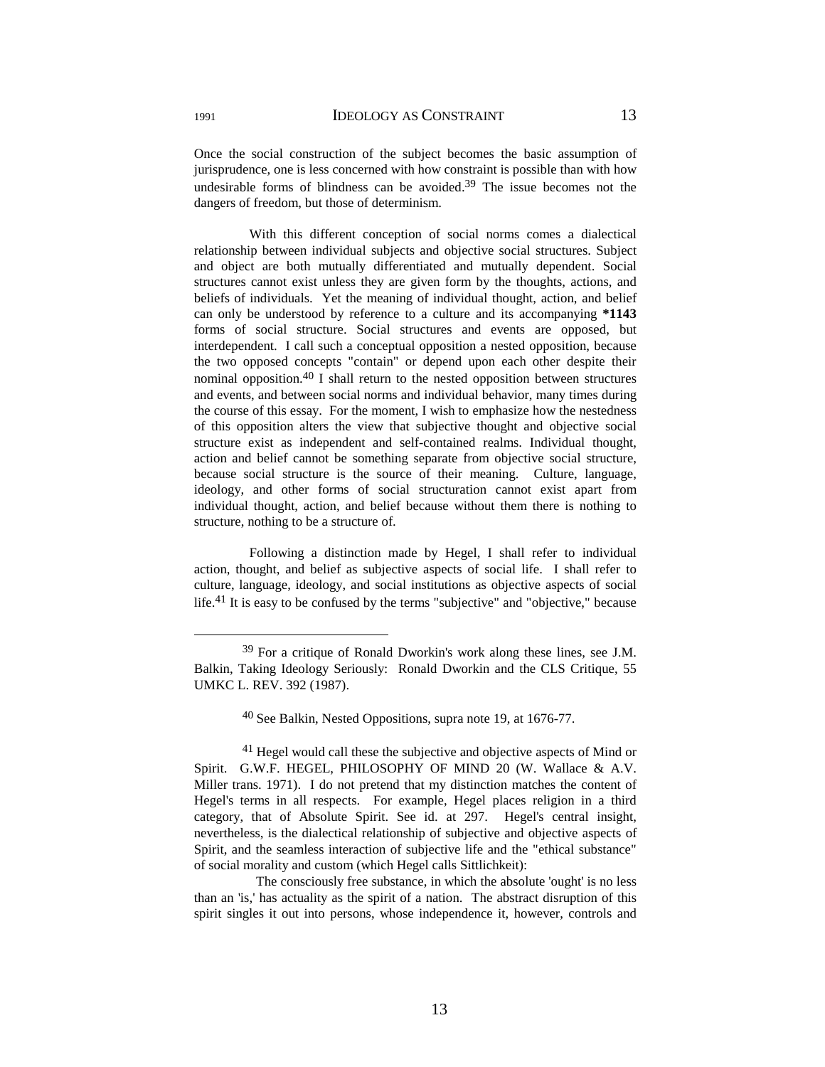Once the social construction of the subject becomes the basic assumption of jurisprudence, one is less concerned with how constraint is possible than with how undesirable forms of blindness can be avoided.[39] The issue becomes not the dangers of freedom, but those of determinism.

With this different conception of social norms comes a dialectical relationship between individual subjects and objective social structures. Subject and object are both mutually differentiated and mutually dependent. Social structures cannot exist unless they are given form by the thoughts, actions, and beliefs of individuals. Yet the meaning of individual thought, action, and belief can only be understood by reference to a culture and its accompanying **\*1143** forms of social structure. Social structures and events are opposed, but interdependent. I call such a conceptual opposition a nested opposition, because the two opposed concepts "contain" or depend upon each other despite their nominal opposition.[40] I shall return to the nested opposition between structures and events, and between social norms and individual behavior, many times during the course of this essay. For the moment, I wish to emphasize how the nestedness of this opposition alters the view that subjective thought and objective social structure exist as independent and self-contained realms. Individual thought, action and belief cannot be something separate from objective social structure, because social structure is the source of their meaning. Culture, language, ideology, and other forms of social structuration cannot exist apart from individual thought, action, and belief because without them there is nothing to structure, nothing to be a structure of.

Following a distinction made by Hegel, I shall refer to individual action, thought, and belief as subjective aspects of social life. I shall refer to culture, language, ideology, and social institutions as objective aspects of social life.[41] It is easy to be confused by the terms "subjective" and "objective," because

---

[39] For a critique of Ronald Dworkin's work along these lines, see J.M. Balkin, Taking Ideology Seriously: Ronald Dworkin and the CLS Critique, 55 UMKC L. REV. 392 (1987).

[40] See Balkin, Nested Oppositions, supra note 19, at 1676-77.

[41] Hegel would call these the subjective and objective aspects of Mind or Spirit. G.W.F. HEGEL, PHILOSOPHY OF MIND 20 (W. Wallace & A.V. Miller trans. 1971). I do not pretend that my distinction matches the content of Hegel's terms in all respects. For example, Hegel places religion in a third category, that of Absolute Spirit. See id. at 297. Hegel's central insight, nevertheless, is the dialectical relationship of subjective and objective aspects of Spirit, and the seamless interaction of subjective life and the "ethical substance" of social morality and custom (which Hegel calls Sittlichkeit):

The consciously free substance, in which the absolute 'ought' is no less than an 'is,' has actuality as the spirit of a nation. The abstract disruption of this spirit singles it out into persons, whose independence it, however, controls and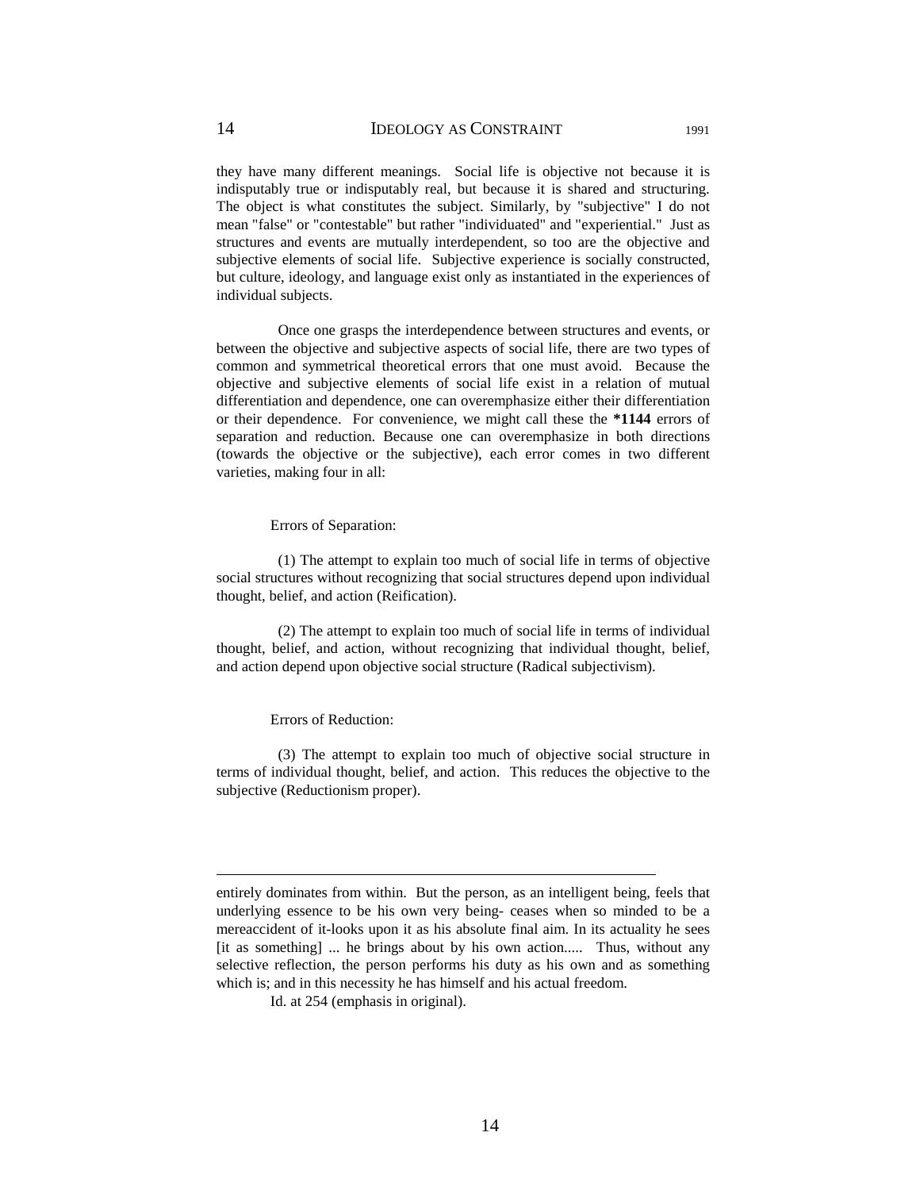they have many different meanings. Social life is objective not because it is indisputably true or indisputably real, but because it is shared and structuring. The object is what constitutes the subject. Similarly, by "subjective" I do not mean "false" or "contestable" but rather "individuated" and "experiential." Just as structures and events are mutually interdependent, so too are the objective and subjective elements of social life. Subjective experience is socially constructed, but culture, ideology, and language exist only as instantiated in the experiences of individual subjects.

Once one grasps the interdependence between structures and events, or between the objective and subjective aspects of social life, there are two types of common and symmetrical theoretical errors that one must avoid. Because the objective and subjective elements of social life exist in a relation of mutual differentiation and dependence, one can overemphasize either their differentiation or their dependence. For convenience, we might call these the **\*1144** errors of separation and reduction. Because one can overemphasize in both directions (towards the objective or the subjective), each error comes in two different varieties, making four in all:

Errors of Separation:

(1) The attempt to explain too much of social life in terms of objective social structures without recognizing that social structures depend upon individual thought, belief, and action (Reification).

(2) The attempt to explain too much of social life in terms of individual thought, belief, and action, without recognizing that individual thought, belief, and action depend upon objective social structure (Radical subjectivism).

Errors of Reduction:

(3) The attempt to explain too much of objective social structure in terms of individual thought, belief, and action. This reduces the objective to the subjective (Reductionism proper).

---

entirely dominates from within. But the person, as an intelligent being, feels that underlying essence to be his own very being- ceases when so minded to be a mereaccident of it-looks upon it as his absolute final aim. In its actuality he sees [it as something] ... he brings about by his own action..... Thus, without any selective reflection, the person performs his duty as his own and as something which is; and in this necessity he has himself and his actual freedom.

Id. at 254 (emphasis in original).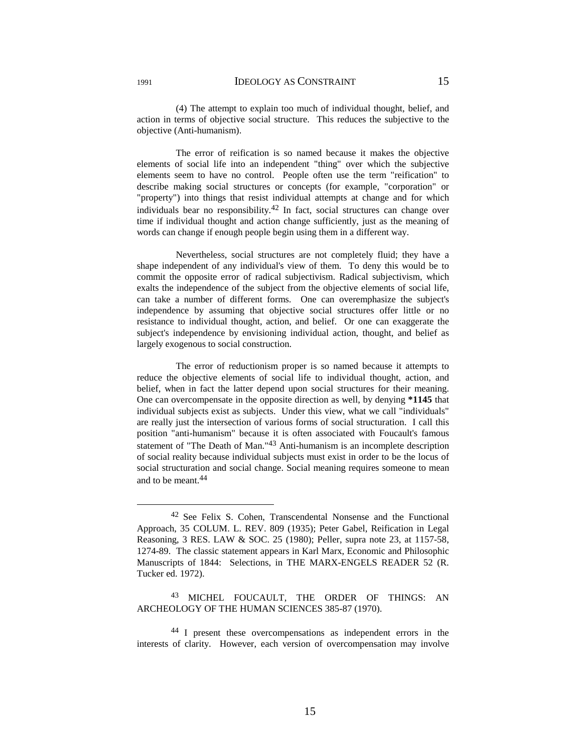(4) The attempt to explain too much of individual thought, belief, and action in terms of objective social structure. This reduces the subjective to the objective (Anti-humanism).

The error of reification is so named because it makes the objective elements of social life into an independent "thing" over which the subjective elements seem to have no control. People often use the term "reification" to describe making social structures or concepts (for example, "corporation" or "property") into things that resist individual attempts at change and for which individuals bear no responsibility.[42] In fact, social structures can change over time if individual thought and action change sufficiently, just as the meaning of words can change if enough people begin using them in a different way.

Nevertheless, social structures are not completely fluid; they have a shape independent of any individual's view of them. To deny this would be to commit the opposite error of radical subjectivism. Radical subjectivism, which exalts the independence of the subject from the objective elements of social life, can take a number of different forms. One can overemphasize the subject's independence by assuming that objective social structures offer little or no resistance to individual thought, action, and belief. Or one can exaggerate the subject's independence by envisioning individual action, thought, and belief as largely exogenous to social construction.

The error of reductionism proper is so named because it attempts to reduce the objective elements of social life to individual thought, action, and belief, when in fact the latter depend upon social structures for their meaning. One can overcompensate in the opposite direction as well, by denying **\*1145** that individual subjects exist as subjects. Under this view, what we call "individuals" are really just the intersection of various forms of social structuration. I call this position "anti-humanism" because it is often associated with Foucault's famous statement of "The Death of Man."[43] Anti-humanism is an incomplete description of social reality because individual subjects must exist in order to be the locus of social structuration and social change. Social meaning requires someone to mean and to be meant.[44]

---

[42] See Felix S. Cohen, Transcendental Nonsense and the Functional Approach, 35 COLUM. L. REV. 809 (1935); Peter Gabel, Reification in Legal Reasoning, 3 RES. LAW & SOC. 25 (1980); Peller, supra note 23, at 1157-58, 1274-89. The classic statement appears in Karl Marx, Economic and Philosophic Manuscripts of 1844: Selections, in THE MARX-ENGELS READER 52 (R. Tucker ed. 1972).

[43] MICHEL FOUCAULT, THE ORDER OF THINGS: AN ARCHEOLOGY OF THE HUMAN SCIENCES 385-87 (1970).

[44] I present these overcompensations as independent errors in the interests of clarity. However, each version of overcompensation may involve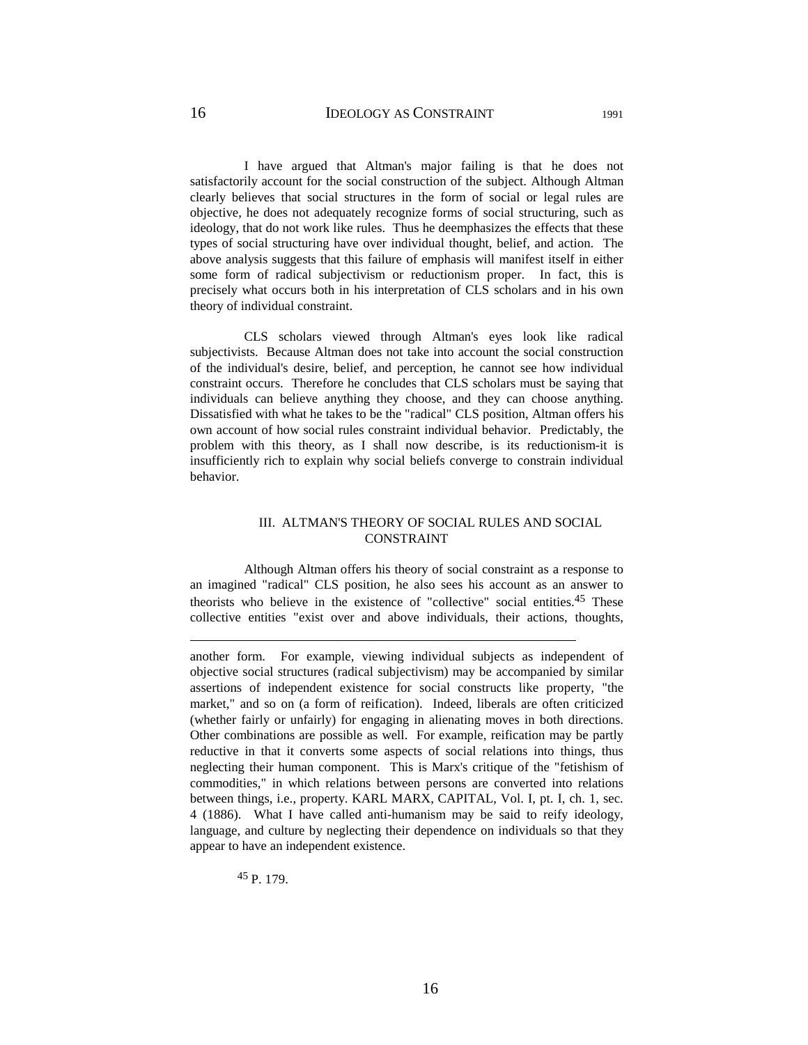I have argued that Altman's major failing is that he does not satisfactorily account for the social construction of the subject. Although Altman clearly believes that social structures in the form of social or legal rules are objective, he does not adequately recognize forms of social structuring, such as ideology, that do not work like rules. Thus he deemphasizes the effects that these types of social structuring have over individual thought, belief, and action. The above analysis suggests that this failure of emphasis will manifest itself in either some form of radical subjectivism or reductionism proper. In fact, this is precisely what occurs both in his interpretation of CLS scholars and in his own theory of individual constraint.

CLS scholars viewed through Altman's eyes look like radical subjectivists. Because Altman does not take into account the social construction of the individual's desire, belief, and perception, he cannot see how individual constraint occurs. Therefore he concludes that CLS scholars must be saying that individuals can believe anything they choose, and they can choose anything. Dissatisfied with what he takes to be the "radical" CLS position, Altman offers his own account of how social rules constraint individual behavior. Predictably, the problem with this theory, as I shall now describe, is its reductionism-it is insufficiently rich to explain why social beliefs converge to constrain individual behavior.

## III. ALTMAN'S THEORY OF SOCIAL RULES AND SOCIAL CONSTRAINT

Although Altman offers his theory of social constraint as a response to an imagined "radical" CLS position, he also sees his account as an answer to theorists who believe in the existence of "collective" social entities.[45] These collective entities "exist over and above individuals, their actions, thoughts,

---

another form. For example, viewing individual subjects as independent of objective social structures (radical subjectivism) may be accompanied by similar assertions of independent existence for social constructs like property, "the market," and so on (a form of reification). Indeed, liberals are often criticized (whether fairly or unfairly) for engaging in alienating moves in both directions. Other combinations are possible as well. For example, reification may be partly reductive in that it converts some aspects of social relations into things, thus neglecting their human component. This is Marx's critique of the "fetishism of commodities," in which relations between persons are converted into relations between things, i.e., property. KARL MARX, CAPITAL, Vol. I, pt. I, ch. 1, sec. 4 (1886). What I have called anti-humanism may be said to reify ideology, language, and culture by neglecting their dependence on individuals so that they appear to have an independent existence.

[45] P. 179.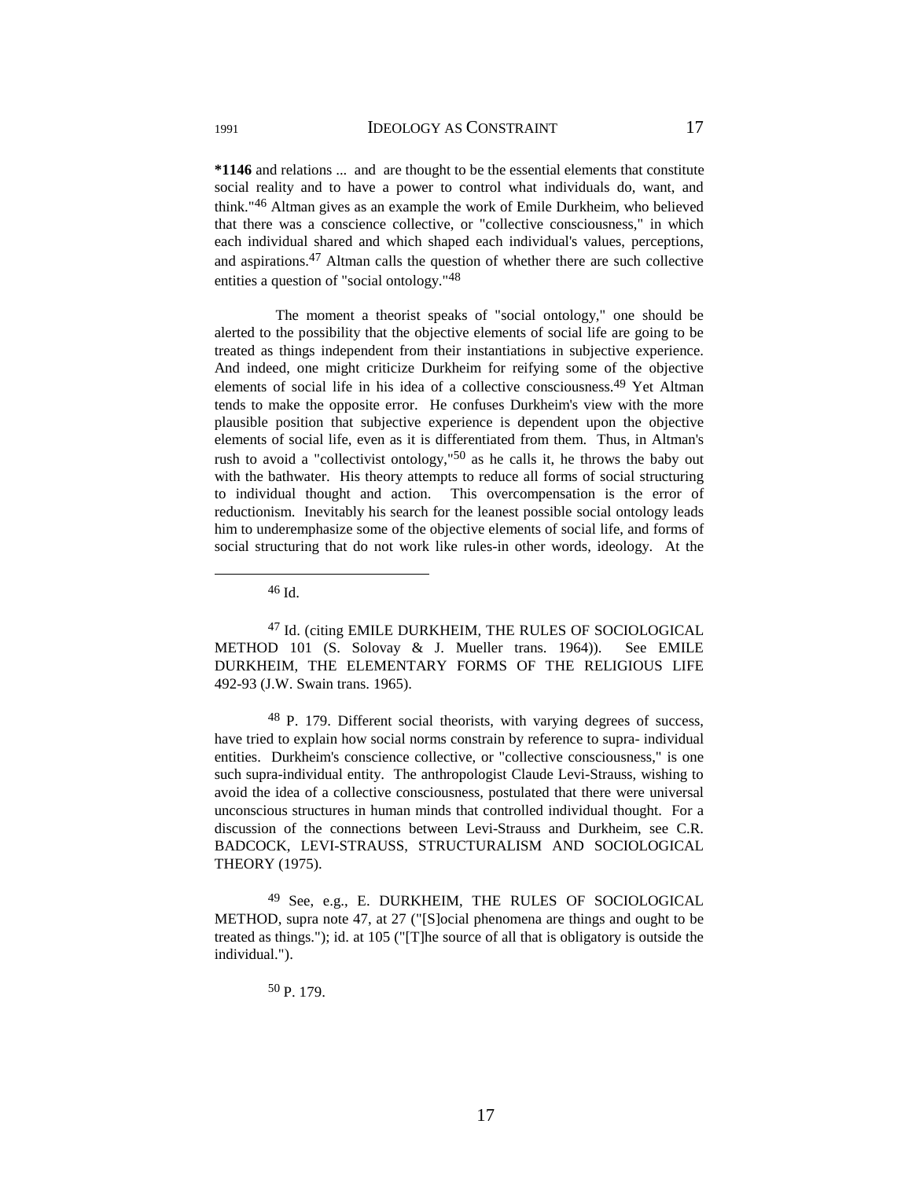**\*1146** and relations ... and are thought to be the essential elements that constitute social reality and to have a power to control what individuals do, want, and think."[46] Altman gives as an example the work of Emile Durkheim, who believed that there was a conscience collective, or "collective consciousness," in which each individual shared and which shaped each individual's values, perceptions, and aspirations.[47] Altman calls the question of whether there are such collective entities a question of "social ontology."[48]

The moment a theorist speaks of "social ontology," one should be alerted to the possibility that the objective elements of social life are going to be treated as things independent from their instantiations in subjective experience. And indeed, one might criticize Durkheim for reifying some of the objective elements of social life in his idea of a collective consciousness.[49] Yet Altman tends to make the opposite error. He confuses Durkheim's view with the more plausible position that subjective experience is dependent upon the objective elements of social life, even as it is differentiated from them. Thus, in Altman's rush to avoid a "collectivist ontology,"[50] as he calls it, he throws the baby out with the bathwater. His theory attempts to reduce all forms of social structuring to individual thought and action. This overcompensation is the error of reductionism. Inevitably his search for the leanest possible social ontology leads him to underemphasize some of the objective elements of social life, and forms of social structuring that do not work like rules-in other words, ideology. At the

---

[46] Id.

[47] Id. (citing EMILE DURKHEIM, THE RULES OF SOCIOLOGICAL METHOD 101 (S. Solovay & J. Mueller trans. 1964)). See EMILE DURKHEIM, THE ELEMENTARY FORMS OF THE RELIGIOUS LIFE 492-93 (J.W. Swain trans. 1965).

[48] P. 179. Different social theorists, with varying degrees of success, have tried to explain how social norms constrain by reference to supra- individual entities. Durkheim's conscience collective, or "collective consciousness," is one such supra-individual entity. The anthropologist Claude Levi-Strauss, wishing to avoid the idea of a collective consciousness, postulated that there were universal unconscious structures in human minds that controlled individual thought. For a discussion of the connections between Levi-Strauss and Durkheim, see C.R. BADCOCK, LEVI-STRAUSS, STRUCTURALISM AND SOCIOLOGICAL THEORY (1975).

[49] See, e.g., E. DURKHEIM, THE RULES OF SOCIOLOGICAL METHOD, supra note 47, at 27 ("[S]ocial phenomena are things and ought to be treated as things."); id. at 105 ("[T]he source of all that is obligatory is outside the individual.").

[50] P. 179.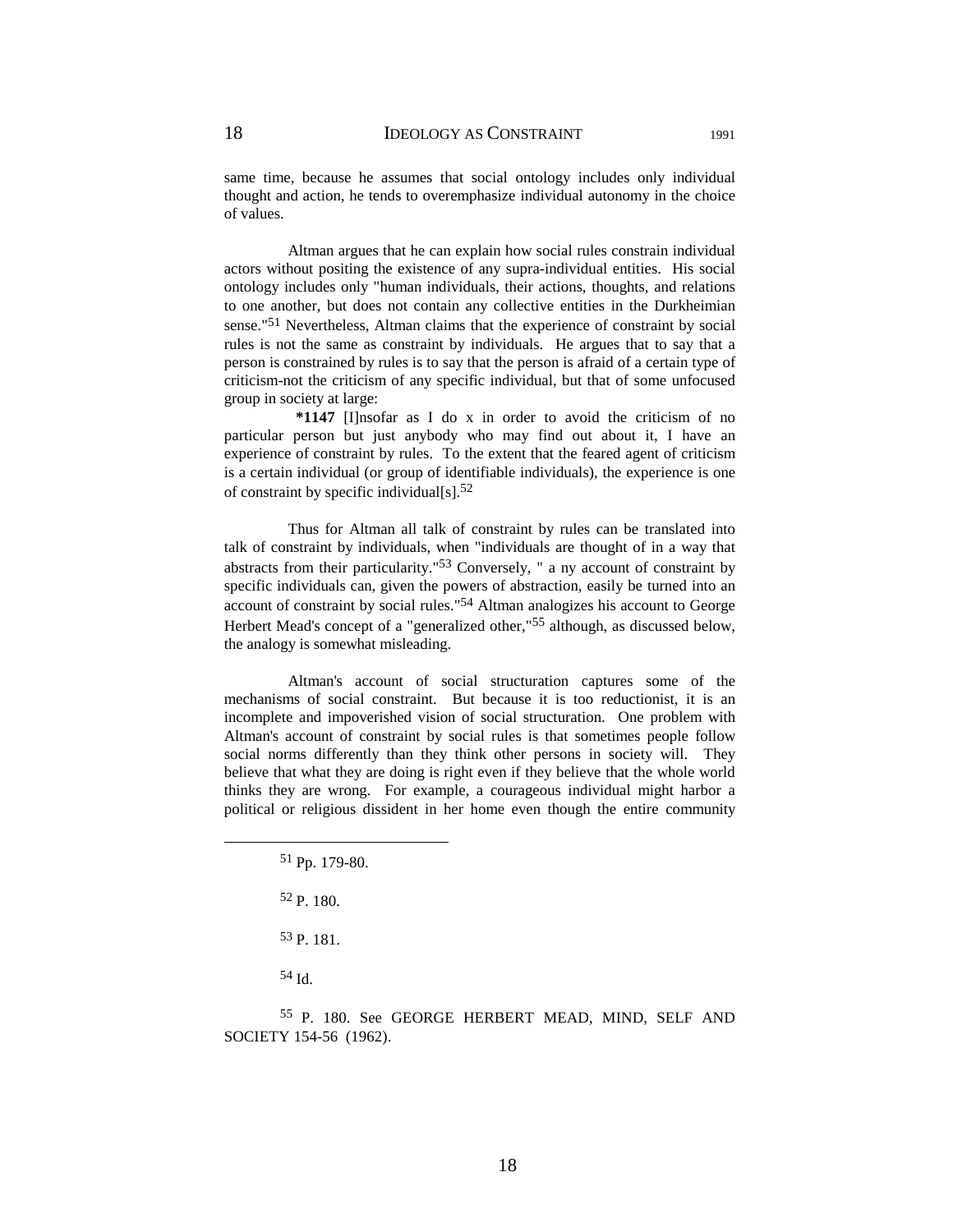same time, because he assumes that social ontology includes only individual thought and action, he tends to overemphasize individual autonomy in the choice of values.

Altman argues that he can explain how social rules constrain individual actors without positing the existence of any supra-individual entities. His social ontology includes only "human individuals, their actions, thoughts, and relations to one another, but does not contain any collective entities in the Durkheimian sense."[51] Nevertheless, Altman claims that the experience of constraint by social rules is not the same as constraint by individuals. He argues that to say that a person is constrained by rules is to say that the person is afraid of a certain type of criticism-not the criticism of any specific individual, but that of some unfocused group in society at large:

> **\*1147** [I]nsofar as I do x in order to avoid the criticism of no particular person but just anybody who may find out about it, I have an experience of constraint by rules. To the extent that the feared agent of criticism is a certain individual (or group of identifiable individuals), the experience is one of constraint by specific individual[s].[52]

Thus for Altman all talk of constraint by rules can be translated into talk of constraint by individuals, when "individuals are thought of in a way that abstracts from their particularity."[53] Conversely, " a ny account of constraint by specific individuals can, given the powers of abstraction, easily be turned into an account of constraint by social rules."[54] Altman analogizes his account to George Herbert Mead's concept of a "generalized other,"[55] although, as discussed below, the analogy is somewhat misleading.

Altman's account of social structuration captures some of the mechanisms of social constraint. But because it is too reductionist, it is an incomplete and impoverished vision of social structuration. One problem with Altman's account of constraint by social rules is that sometimes people follow social norms differently than they think other persons in society will. They believe that what they are doing is right even if they believe that the whole world thinks they are wrong. For example, a courageous individual might harbor a political or religious dissident in her home even though the entire community

---

[51] Pp. 179-80.

[52] P. 180.

[53] P. 181.

[54] Id.

[55] P. 180. See GEORGE HERBERT MEAD, MIND, SELF AND SOCIETY 154-56 (1962).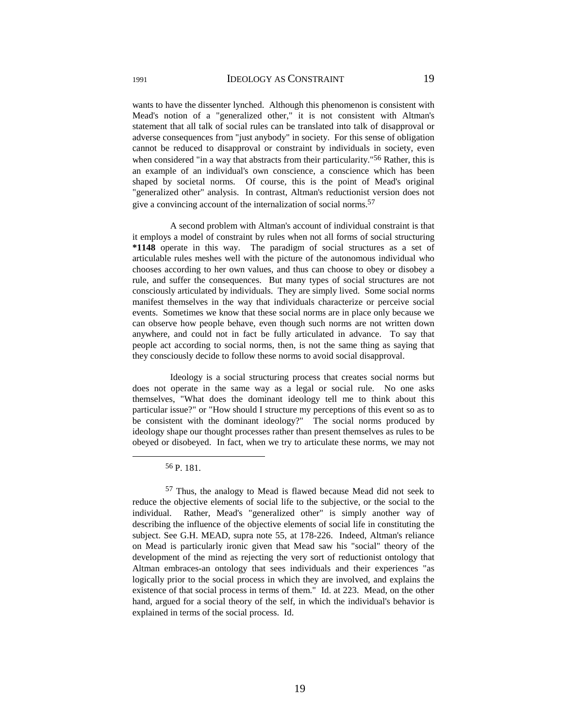wants to have the dissenter lynched. Although this phenomenon is consistent with Mead's notion of a "generalized other," it is not consistent with Altman's statement that all talk of social rules can be translated into talk of disapproval or adverse consequences from "just anybody" in society. For this sense of obligation cannot be reduced to disapproval or constraint by individuals in society, even when considered "in a way that abstracts from their particularity."[56] Rather, this is an example of an individual's own conscience, a conscience which has been shaped by societal norms. Of course, this is the point of Mead's original "generalized other" analysis. In contrast, Altman's reductionist version does not give a convincing account of the internalization of social norms.[57]

A second problem with Altman's account of individual constraint is that it employs a model of constraint by rules when not all forms of social structuring **\*1148** operate in this way. The paradigm of social structures as a set of articulable rules meshes well with the picture of the autonomous individual who chooses according to her own values, and thus can choose to obey or disobey a rule, and suffer the consequences. But many types of social structures are not consciously articulated by individuals. They are simply lived. Some social norms manifest themselves in the way that individuals characterize or perceive social events. Sometimes we know that these social norms are in place only because we can observe how people behave, even though such norms are not written down anywhere, and could not in fact be fully articulated in advance. To say that people act according to social norms, then, is not the same thing as saying that they consciously decide to follow these norms to avoid social disapproval.

Ideology is a social structuring process that creates social norms but does not operate in the same way as a legal or social rule. No one asks themselves, "What does the dominant ideology tell me to think about this particular issue?" or "How should I structure my perceptions of this event so as to be consistent with the dominant ideology?" The social norms produced by ideology shape our thought processes rather than present themselves as rules to be obeyed or disobeyed. In fact, when we try to articulate these norms, we may not

---

[56] P. 181.

[57] Thus, the analogy to Mead is flawed because Mead did not seek to reduce the objective elements of social life to the subjective, or the social to the individual. Rather, Mead's "generalized other" is simply another way of describing the influence of the objective elements of social life in constituting the subject. See G.H. MEAD, supra note 55, at 178-226. Indeed, Altman's reliance on Mead is particularly ironic given that Mead saw his "social" theory of the development of the mind as rejecting the very sort of reductionist ontology that Altman embraces-an ontology that sees individuals and their experiences "as logically prior to the social process in which they are involved, and explains the existence of that social process in terms of them." Id. at 223. Mead, on the other hand, argued for a social theory of the self, in which the individual's behavior is explained in terms of the social process. Id.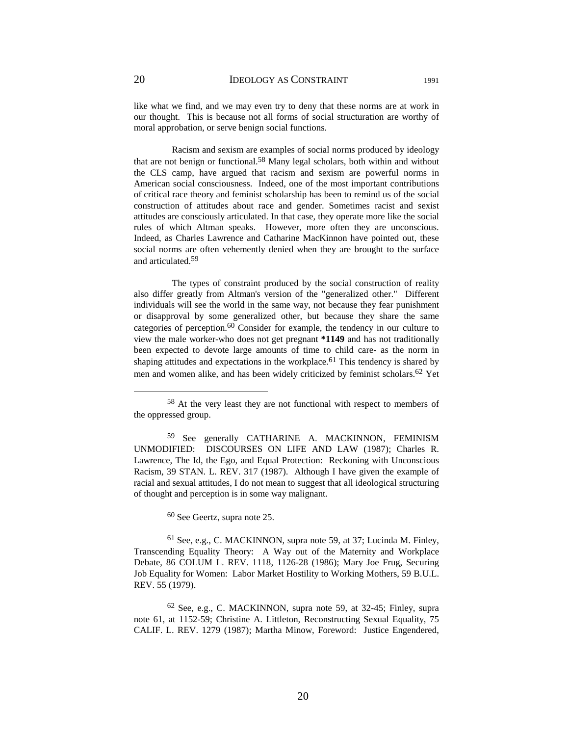like what we find, and we may even try to deny that these norms are at work in our thought. This is because not all forms of social structuration are worthy of moral approbation, or serve benign social functions.

Racism and sexism are examples of social norms produced by ideology that are not benign or functional.[58] Many legal scholars, both within and without the CLS camp, have argued that racism and sexism are powerful norms in American social consciousness. Indeed, one of the most important contributions of critical race theory and feminist scholarship has been to remind us of the social construction of attitudes about race and gender. Sometimes racist and sexist attitudes are consciously articulated. In that case, they operate more like the social rules of which Altman speaks. However, more often they are unconscious. Indeed, as Charles Lawrence and Catharine MacKinnon have pointed out, these social norms are often vehemently denied when they are brought to the surface and articulated.[59]

The types of constraint produced by the social construction of reality also differ greatly from Altman's version of the "generalized other." Different individuals will see the world in the same way, not because they fear punishment or disapproval by some generalized other, but because they share the same categories of perception.[60] Consider for example, the tendency in our culture to view the male worker-who does not get pregnant **\*1149** and has not traditionally been expected to devote large amounts of time to child care- as the norm in shaping attitudes and expectations in the workplace.[61] This tendency is shared by men and women alike, and has been widely criticized by feminist scholars.[62] Yet

---

[58] At the very least they are not functional with respect to members of the oppressed group.

[59] See generally CATHARINE A. MACKINNON, FEMINISM UNMODIFIED: DISCOURSES ON LIFE AND LAW (1987); Charles R. Lawrence, The Id, the Ego, and Equal Protection: Reckoning with Unconscious Racism, 39 STAN. L. REV. 317 (1987). Although I have given the example of racial and sexual attitudes, I do not mean to suggest that all ideological structuring of thought and perception is in some way malignant.

[60] See Geertz, supra note 25.

[61] See, e.g., C. MACKINNON, supra note 59, at 37; Lucinda M. Finley, Transcending Equality Theory: A Way out of the Maternity and Workplace Debate, 86 COLUM L. REV. 1118, 1126-28 (1986); Mary Joe Frug, Securing Job Equality for Women: Labor Market Hostility to Working Mothers, 59 B.U.L. REV. 55 (1979).

[62] See, e.g., C. MACKINNON, supra note 59, at 32-45; Finley, supra note 61, at 1152-59; Christine A. Littleton, Reconstructing Sexual Equality, 75 CALIF. L. REV. 1279 (1987); Martha Minow, Foreword: Justice Engendered,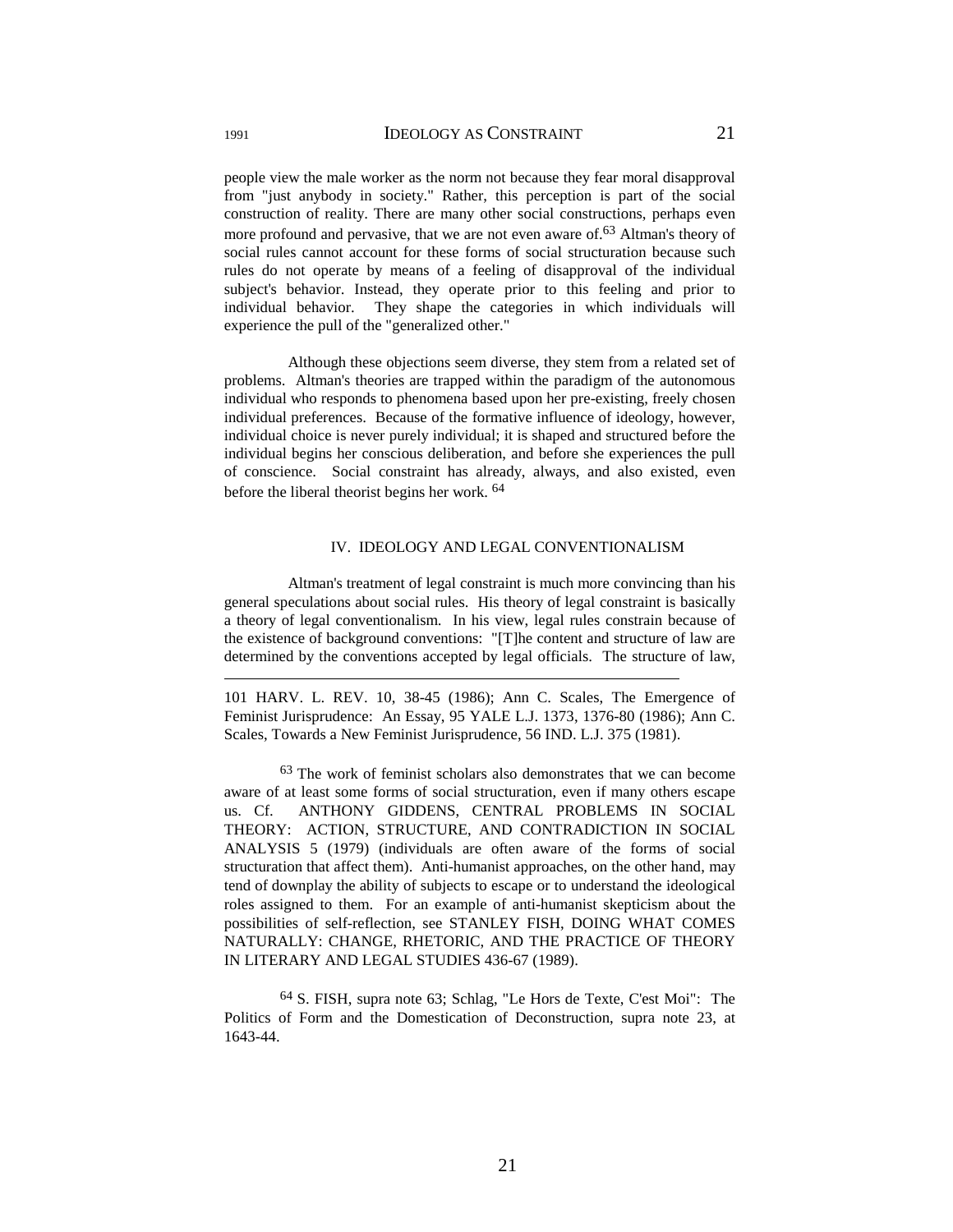people view the male worker as the norm not because they fear moral disapproval from "just anybody in society." Rather, this perception is part of the social construction of reality. There are many other social constructions, perhaps even more profound and pervasive, that we are not even aware of.[63] Altman's theory of social rules cannot account for these forms of social structuration because such rules do not operate by means of a feeling of disapproval of the individual subject's behavior. Instead, they operate prior to this feeling and prior to individual behavior. They shape the categories in which individuals will experience the pull of the "generalized other."

Although these objections seem diverse, they stem from a related set of problems. Altman's theories are trapped within the paradigm of the autonomous individual who responds to phenomena based upon her pre-existing, freely chosen individual preferences. Because of the formative influence of ideology, however, individual choice is never purely individual; it is shaped and structured before the individual begins her conscious deliberation, and before she experiences the pull of conscience. Social constraint has already, always, and also existed, even before the liberal theorist begins her work. [64]

## IV. IDEOLOGY AND LEGAL CONVENTIONALISM

Altman's treatment of legal constraint is much more convincing than his general speculations about social rules. His theory of legal constraint is basically a theory of legal conventionalism. In his view, legal rules constrain because of the existence of background conventions: "[T]he content and structure of law are determined by the conventions accepted by legal officials. The structure of law,

---

101 HARV. L. REV. 10, 38-45 (1986); Ann C. Scales, The Emergence of Feminist Jurisprudence: An Essay, 95 YALE L.J. 1373, 1376-80 (1986); Ann C. Scales, Towards a New Feminist Jurisprudence, 56 IND. L.J. 375 (1981).

[63] The work of feminist scholars also demonstrates that we can become aware of at least some forms of social structuration, even if many others escape us. Cf. ANTHONY GIDDENS, CENTRAL PROBLEMS IN SOCIAL THEORY: ACTION, STRUCTURE, AND CONTRADICTION IN SOCIAL ANALYSIS 5 (1979) (individuals are often aware of the forms of social structuration that affect them). Anti-humanist approaches, on the other hand, may tend of downplay the ability of subjects to escape or to understand the ideological roles assigned to them. For an example of anti-humanist skepticism about the possibilities of self-reflection, see STANLEY FISH, DOING WHAT COMES NATURALLY: CHANGE, RHETORIC, AND THE PRACTICE OF THEORY IN LITERARY AND LEGAL STUDIES 436-67 (1989).

[64] S. FISH, supra note 63; Schlag, "Le Hors de Texte, C'est Moi": The Politics of Form and the Domestication of Deconstruction, supra note 23, at 1643-44.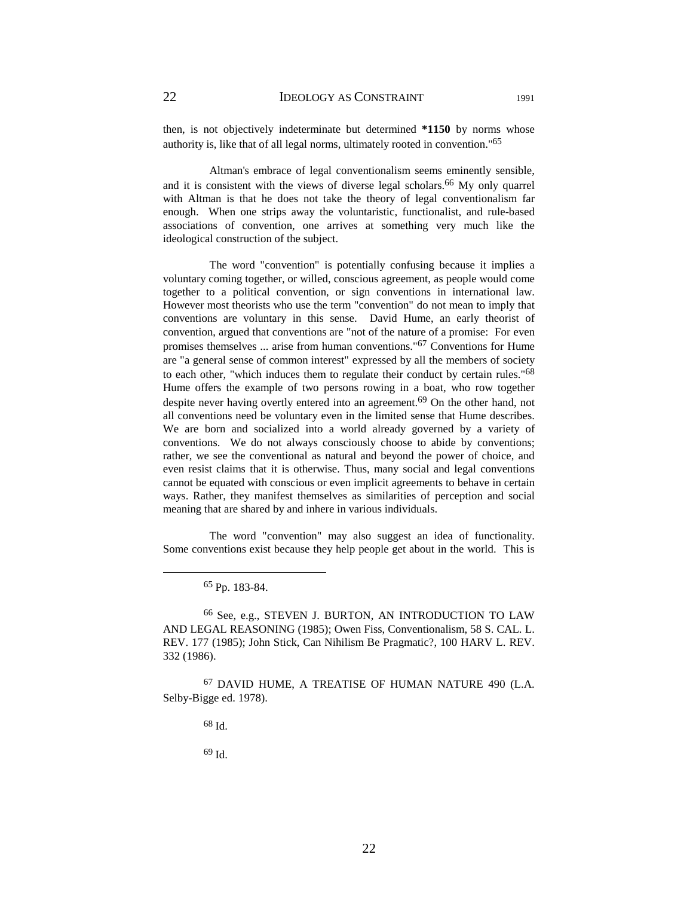then, is not objectively indeterminate but determined **\*1150** by norms whose authority is, like that of all legal norms, ultimately rooted in convention."[65]

Altman's embrace of legal conventionalism seems eminently sensible, and it is consistent with the views of diverse legal scholars.[66] My only quarrel with Altman is that he does not take the theory of legal conventionalism far enough. When one strips away the voluntaristic, functionalist, and rule-based associations of convention, one arrives at something very much like the ideological construction of the subject.

The word "convention" is potentially confusing because it implies a voluntary coming together, or willed, conscious agreement, as people would come together to a political convention, or sign conventions in international law. However most theorists who use the term "convention" do not mean to imply that conventions are voluntary in this sense. David Hume, an early theorist of convention, argued that conventions are "not of the nature of a promise: For even promises themselves ... arise from human conventions."[67] Conventions for Hume are "a general sense of common interest" expressed by all the members of society to each other, "which induces them to regulate their conduct by certain rules."[68] Hume offers the example of two persons rowing in a boat, who row together despite never having overtly entered into an agreement.[69] On the other hand, not all conventions need be voluntary even in the limited sense that Hume describes. We are born and socialized into a world already governed by a variety of conventions. We do not always consciously choose to abide by conventions; rather, we see the conventional as natural and beyond the power of choice, and even resist claims that it is otherwise. Thus, social and legal conventions cannot be equated with conscious or even implicit agreements to behave in certain ways. Rather, they manifest themselves as similarities of perception and social meaning that are shared by and inhere in various individuals.

The word "convention" may also suggest an idea of functionality. Some conventions exist because they help people get about in the world. This is

---

[65] Pp. 183-84.

[66] See, e.g., STEVEN J. BURTON, AN INTRODUCTION TO LAW AND LEGAL REASONING (1985); Owen Fiss, Conventionalism, 58 S. CAL. L. REV. 177 (1985); John Stick, Can Nihilism Be Pragmatic?, 100 HARV L. REV. 332 (1986).

[67] DAVID HUME, A TREATISE OF HUMAN NATURE 490 (L.A. Selby-Bigge ed. 1978).

[68] Id.

[69] Id.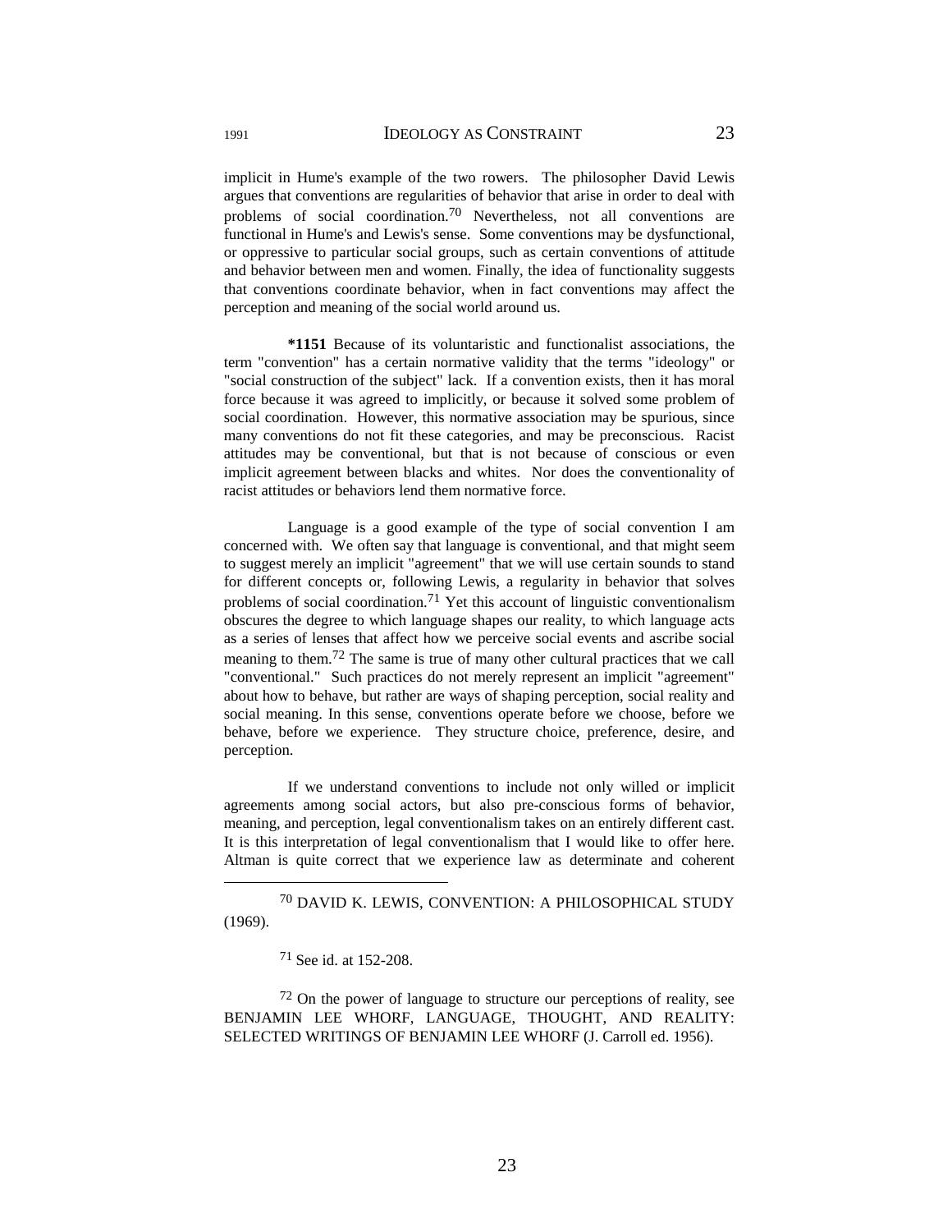implicit in Hume's example of the two rowers. The philosopher David Lewis argues that conventions are regularities of behavior that arise in order to deal with problems of social coordination.[70] Nevertheless, not all conventions are functional in Hume's and Lewis's sense. Some conventions may be dysfunctional, or oppressive to particular social groups, such as certain conventions of attitude and behavior between men and women. Finally, the idea of functionality suggests that conventions coordinate behavior, when in fact conventions may affect the perception and meaning of the social world around us.

**\*1151** Because of its voluntaristic and functionalist associations, the term "convention" has a certain normative validity that the terms "ideology" or "social construction of the subject" lack. If a convention exists, then it has moral force because it was agreed to implicitly, or because it solved some problem of social coordination. However, this normative association may be spurious, since many conventions do not fit these categories, and may be preconscious. Racist attitudes may be conventional, but that is not because of conscious or even implicit agreement between blacks and whites. Nor does the conventionality of racist attitudes or behaviors lend them normative force.

Language is a good example of the type of social convention I am concerned with. We often say that language is conventional, and that might seem to suggest merely an implicit "agreement" that we will use certain sounds to stand for different concepts or, following Lewis, a regularity in behavior that solves problems of social coordination.[71] Yet this account of linguistic conventionalism obscures the degree to which language shapes our reality, to which language acts as a series of lenses that affect how we perceive social events and ascribe social meaning to them.[72] The same is true of many other cultural practices that we call "conventional." Such practices do not merely represent an implicit "agreement" about how to behave, but rather are ways of shaping perception, social reality and social meaning. In this sense, conventions operate before we choose, before we behave, before we experience. They structure choice, preference, desire, and perception.

If we understand conventions to include not only willed or implicit agreements among social actors, but also pre-conscious forms of behavior, meaning, and perception, legal conventionalism takes on an entirely different cast. It is this interpretation of legal conventionalism that I would like to offer here. Altman is quite correct that we experience law as determinate and coherent

---

[70] DAVID K. LEWIS, CONVENTION: A PHILOSOPHICAL STUDY (1969).

[71] See id. at 152-208.

[72] On the power of language to structure our perceptions of reality, see BENJAMIN LEE WHORF, LANGUAGE, THOUGHT, AND REALITY: SELECTED WRITINGS OF BENJAMIN LEE WHORF (J. Carroll ed. 1956).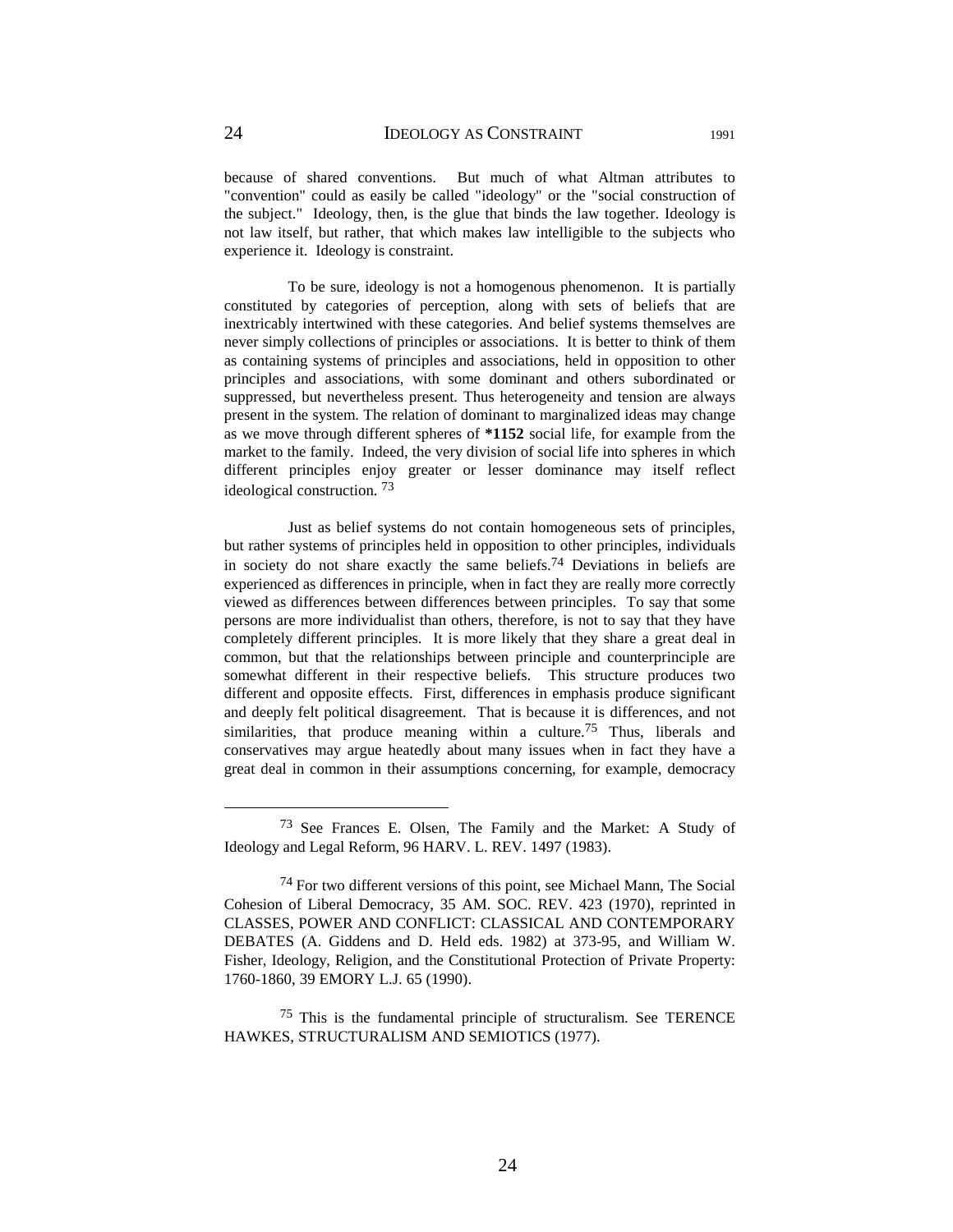because of shared conventions. But much of what Altman attributes to "convention" could as easily be called "ideology" or the "social construction of the subject." Ideology, then, is the glue that binds the law together. Ideology is not law itself, but rather, that which makes law intelligible to the subjects who experience it. Ideology is constraint.

To be sure, ideology is not a homogenous phenomenon. It is partially constituted by categories of perception, along with sets of beliefs that are inextricably intertwined with these categories. And belief systems themselves are never simply collections of principles or associations. It is better to think of them as containing systems of principles and associations, held in opposition to other principles and associations, with some dominant and others subordinated or suppressed, but nevertheless present. Thus heterogeneity and tension are always present in the system. The relation of dominant to marginalized ideas may change as we move through different spheres of **\*1152** social life, for example from the market to the family. Indeed, the very division of social life into spheres in which different principles enjoy greater or lesser dominance may itself reflect ideological construction. [73]

Just as belief systems do not contain homogeneous sets of principles, but rather systems of principles held in opposition to other principles, individuals in society do not share exactly the same beliefs.[74] Deviations in beliefs are experienced as differences in principle, when in fact they are really more correctly viewed as differences between differences between principles. To say that some persons are more individualist than others, therefore, is not to say that they have completely different principles. It is more likely that they share a great deal in common, but that the relationships between principle and counterprinciple are somewhat different in their respective beliefs. This structure produces two different and opposite effects. First, differences in emphasis produce significant and deeply felt political disagreement. That is because it is differences, and not similarities, that produce meaning within a culture.[75] Thus, liberals and conservatives may argue heatedly about many issues when in fact they have a great deal in common in their assumptions concerning, for example, democracy

---

[73] See Frances E. Olsen, The Family and the Market: A Study of Ideology and Legal Reform, 96 HARV. L. REV. 1497 (1983).

[74] For two different versions of this point, see Michael Mann, The Social Cohesion of Liberal Democracy, 35 AM. SOC. REV. 423 (1970), reprinted in CLASSES, POWER AND CONFLICT: CLASSICAL AND CONTEMPORARY DEBATES (A. Giddens and D. Held eds. 1982) at 373-95, and William W. Fisher, Ideology, Religion, and the Constitutional Protection of Private Property: 1760-1860, 39 EMORY L.J. 65 (1990).

[75] This is the fundamental principle of structuralism. See TERENCE HAWKES, STRUCTURALISM AND SEMIOTICS (1977).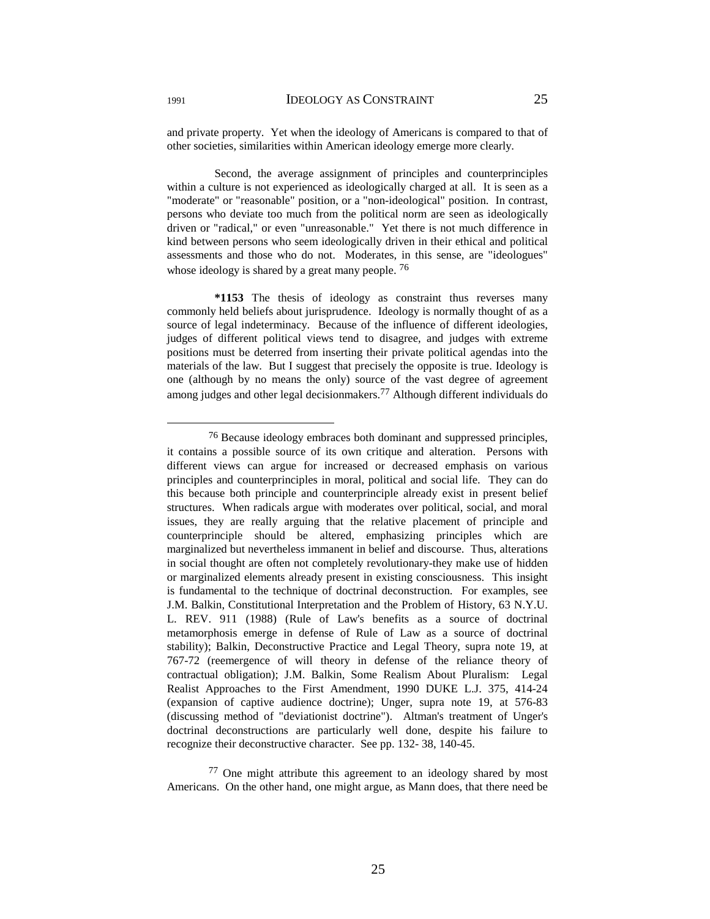and private property. Yet when the ideology of Americans is compared to that of other societies, similarities within American ideology emerge more clearly.

Second, the average assignment of principles and counterprinciples within a culture is not experienced as ideologically charged at all. It is seen as a "moderate" or "reasonable" position, or a "non-ideological" position. In contrast, persons who deviate too much from the political norm are seen as ideologically driven or "radical," or even "unreasonable." Yet there is not much difference in kind between persons who seem ideologically driven in their ethical and political assessments and those who do not. Moderates, in this sense, are "ideologues" whose ideology is shared by a great many people. [76]

**\*1153** The thesis of ideology as constraint thus reverses many commonly held beliefs about jurisprudence. Ideology is normally thought of as a source of legal indeterminacy. Because of the influence of different ideologies, judges of different political views tend to disagree, and judges with extreme positions must be deterred from inserting their private political agendas into the materials of the law. But I suggest that precisely the opposite is true. Ideology is one (although by no means the only) source of the vast degree of agreement among judges and other legal decisionmakers.[77] Although different individuals do

---

[76] Because ideology embraces both dominant and suppressed principles, it contains a possible source of its own critique and alteration. Persons with different views can argue for increased or decreased emphasis on various principles and counterprinciples in moral, political and social life. They can do this because both principle and counterprinciple already exist in present belief structures. When radicals argue with moderates over political, social, and moral issues, they are really arguing that the relative placement of principle and counterprinciple should be altered, emphasizing principles which are marginalized but nevertheless immanent in belief and discourse. Thus, alterations in social thought are often not completely revolutionary-they make use of hidden or marginalized elements already present in existing consciousness. This insight is fundamental to the technique of doctrinal deconstruction. For examples, see J.M. Balkin, Constitutional Interpretation and the Problem of History, 63 N.Y.U. L. REV. 911 (1988) (Rule of Law's benefits as a source of doctrinal metamorphosis emerge in defense of Rule of Law as a source of doctrinal stability); Balkin, Deconstructive Practice and Legal Theory, supra note 19, at 767-72 (reemergence of will theory in defense of the reliance theory of contractual obligation); J.M. Balkin, Some Realism About Pluralism: Legal Realist Approaches to the First Amendment, 1990 DUKE L.J. 375, 414-24 (expansion of captive audience doctrine); Unger, supra note 19, at 576-83 (discussing method of "deviationist doctrine"). Altman's treatment of Unger's doctrinal deconstructions are particularly well done, despite his failure to recognize their deconstructive character. See pp. 132- 38, 140-45.

[77] One might attribute this agreement to an ideology shared by most Americans. On the other hand, one might argue, as Mann does, that there need be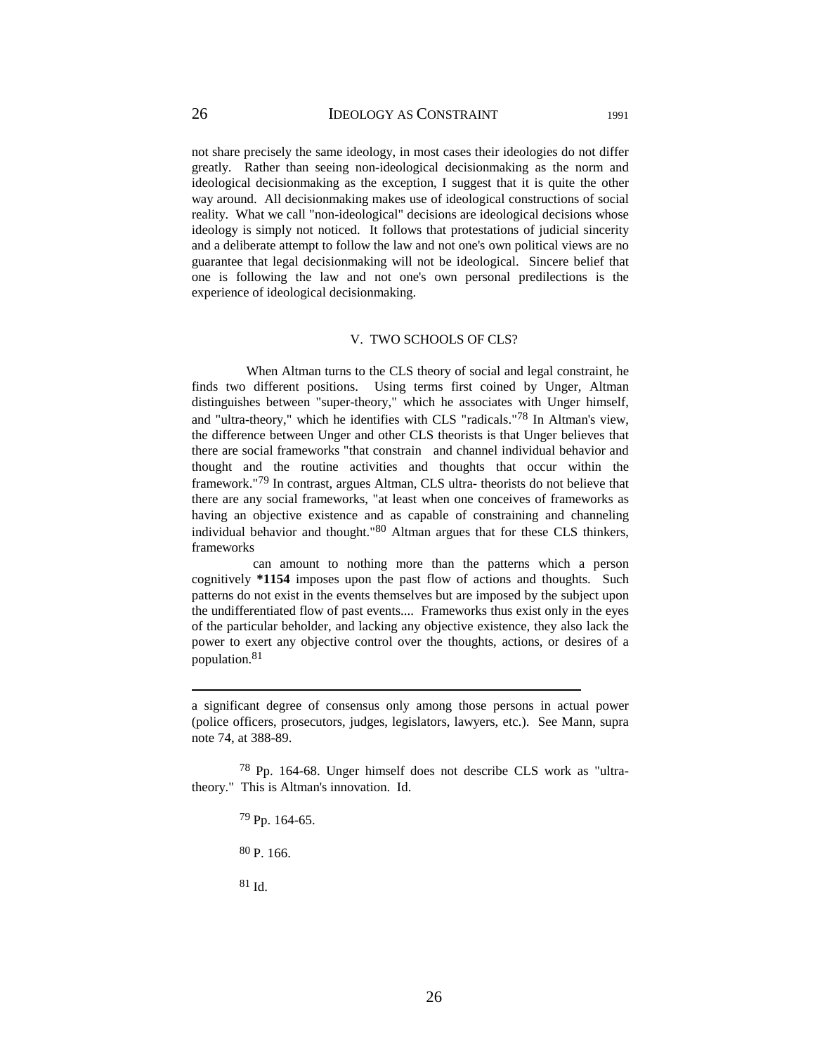not share precisely the same ideology, in most cases their ideologies do not differ greatly. Rather than seeing non-ideological decisionmaking as the norm and ideological decisionmaking as the exception, I suggest that it is quite the other way around. All decisionmaking makes use of ideological constructions of social reality. What we call "non-ideological" decisions are ideological decisions whose ideology is simply not noticed. It follows that protestations of judicial sincerity and a deliberate attempt to follow the law and not one's own political views are no guarantee that legal decisionmaking will not be ideological. Sincere belief that one is following the law and not one's own personal predilections is the experience of ideological decisionmaking.

## V. TWO SCHOOLS OF CLS?

When Altman turns to the CLS theory of social and legal constraint, he finds two different positions. Using terms first coined by Unger, Altman distinguishes between "super-theory," which he associates with Unger himself, and "ultra-theory," which he identifies with CLS "radicals."[78] In Altman's view, the difference between Unger and other CLS theorists is that Unger believes that there are social frameworks "that constrain and channel individual behavior and thought and the routine activities and thoughts that occur within the framework."[79] In contrast, argues Altman, CLS ultra- theorists do not believe that there are any social frameworks, "at least when one conceives of frameworks as having an objective existence and as capable of constraining and channeling individual behavior and thought."[80] Altman argues that for these CLS thinkers, frameworks

> can amount to nothing more than the patterns which a person cognitively **\*1154** imposes upon the past flow of actions and thoughts. Such patterns do not exist in the events themselves but are imposed by the subject upon the undifferentiated flow of past events.... Frameworks thus exist only in the eyes of the particular beholder, and lacking any objective existence, they also lack the power to exert any objective control over the thoughts, actions, or desires of a population.[81]

---

a significant degree of consensus only among those persons in actual power (police officers, prosecutors, judges, legislators, lawyers, etc.). See Mann, supra note 74, at 388-89.

[78] Pp. 164-68. Unger himself does not describe CLS work as "ultra-theory." This is Altman's innovation. Id.

[79] Pp. 164-65.

[80] P. 166.

[81] Id.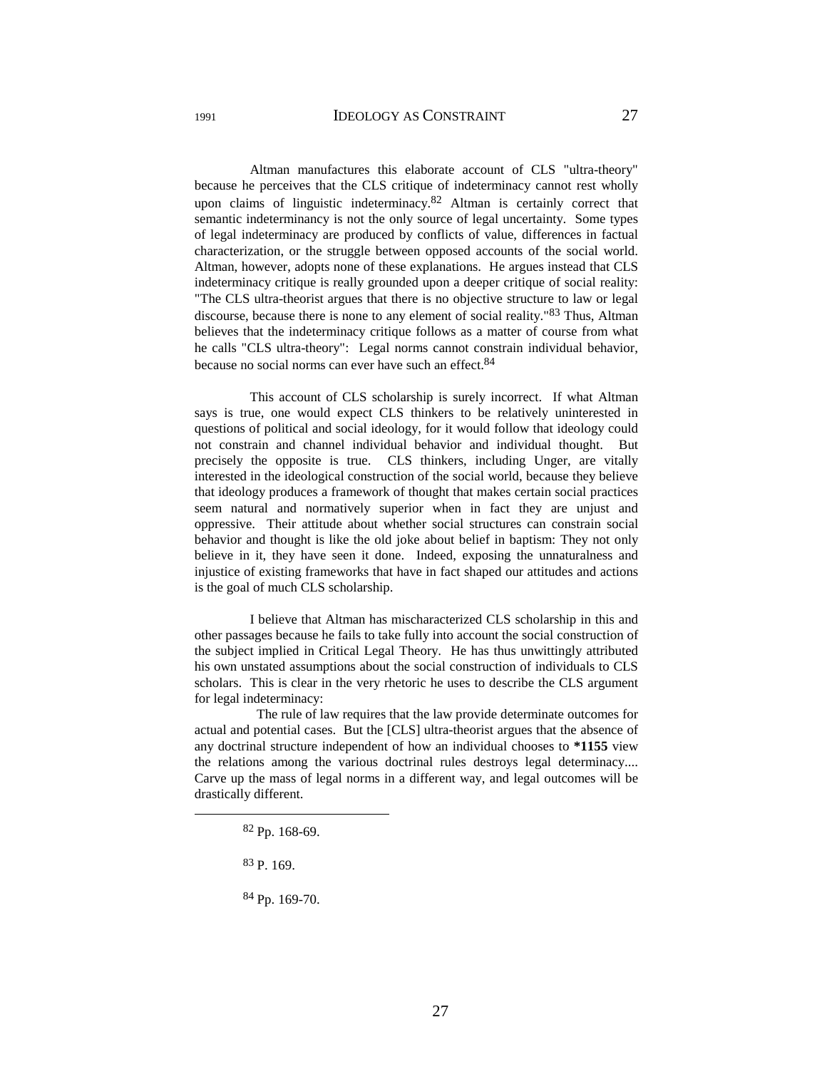Altman manufactures this elaborate account of CLS "ultra-theory" because he perceives that the CLS critique of indeterminacy cannot rest wholly upon claims of linguistic indeterminacy.[82] Altman is certainly correct that semantic indeterminancy is not the only source of legal uncertainty. Some types of legal indeterminacy are produced by conflicts of value, differences in factual characterization, or the struggle between opposed accounts of the social world. Altman, however, adopts none of these explanations. He argues instead that CLS indeterminacy critique is really grounded upon a deeper critique of social reality: "The CLS ultra-theorist argues that there is no objective structure to law or legal discourse, because there is none to any element of social reality."[83] Thus, Altman believes that the indeterminacy critique follows as a matter of course from what he calls "CLS ultra-theory": Legal norms cannot constrain individual behavior, because no social norms can ever have such an effect.[84]

This account of CLS scholarship is surely incorrect. If what Altman says is true, one would expect CLS thinkers to be relatively uninterested in questions of political and social ideology, for it would follow that ideology could not constrain and channel individual behavior and individual thought. But precisely the opposite is true. CLS thinkers, including Unger, are vitally interested in the ideological construction of the social world, because they believe that ideology produces a framework of thought that makes certain social practices seem natural and normatively superior when in fact they are unjust and oppressive. Their attitude about whether social structures can constrain social behavior and thought is like the old joke about belief in baptism: They not only believe in it, they have seen it done. Indeed, exposing the unnaturalness and injustice of existing frameworks that have in fact shaped our attitudes and actions is the goal of much CLS scholarship.

I believe that Altman has mischaracterized CLS scholarship in this and other passages because he fails to take fully into account the social construction of the subject implied in Critical Legal Theory. He has thus unwittingly attributed his own unstated assumptions about the social construction of individuals to CLS scholars. This is clear in the very rhetoric he uses to describe the CLS argument for legal indeterminacy:

> The rule of law requires that the law provide determinate outcomes for actual and potential cases. But the [CLS] ultra-theorist argues that the absence of any doctrinal structure independent of how an individual chooses to **\*1155** view the relations among the various doctrinal rules destroys legal determinacy.... Carve up the mass of legal norms in a different way, and legal outcomes will be drastically different.

---

[82] Pp. 168-69.

[83] P. 169.

[84] Pp. 169-70.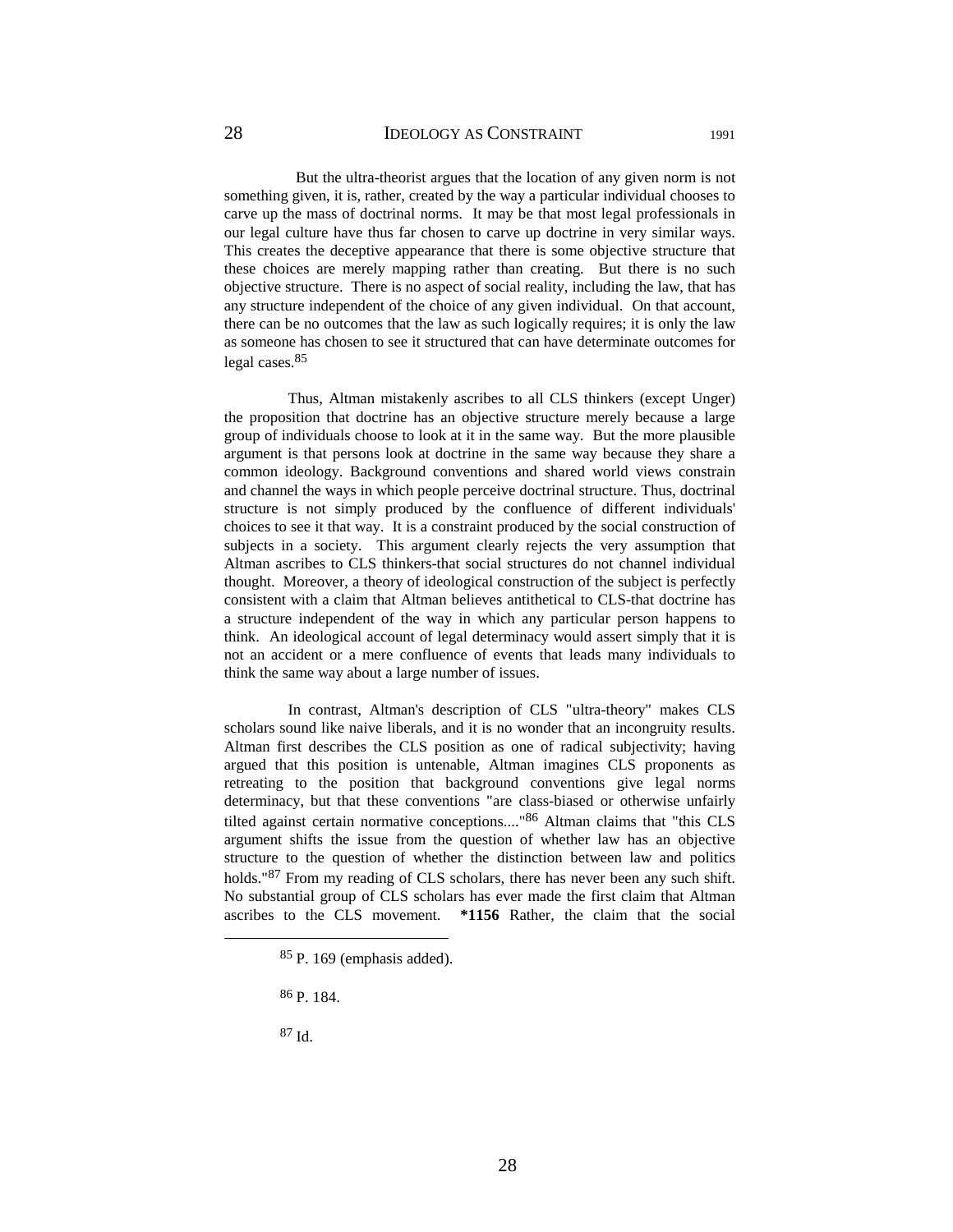But the ultra-theorist argues that the location of any given norm is not something given, it is, rather, created by the way a particular individual chooses to carve up the mass of doctrinal norms. It may be that most legal professionals in our legal culture have thus far chosen to carve up doctrine in very similar ways. This creates the deceptive appearance that there is some objective structure that these choices are merely mapping rather than creating. But there is no such objective structure. There is no aspect of social reality, including the law, that has any structure independent of the choice of any given individual. On that account, there can be no outcomes that the law as such logically requires; it is only the law as someone has chosen to see it structured that can have determinate outcomes for legal cases.[85]

Thus, Altman mistakenly ascribes to all CLS thinkers (except Unger) the proposition that doctrine has an objective structure merely because a large group of individuals choose to look at it in the same way. But the more plausible argument is that persons look at doctrine in the same way because they share a common ideology. Background conventions and shared world views constrain and channel the ways in which people perceive doctrinal structure. Thus, doctrinal structure is not simply produced by the confluence of different individuals' choices to see it that way. It is a constraint produced by the social construction of subjects in a society. This argument clearly rejects the very assumption that Altman ascribes to CLS thinkers-that social structures do not channel individual thought. Moreover, a theory of ideological construction of the subject is perfectly consistent with a claim that Altman believes antithetical to CLS-that doctrine has a structure independent of the way in which any particular person happens to think. An ideological account of legal determinacy would assert simply that it is not an accident or a mere confluence of events that leads many individuals to think the same way about a large number of issues.

In contrast, Altman's description of CLS "ultra-theory" makes CLS scholars sound like naive liberals, and it is no wonder that an incongruity results. Altman first describes the CLS position as one of radical subjectivity; having argued that this position is untenable, Altman imagines CLS proponents as retreating to the position that background conventions give legal norms determinacy, but that these conventions "are class-biased or otherwise unfairly tilted against certain normative conceptions...."[86] Altman claims that "this CLS argument shifts the issue from the question of whether law has an objective structure to the question of whether the distinction between law and politics holds."[87] From my reading of CLS scholars, there has never been any such shift. No substantial group of CLS scholars has ever made the first claim that Altman ascribes to the CLS movement. **\*1156** Rather, the claim that the social

---

[85] P. 169 (emphasis added).

[86] P. 184.

[87] Id.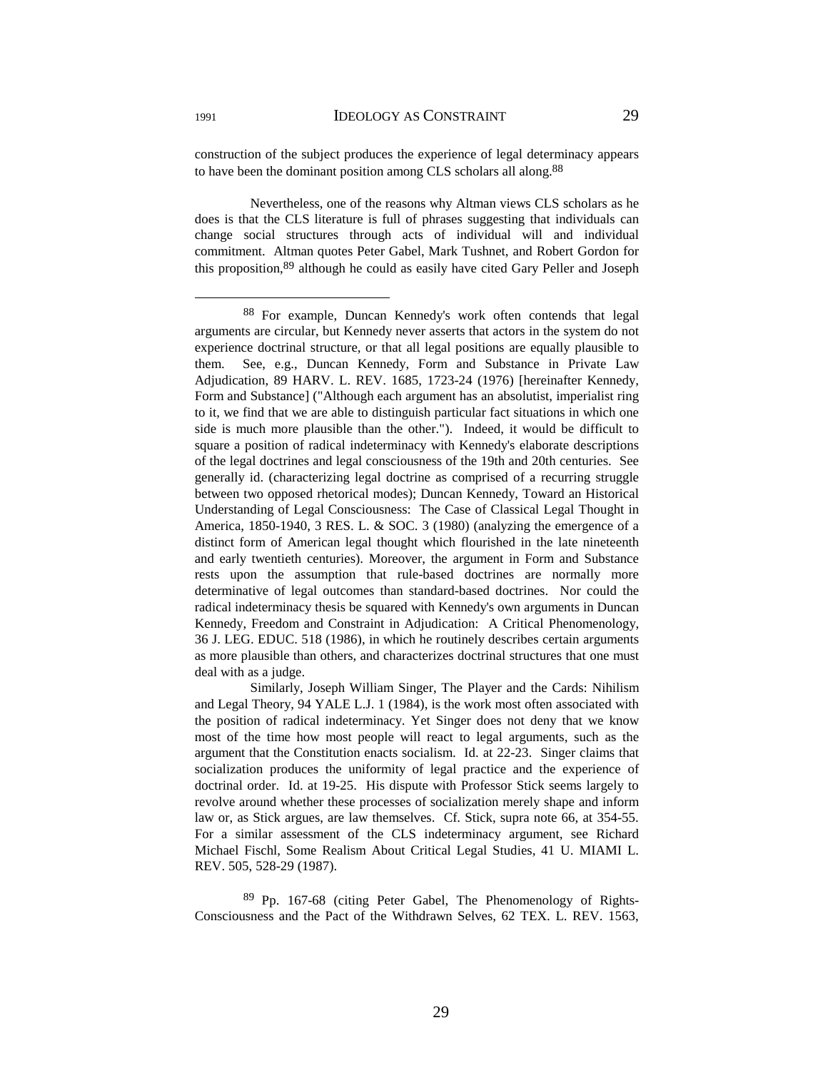construction of the subject produces the experience of legal determinacy appears to have been the dominant position among CLS scholars all along.[88]

Nevertheless, one of the reasons why Altman views CLS scholars as he does is that the CLS literature is full of phrases suggesting that individuals can change social structures through acts of individual will and individual commitment. Altman quotes Peter Gabel, Mark Tushnet, and Robert Gordon for this proposition,[89] although he could as easily have cited Gary Peller and Joseph

---

[88] For example, Duncan Kennedy's work often contends that legal arguments are circular, but Kennedy never asserts that actors in the system do not experience doctrinal structure, or that all legal positions are equally plausible to them. See, e.g., Duncan Kennedy, Form and Substance in Private Law Adjudication, 89 HARV. L. REV. 1685, 1723-24 (1976) [hereinafter Kennedy, Form and Substance] ("Although each argument has an absolutist, imperialist ring to it, we find that we are able to distinguish particular fact situations in which one side is much more plausible than the other."). Indeed, it would be difficult to square a position of radical indeterminacy with Kennedy's elaborate descriptions of the legal doctrines and legal consciousness of the 19th and 20th centuries. See generally id. (characterizing legal doctrine as comprised of a recurring struggle between two opposed rhetorical modes); Duncan Kennedy, Toward an Historical Understanding of Legal Consciousness: The Case of Classical Legal Thought in America, 1850-1940, 3 RES. L. & SOC. 3 (1980) (analyzing the emergence of a distinct form of American legal thought which flourished in the late nineteenth and early twentieth centuries). Moreover, the argument in Form and Substance rests upon the assumption that rule-based doctrines are normally more determinative of legal outcomes than standard-based doctrines. Nor could the radical indeterminacy thesis be squared with Kennedy's own arguments in Duncan Kennedy, Freedom and Constraint in Adjudication: A Critical Phenomenology, 36 J. LEG. EDUC. 518 (1986), in which he routinely describes certain arguments as more plausible than others, and characterizes doctrinal structures that one must deal with as a judge.

Similarly, Joseph William Singer, The Player and the Cards: Nihilism and Legal Theory, 94 YALE L.J. 1 (1984), is the work most often associated with the position of radical indeterminacy. Yet Singer does not deny that we know most of the time how most people will react to legal arguments, such as the argument that the Constitution enacts socialism. Id. at 22-23. Singer claims that socialization produces the uniformity of legal practice and the experience of doctrinal order. Id. at 19-25. His dispute with Professor Stick seems largely to revolve around whether these processes of socialization merely shape and inform law or, as Stick argues, are law themselves. Cf. Stick, supra note 66, at 354-55. For a similar assessment of the CLS indeterminacy argument, see Richard Michael Fischl, Some Realism About Critical Legal Studies, 41 U. MIAMI L. REV. 505, 528-29 (1987).

[89] Pp. 167-68 (citing Peter Gabel, The Phenomenology of Rights-Consciousness and the Pact of the Withdrawn Selves, 62 TEX. L. REV. 1563,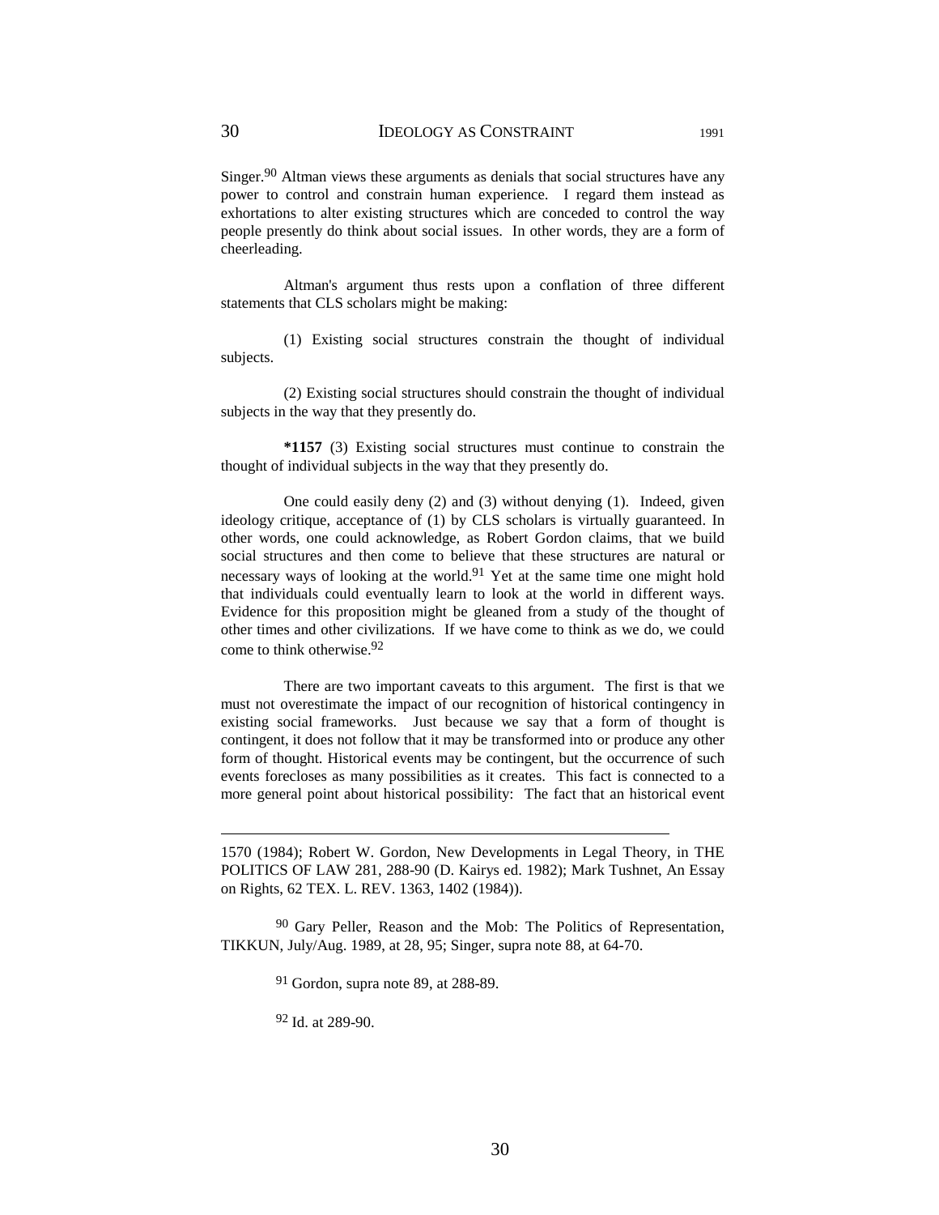Singer.[90] Altman views these arguments as denials that social structures have any power to control and constrain human experience. I regard them instead as exhortations to alter existing structures which are conceded to control the way people presently do think about social issues. In other words, they are a form of cheerleading.

Altman's argument thus rests upon a conflation of three different statements that CLS scholars might be making:

(1) Existing social structures constrain the thought of individual subjects.

(2) Existing social structures should constrain the thought of individual subjects in the way that they presently do.

**\*1157** (3) Existing social structures must continue to constrain the thought of individual subjects in the way that they presently do.

One could easily deny (2) and (3) without denying (1). Indeed, given ideology critique, acceptance of (1) by CLS scholars is virtually guaranteed. In other words, one could acknowledge, as Robert Gordon claims, that we build social structures and then come to believe that these structures are natural or necessary ways of looking at the world.[91] Yet at the same time one might hold that individuals could eventually learn to look at the world in different ways. Evidence for this proposition might be gleaned from a study of the thought of other times and other civilizations. If we have come to think as we do, we could come to think otherwise.[92]

There are two important caveats to this argument. The first is that we must not overestimate the impact of our recognition of historical contingency in existing social frameworks. Just because we say that a form of thought is contingent, it does not follow that it may be transformed into or produce any other form of thought. Historical events may be contingent, but the occurrence of such events forecloses as many possibilities as it creates. This fact is connected to a more general point about historical possibility: The fact that an historical event

---

1570 (1984); Robert W. Gordon, New Developments in Legal Theory, in THE POLITICS OF LAW 281, 288-90 (D. Kairys ed. 1982); Mark Tushnet, An Essay on Rights, 62 TEX. L. REV. 1363, 1402 (1984)).

[90] Gary Peller, Reason and the Mob: The Politics of Representation, TIKKUN, July/Aug. 1989, at 28, 95; Singer, supra note 88, at 64-70.

[91] Gordon, supra note 89, at 288-89.

[92] Id. at 289-90.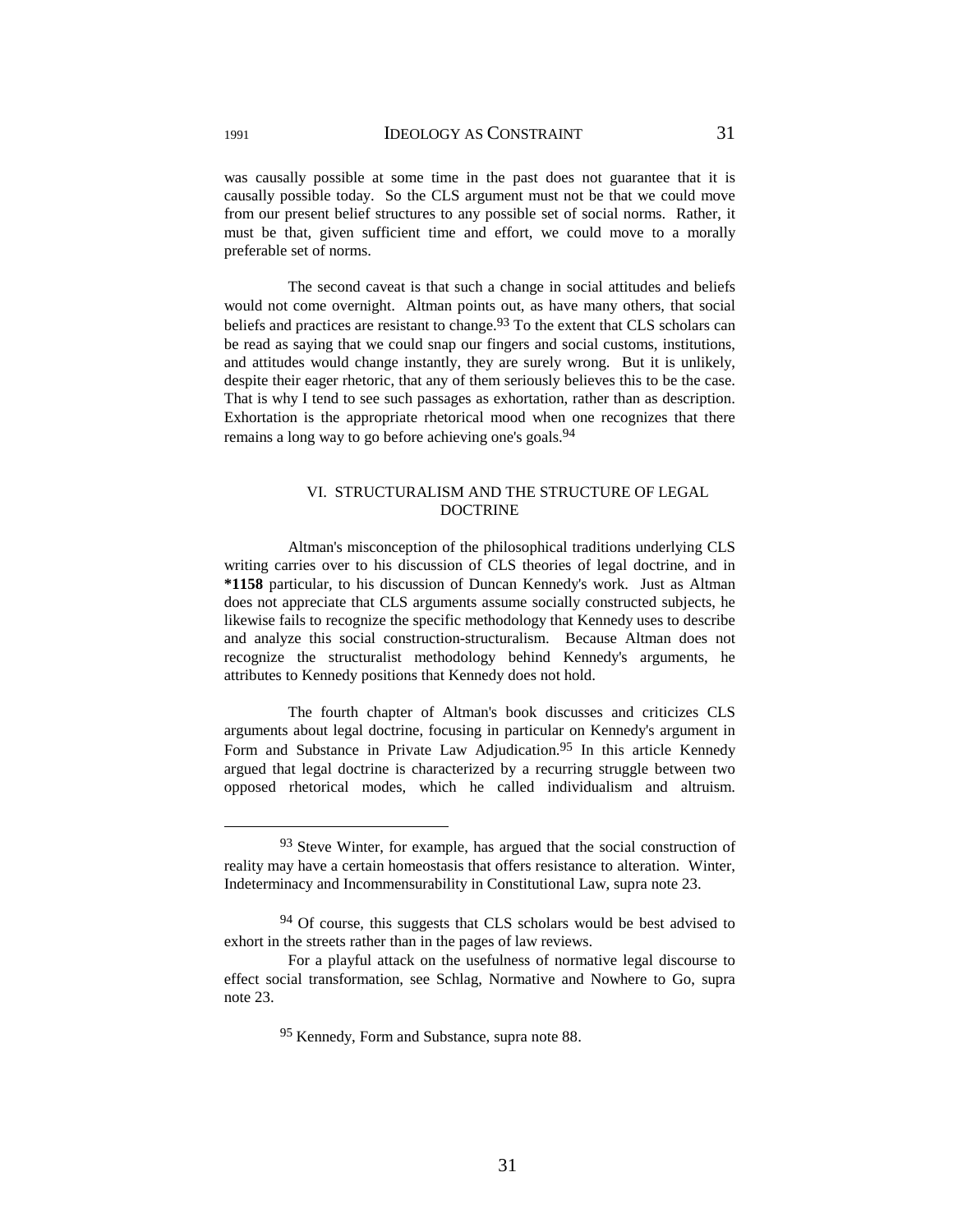was causally possible at some time in the past does not guarantee that it is causally possible today. So the CLS argument must not be that we could move from our present belief structures to any possible set of social norms. Rather, it must be that, given sufficient time and effort, we could move to a morally preferable set of norms.

The second caveat is that such a change in social attitudes and beliefs would not come overnight. Altman points out, as have many others, that social beliefs and practices are resistant to change.[93] To the extent that CLS scholars can be read as saying that we could snap our fingers and social customs, institutions, and attitudes would change instantly, they are surely wrong. But it is unlikely, despite their eager rhetoric, that any of them seriously believes this to be the case. That is why I tend to see such passages as exhortation, rather than as description. Exhortation is the appropriate rhetorical mood when one recognizes that there remains a long way to go before achieving one's goals.[94]

## VI. STRUCTURALISM AND THE STRUCTURE OF LEGAL DOCTRINE

Altman's misconception of the philosophical traditions underlying CLS writing carries over to his discussion of CLS theories of legal doctrine, and in **\*1158** particular, to his discussion of Duncan Kennedy's work. Just as Altman does not appreciate that CLS arguments assume socially constructed subjects, he likewise fails to recognize the specific methodology that Kennedy uses to describe and analyze this social construction-structuralism. Because Altman does not recognize the structuralist methodology behind Kennedy's arguments, he attributes to Kennedy positions that Kennedy does not hold.

The fourth chapter of Altman's book discusses and criticizes CLS arguments about legal doctrine, focusing in particular on Kennedy's argument in Form and Substance in Private Law Adjudication.[95] In this article Kennedy argued that legal doctrine is characterized by a recurring struggle between two opposed rhetorical modes, which he called individualism and altruism.

---

[93] Steve Winter, for example, has argued that the social construction of reality may have a certain homeostasis that offers resistance to alteration. Winter, Indeterminacy and Incommensurability in Constitutional Law, supra note 23.

[94] Of course, this suggests that CLS scholars would be best advised to exhort in the streets rather than in the pages of law reviews.

For a playful attack on the usefulness of normative legal discourse to effect social transformation, see Schlag, Normative and Nowhere to Go, supra note 23.

[95] Kennedy, Form and Substance, supra note 88.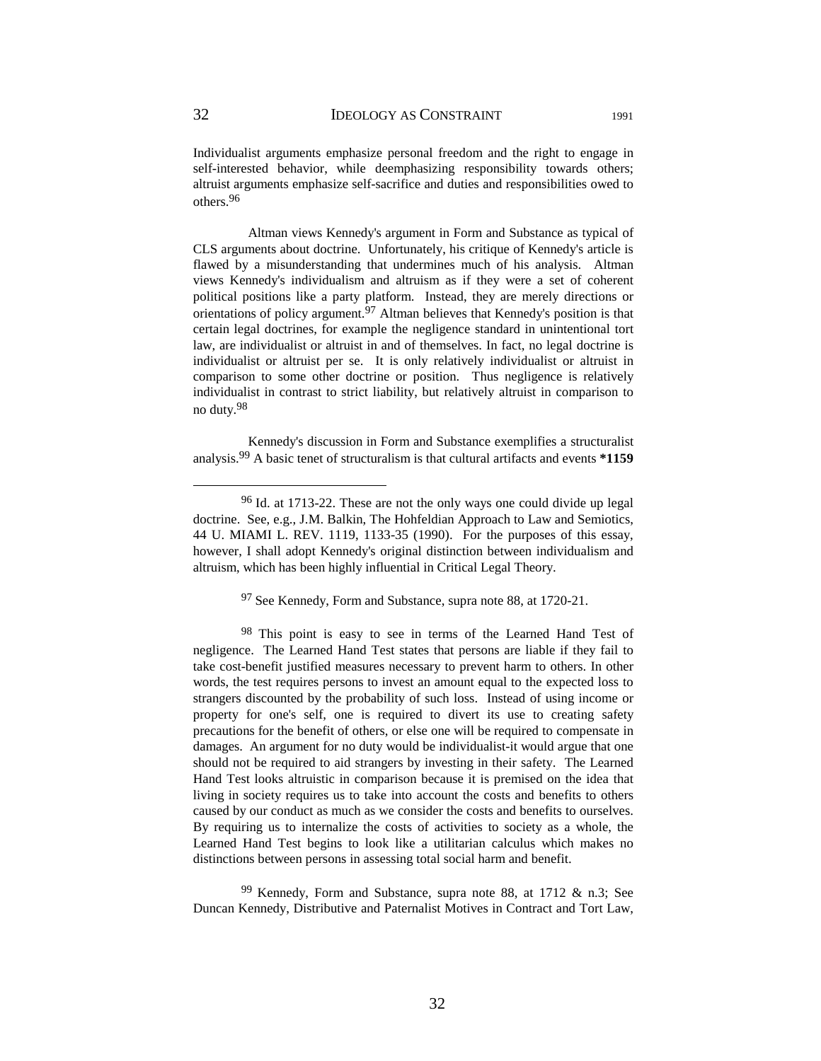Individualist arguments emphasize personal freedom and the right to engage in self-interested behavior, while deemphasizing responsibility towards others; altruist arguments emphasize self-sacrifice and duties and responsibilities owed to others.[96]

Altman views Kennedy's argument in Form and Substance as typical of CLS arguments about doctrine. Unfortunately, his critique of Kennedy's article is flawed by a misunderstanding that undermines much of his analysis. Altman views Kennedy's individualism and altruism as if they were a set of coherent political positions like a party platform. Instead, they are merely directions or orientations of policy argument.[97] Altman believes that Kennedy's position is that certain legal doctrines, for example the negligence standard in unintentional tort law, are individualist or altruist in and of themselves. In fact, no legal doctrine is individualist or altruist per se. It is only relatively individualist or altruist in comparison to some other doctrine or position. Thus negligence is relatively individualist in contrast to strict liability, but relatively altruist in comparison to no duty.[98]

Kennedy's discussion in Form and Substance exemplifies a structuralist analysis.[99] A basic tenet of structuralism is that cultural artifacts and events **\*1159**

---

[96] Id. at 1713-22. These are not the only ways one could divide up legal doctrine. See, e.g., J.M. Balkin, The Hohfeldian Approach to Law and Semiotics, 44 U. MIAMI L. REV. 1119, 1133-35 (1990). For the purposes of this essay, however, I shall adopt Kennedy's original distinction between individualism and altruism, which has been highly influential in Critical Legal Theory.

[97] See Kennedy, Form and Substance, supra note 88, at 1720-21.

[98] This point is easy to see in terms of the Learned Hand Test of negligence. The Learned Hand Test states that persons are liable if they fail to take cost-benefit justified measures necessary to prevent harm to others. In other words, the test requires persons to invest an amount equal to the expected loss to strangers discounted by the probability of such loss. Instead of using income or property for one's self, one is required to divert its use to creating safety precautions for the benefit of others, or else one will be required to compensate in damages. An argument for no duty would be individualist-it would argue that one should not be required to aid strangers by investing in their safety. The Learned Hand Test looks altruistic in comparison because it is premised on the idea that living in society requires us to take into account the costs and benefits to others caused by our conduct as much as we consider the costs and benefits to ourselves. By requiring us to internalize the costs of activities to society as a whole, the Learned Hand Test begins to look like a utilitarian calculus which makes no distinctions between persons in assessing total social harm and benefit.

[99] Kennedy, Form and Substance, supra note 88, at 1712 & n.3; See Duncan Kennedy, Distributive and Paternalist Motives in Contract and Tort Law,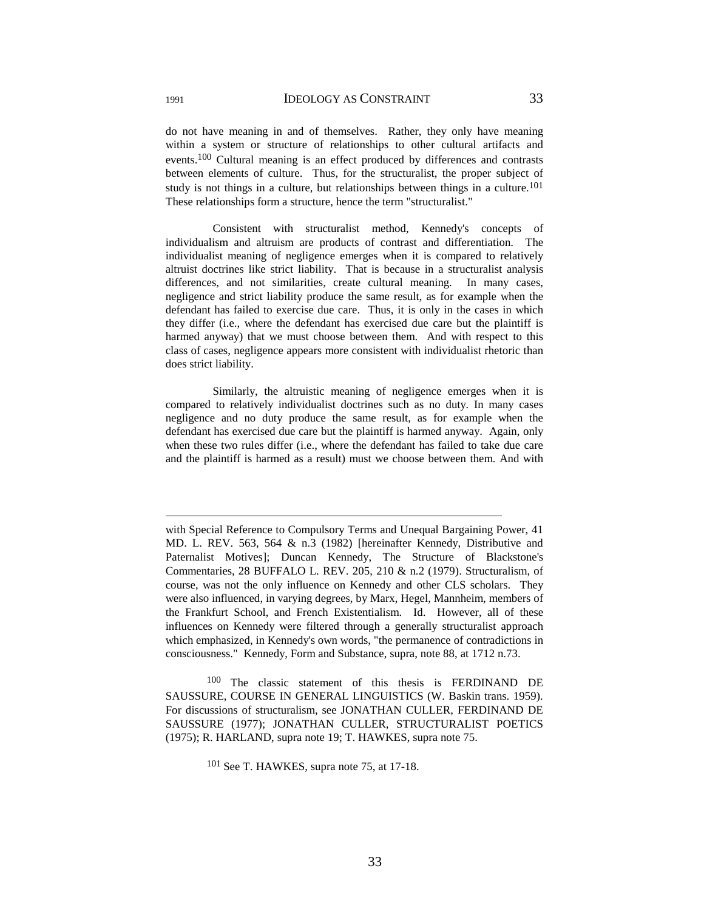do not have meaning in and of themselves. Rather, they only have meaning within a system or structure of relationships to other cultural artifacts and events.[100] Cultural meaning is an effect produced by differences and contrasts between elements of culture. Thus, for the structuralist, the proper subject of study is not things in a culture, but relationships between things in a culture.[101] These relationships form a structure, hence the term "structuralist."

Consistent with structuralist method, Kennedy's concepts of individualism and altruism are products of contrast and differentiation. The individualist meaning of negligence emerges when it is compared to relatively altruist doctrines like strict liability. That is because in a structuralist analysis differences, and not similarities, create cultural meaning. In many cases, negligence and strict liability produce the same result, as for example when the defendant has failed to exercise due care. Thus, it is only in the cases in which they differ (i.e., where the defendant has exercised due care but the plaintiff is harmed anyway) that we must choose between them. And with respect to this class of cases, negligence appears more consistent with individualist rhetoric than does strict liability.

Similarly, the altruistic meaning of negligence emerges when it is compared to relatively individualist doctrines such as no duty. In many cases negligence and no duty produce the same result, as for example when the defendant has exercised due care but the plaintiff is harmed anyway. Again, only when these two rules differ (i.e., where the defendant has failed to take due care and the plaintiff is harmed as a result) must we choose between them. And with

---

with Special Reference to Compulsory Terms and Unequal Bargaining Power, 41 MD. L. REV. 563, 564 & n.3 (1982) [hereinafter Kennedy, Distributive and Paternalist Motives]; Duncan Kennedy, The Structure of Blackstone's Commentaries, 28 BUFFALO L. REV. 205, 210 & n.2 (1979). Structuralism, of course, was not the only influence on Kennedy and other CLS scholars. They were also influenced, in varying degrees, by Marx, Hegel, Mannheim, members of the Frankfurt School, and French Existentialism. Id. However, all of these influences on Kennedy were filtered through a generally structuralist approach which emphasized, in Kennedy's own words, "the permanence of contradictions in consciousness." Kennedy, Form and Substance, supra, note 88, at 1712 n.73.

[100] The classic statement of this thesis is FERDINAND DE SAUSSURE, COURSE IN GENERAL LINGUISTICS (W. Baskin trans. 1959). For discussions of structuralism, see JONATHAN CULLER, FERDINAND DE SAUSSURE (1977); JONATHAN CULLER, STRUCTURALIST POETICS (1975); R. HARLAND, supra note 19; T. HAWKES, supra note 75.

[101] See T. HAWKES, supra note 75, at 17-18.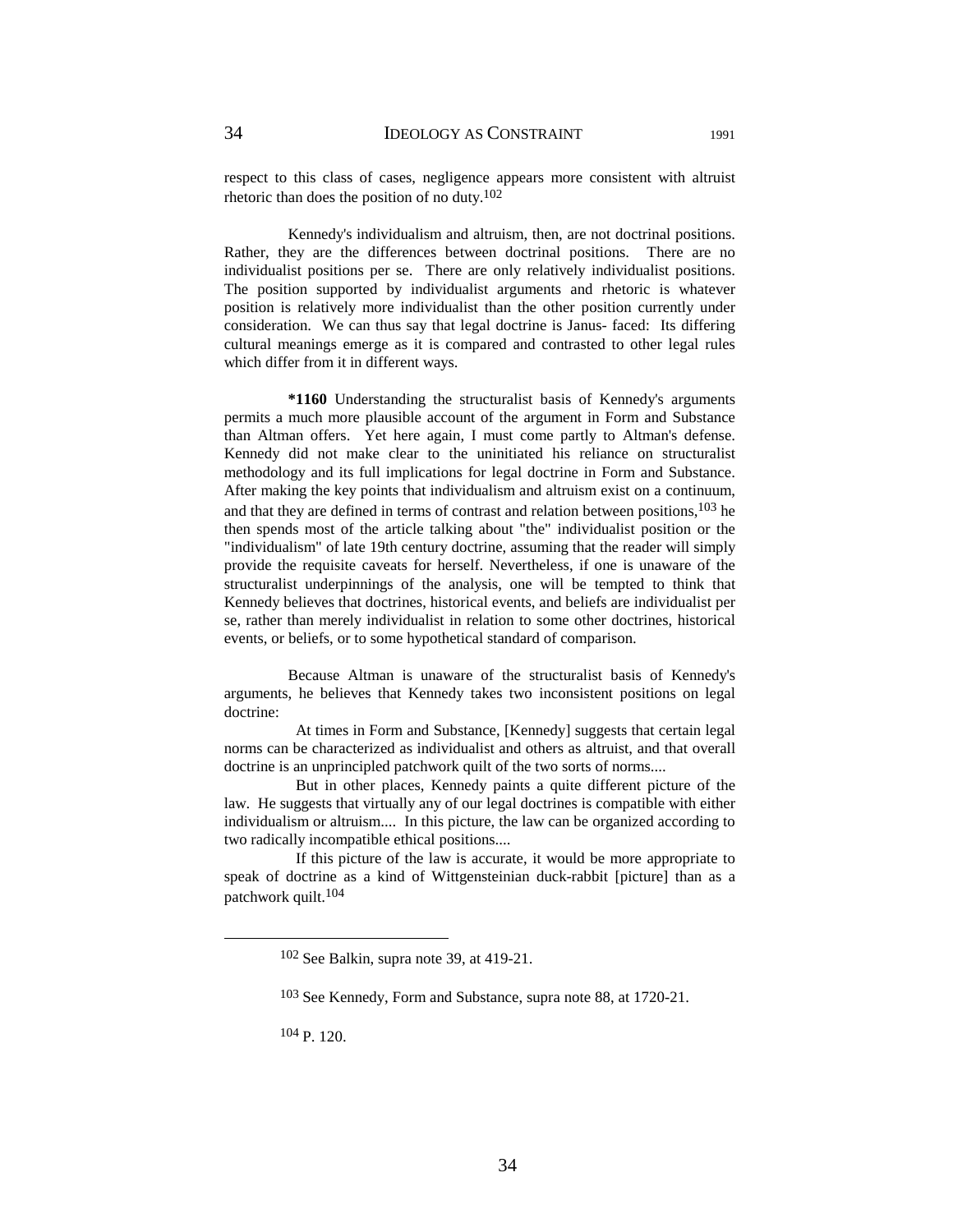respect to this class of cases, negligence appears more consistent with altruist rhetoric than does the position of no duty.[102]

Kennedy's individualism and altruism, then, are not doctrinal positions. Rather, they are the differences between doctrinal positions. There are no individualist positions per se. There are only relatively individualist positions. The position supported by individualist arguments and rhetoric is whatever position is relatively more individualist than the other position currently under consideration. We can thus say that legal doctrine is Janus- faced: Its differing cultural meanings emerge as it is compared and contrasted to other legal rules which differ from it in different ways.

**\*1160** Understanding the structuralist basis of Kennedy's arguments permits a much more plausible account of the argument in Form and Substance than Altman offers. Yet here again, I must come partly to Altman's defense. Kennedy did not make clear to the uninitiated his reliance on structuralist methodology and its full implications for legal doctrine in Form and Substance. After making the key points that individualism and altruism exist on a continuum, and that they are defined in terms of contrast and relation between positions,[103] he then spends most of the article talking about "the" individualist position or the "individualism" of late 19th century doctrine, assuming that the reader will simply provide the requisite caveats for herself. Nevertheless, if one is unaware of the structuralist underpinnings of the analysis, one will be tempted to think that Kennedy believes that doctrines, historical events, and beliefs are individualist per se, rather than merely individualist in relation to some other doctrines, historical events, or beliefs, or to some hypothetical standard of comparison.

Because Altman is unaware of the structuralist basis of Kennedy's arguments, he believes that Kennedy takes two inconsistent positions on legal doctrine:

> At times in Form and Substance, [Kennedy] suggests that certain legal norms can be characterized as individualist and others as altruist, and that overall doctrine is an unprincipled patchwork quilt of the two sorts of norms....
>
> But in other places, Kennedy paints a quite different picture of the law. He suggests that virtually any of our legal doctrines is compatible with either individualism or altruism.... In this picture, the law can be organized according to two radically incompatible ethical positions....
>
> If this picture of the law is accurate, it would be more appropriate to speak of doctrine as a kind of Wittgensteinian duck-rabbit [picture] than as a patchwork quilt.[104]

---

[102] See Balkin, supra note 39, at 419-21.

[103] See Kennedy, Form and Substance, supra note 88, at 1720-21.

[104] P. 120.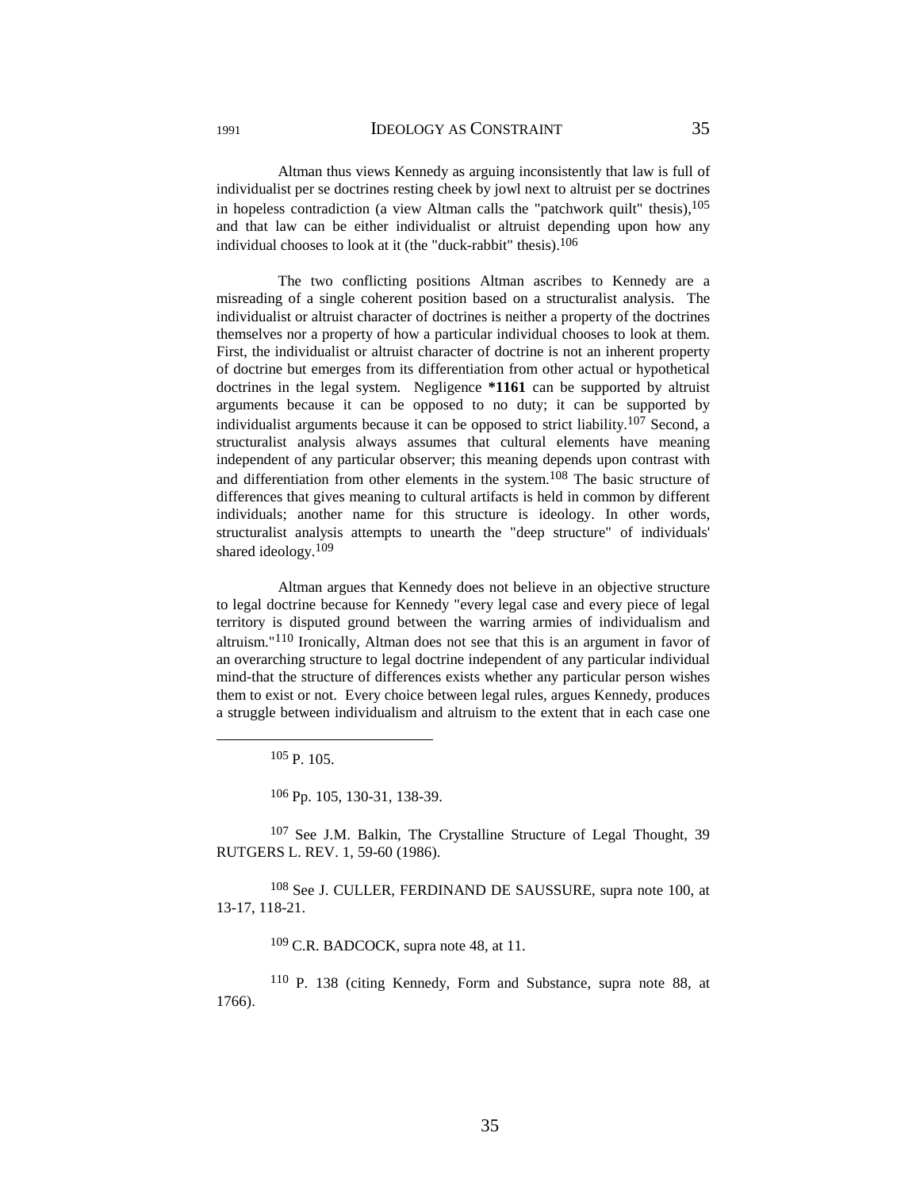Altman thus views Kennedy as arguing inconsistently that law is full of individualist per se doctrines resting cheek by jowl next to altruist per se doctrines in hopeless contradiction (a view Altman calls the "patchwork quilt" thesis),[105] and that law can be either individualist or altruist depending upon how any individual chooses to look at it (the "duck-rabbit" thesis).[106]

The two conflicting positions Altman ascribes to Kennedy are a misreading of a single coherent position based on a structuralist analysis. The individualist or altruist character of doctrines is neither a property of the doctrines themselves nor a property of how a particular individual chooses to look at them. First, the individualist or altruist character of doctrine is not an inherent property of doctrine but emerges from its differentiation from other actual or hypothetical doctrines in the legal system. Negligence **\*1161** can be supported by altruist arguments because it can be opposed to no duty; it can be supported by individualist arguments because it can be opposed to strict liability.[107] Second, a structuralist analysis always assumes that cultural elements have meaning independent of any particular observer; this meaning depends upon contrast with and differentiation from other elements in the system.[108] The basic structure of differences that gives meaning to cultural artifacts is held in common by different individuals; another name for this structure is ideology. In other words, structuralist analysis attempts to unearth the "deep structure" of individuals' shared ideology.[109]

Altman argues that Kennedy does not believe in an objective structure to legal doctrine because for Kennedy "every legal case and every piece of legal territory is disputed ground between the warring armies of individualism and altruism."[110] Ironically, Altman does not see that this is an argument in favor of an overarching structure to legal doctrine independent of any particular individual mind-that the structure of differences exists whether any particular person wishes them to exist or not. Every choice between legal rules, argues Kennedy, produces a struggle between individualism and altruism to the extent that in each case one

---

[105] P. 105.

[106] Pp. 105, 130-31, 138-39.

[107] See J.M. Balkin, The Crystalline Structure of Legal Thought, 39 RUTGERS L. REV. 1, 59-60 (1986).

[108] See J. CULLER, FERDINAND DE SAUSSURE, supra note 100, at 13-17, 118-21.

[109] C.R. BADCOCK, supra note 48, at 11.

[110] P. 138 (citing Kennedy, Form and Substance, supra note 88, at 1766).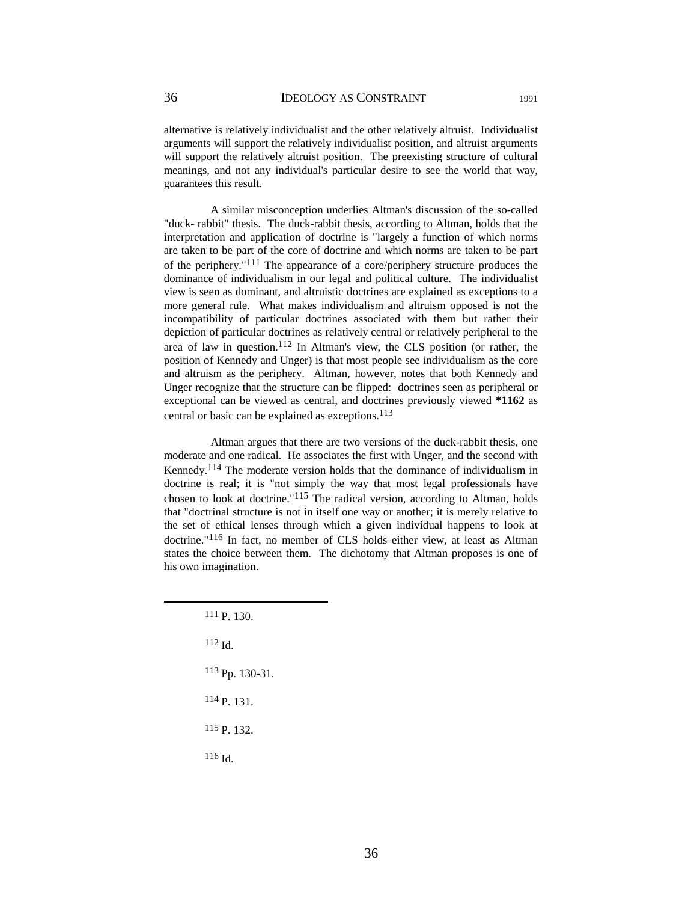alternative is relatively individualist and the other relatively altruist. Individualist arguments will support the relatively individualist position, and altruist arguments will support the relatively altruist position. The preexisting structure of cultural meanings, and not any individual's particular desire to see the world that way, guarantees this result.

A similar misconception underlies Altman's discussion of the so-called "duck- rabbit" thesis. The duck-rabbit thesis, according to Altman, holds that the interpretation and application of doctrine is "largely a function of which norms are taken to be part of the core of doctrine and which norms are taken to be part of the periphery."[111] The appearance of a core/periphery structure produces the dominance of individualism in our legal and political culture. The individualist view is seen as dominant, and altruistic doctrines are explained as exceptions to a more general rule. What makes individualism and altruism opposed is not the incompatibility of particular doctrines associated with them but rather their depiction of particular doctrines as relatively central or relatively peripheral to the area of law in question.[112] In Altman's view, the CLS position (or rather, the position of Kennedy and Unger) is that most people see individualism as the core and altruism as the periphery. Altman, however, notes that both Kennedy and Unger recognize that the structure can be flipped: doctrines seen as peripheral or exceptional can be viewed as central, and doctrines previously viewed **\*1162** as central or basic can be explained as exceptions.[113]

Altman argues that there are two versions of the duck-rabbit thesis, one moderate and one radical. He associates the first with Unger, and the second with Kennedy.[114] The moderate version holds that the dominance of individualism in doctrine is real; it is "not simply the way that most legal professionals have chosen to look at doctrine."[115] The radical version, according to Altman, holds that "doctrinal structure is not in itself one way or another; it is merely relative to the set of ethical lenses through which a given individual happens to look at doctrine."[116] In fact, no member of CLS holds either view, at least as Altman states the choice between them. The dichotomy that Altman proposes is one of his own imagination.

---

[111] P. 130.

[112] Id.

[113] Pp. 130-31.

[114] P. 131.

[115] P. 132.

[116] Id.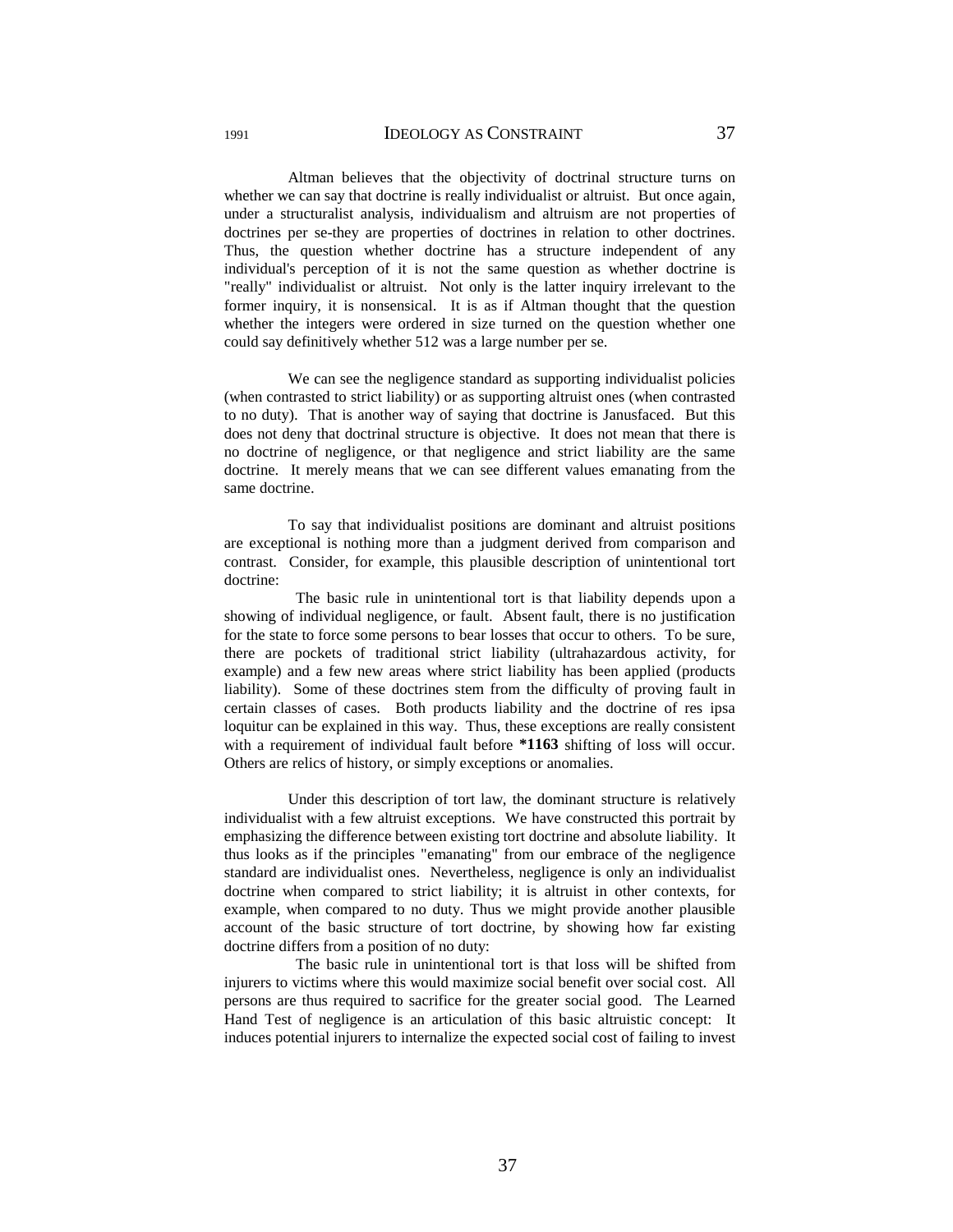Altman believes that the objectivity of doctrinal structure turns on whether we can say that doctrine is really individualist or altruist. But once again, under a structuralist analysis, individualism and altruism are not properties of doctrines per se-they are properties of doctrines in relation to other doctrines. Thus, the question whether doctrine has a structure independent of any individual's perception of it is not the same question as whether doctrine is "really" individualist or altruist. Not only is the latter inquiry irrelevant to the former inquiry, it is nonsensical. It is as if Altman thought that the question whether the integers were ordered in size turned on the question whether one could say definitively whether 512 was a large number per se.

We can see the negligence standard as supporting individualist policies (when contrasted to strict liability) or as supporting altruist ones (when contrasted to no duty). That is another way of saying that doctrine is Janusfaced. But this does not deny that doctrinal structure is objective. It does not mean that there is no doctrine of negligence, or that negligence and strict liability are the same doctrine. It merely means that we can see different values emanating from the same doctrine.

To say that individualist positions are dominant and altruist positions are exceptional is nothing more than a judgment derived from comparison and contrast. Consider, for example, this plausible description of unintentional tort doctrine:

> The basic rule in unintentional tort is that liability depends upon a showing of individual negligence, or fault. Absent fault, there is no justification for the state to force some persons to bear losses that occur to others. To be sure, there are pockets of traditional strict liability (ultrahazardous activity, for example) and a few new areas where strict liability has been applied (products liability). Some of these doctrines stem from the difficulty of proving fault in certain classes of cases. Both products liability and the doctrine of res ipsa loquitur can be explained in this way. Thus, these exceptions are really consistent with a requirement of individual fault before **\*1163** shifting of loss will occur. Others are relics of history, or simply exceptions or anomalies.

Under this description of tort law, the dominant structure is relatively individualist with a few altruist exceptions. We have constructed this portrait by emphasizing the difference between existing tort doctrine and absolute liability. It thus looks as if the principles "emanating" from our embrace of the negligence standard are individualist ones. Nevertheless, negligence is only an individualist doctrine when compared to strict liability; it is altruist in other contexts, for example, when compared to no duty. Thus we might provide another plausible account of the basic structure of tort doctrine, by showing how far existing doctrine differs from a position of no duty:

> The basic rule in unintentional tort is that loss will be shifted from injurers to victims where this would maximize social benefit over social cost. All persons are thus required to sacrifice for the greater social good. The Learned Hand Test of negligence is an articulation of this basic altruistic concept: It induces potential injurers to internalize the expected social cost of failing to invest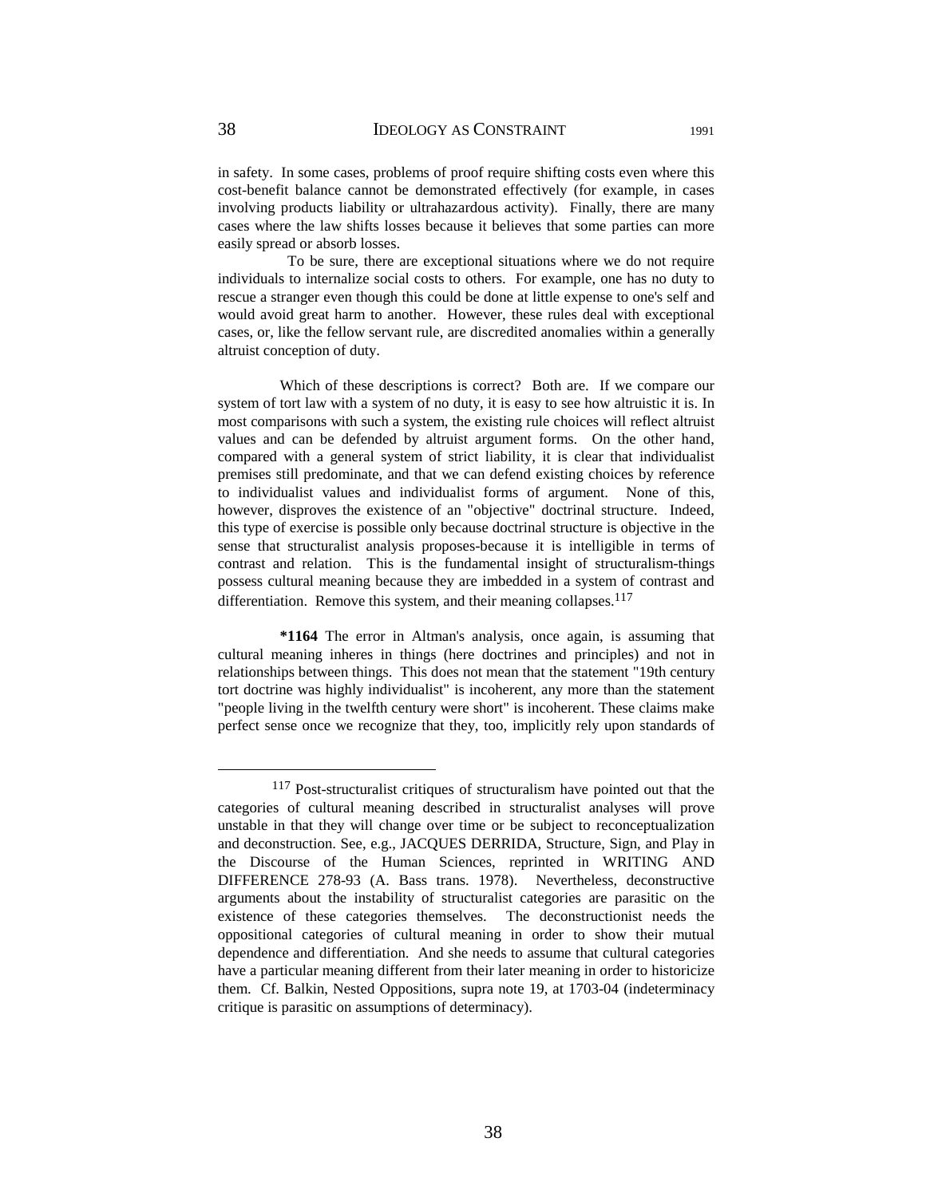in safety. In some cases, problems of proof require shifting costs even where this cost-benefit balance cannot be demonstrated effectively (for example, in cases involving products liability or ultrahazardous activity). Finally, there are many cases where the law shifts losses because it believes that some parties can more easily spread or absorb losses.

To be sure, there are exceptional situations where we do not require individuals to internalize social costs to others. For example, one has no duty to rescue a stranger even though this could be done at little expense to one's self and would avoid great harm to another. However, these rules deal with exceptional cases, or, like the fellow servant rule, are discredited anomalies within a generally altruist conception of duty.

Which of these descriptions is correct? Both are. If we compare our system of tort law with a system of no duty, it is easy to see how altruistic it is. In most comparisons with such a system, the existing rule choices will reflect altruist values and can be defended by altruist argument forms. On the other hand, compared with a general system of strict liability, it is clear that individualist premises still predominate, and that we can defend existing choices by reference to individualist values and individualist forms of argument. None of this, however, disproves the existence of an "objective" doctrinal structure. Indeed, this type of exercise is possible only because doctrinal structure is objective in the sense that structuralist analysis proposes-because it is intelligible in terms of contrast and relation. This is the fundamental insight of structuralism-things possess cultural meaning because they are imbedded in a system of contrast and differentiation. Remove this system, and their meaning collapses.[117]

**\*1164** The error in Altman's analysis, once again, is assuming that cultural meaning inheres in things (here doctrines and principles) and not in relationships between things. This does not mean that the statement "19th century tort doctrine was highly individualist" is incoherent, any more than the statement "people living in the twelfth century were short" is incoherent. These claims make perfect sense once we recognize that they, too, implicitly rely upon standards of

---

[117] Post-structuralist critiques of structuralism have pointed out that the categories of cultural meaning described in structuralist analyses will prove unstable in that they will change over time or be subject to reconceptualization and deconstruction. See, e.g., JACQUES DERRIDA, Structure, Sign, and Play in the Discourse of the Human Sciences, reprinted in WRITING AND DIFFERENCE 278-93 (A. Bass trans. 1978). Nevertheless, deconstructive arguments about the instability of structuralist categories are parasitic on the existence of these categories themselves. The deconstructionist needs the oppositional categories of cultural meaning in order to show their mutual dependence and differentiation. And she needs to assume that cultural categories have a particular meaning different from their later meaning in order to historicize them. Cf. Balkin, Nested Oppositions, supra note 19, at 1703-04 (indeterminacy critique is parasitic on assumptions of determinacy).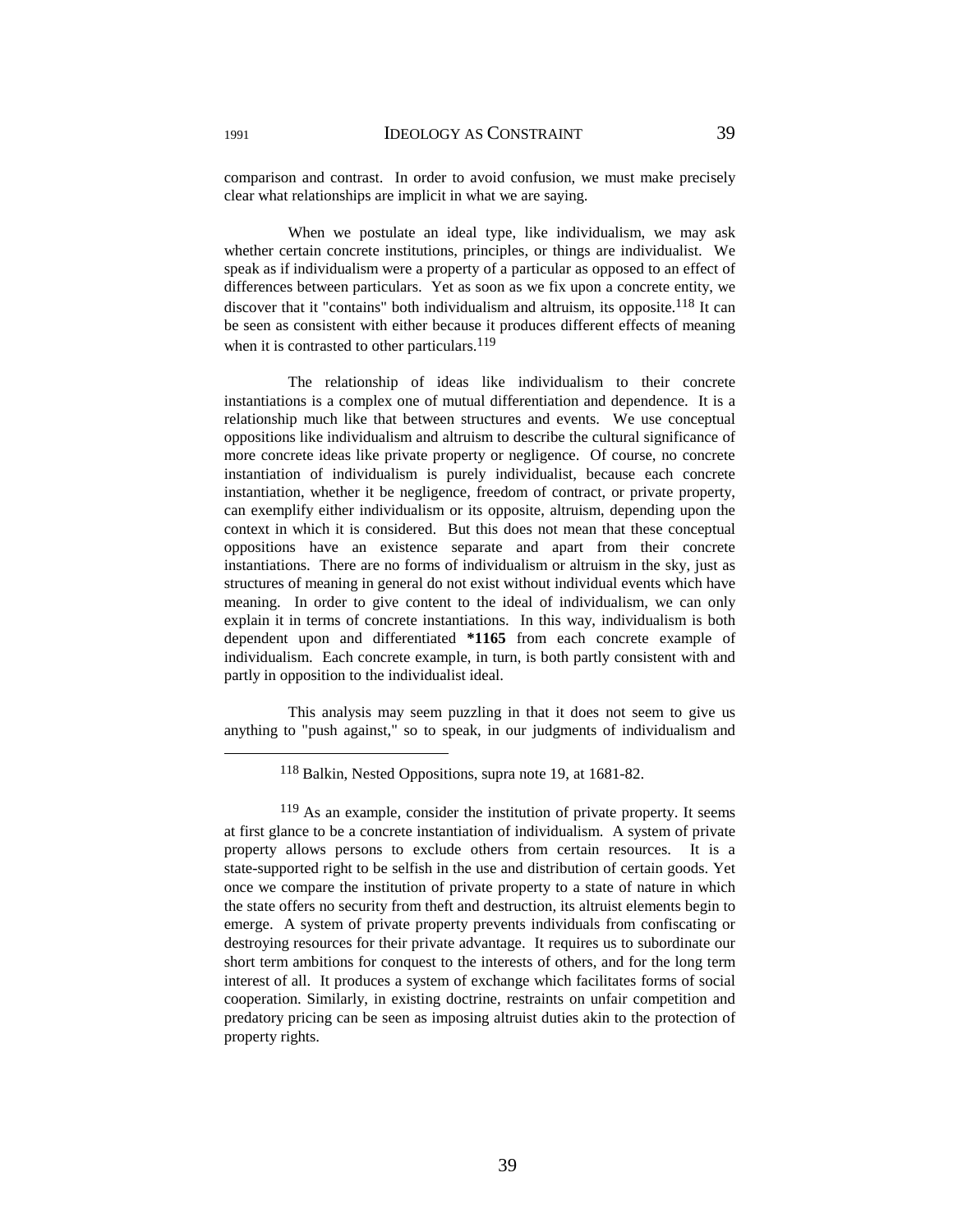comparison and contrast. In order to avoid confusion, we must make precisely clear what relationships are implicit in what we are saying.

When we postulate an ideal type, like individualism, we may ask whether certain concrete institutions, principles, or things are individualist. We speak as if individualism were a property of a particular as opposed to an effect of differences between particulars. Yet as soon as we fix upon a concrete entity, we discover that it "contains" both individualism and altruism, its opposite.[118] It can be seen as consistent with either because it produces different effects of meaning when it is contrasted to other particulars.[119]

The relationship of ideas like individualism to their concrete instantiations is a complex one of mutual differentiation and dependence. It is a relationship much like that between structures and events. We use conceptual oppositions like individualism and altruism to describe the cultural significance of more concrete ideas like private property or negligence. Of course, no concrete instantiation of individualism is purely individualist, because each concrete instantiation, whether it be negligence, freedom of contract, or private property, can exemplify either individualism or its opposite, altruism, depending upon the context in which it is considered. But this does not mean that these conceptual oppositions have an existence separate and apart from their concrete instantiations. There are no forms of individualism or altruism in the sky, just as structures of meaning in general do not exist without individual events which have meaning. In order to give content to the ideal of individualism, we can only explain it in terms of concrete instantiations. In this way, individualism is both dependent upon and differentiated **\*1165** from each concrete example of individualism. Each concrete example, in turn, is both partly consistent with and partly in opposition to the individualist ideal.

This analysis may seem puzzling in that it does not seem to give us anything to "push against," so to speak, in our judgments of individualism and

---

[118] Balkin, Nested Oppositions, supra note 19, at 1681-82.

[119] As an example, consider the institution of private property. It seems at first glance to be a concrete instantiation of individualism. A system of private property allows persons to exclude others from certain resources. It is a state-supported right to be selfish in the use and distribution of certain goods. Yet once we compare the institution of private property to a state of nature in which the state offers no security from theft and destruction, its altruist elements begin to emerge. A system of private property prevents individuals from confiscating or destroying resources for their private advantage. It requires us to subordinate our short term ambitions for conquest to the interests of others, and for the long term interest of all. It produces a system of exchange which facilitates forms of social cooperation. Similarly, in existing doctrine, restraints on unfair competition and predatory pricing can be seen as imposing altruist duties akin to the protection of property rights.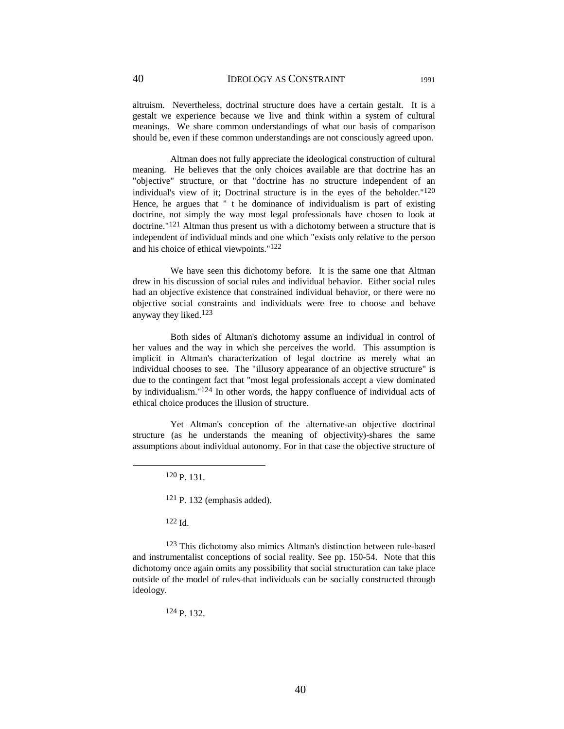altruism. Nevertheless, doctrinal structure does have a certain gestalt. It is a gestalt we experience because we live and think within a system of cultural meanings. We share common understandings of what our basis of comparison should be, even if these common understandings are not consciously agreed upon.

Altman does not fully appreciate the ideological construction of cultural meaning. He believes that the only choices available are that doctrine has an "objective" structure, or that "doctrine has no structure independent of an individual's view of it; Doctrinal structure is in the eyes of the beholder."[120] Hence, he argues that " t he dominance of individualism is part of existing doctrine, not simply the way most legal professionals have chosen to look at doctrine."[121] Altman thus present us with a dichotomy between a structure that is independent of individual minds and one which "exists only relative to the person and his choice of ethical viewpoints."[122]

We have seen this dichotomy before. It is the same one that Altman drew in his discussion of social rules and individual behavior. Either social rules had an objective existence that constrained individual behavior, or there were no objective social constraints and individuals were free to choose and behave anyway they liked.[123]

Both sides of Altman's dichotomy assume an individual in control of her values and the way in which she perceives the world. This assumption is implicit in Altman's characterization of legal doctrine as merely what an individual chooses to see. The "illusory appearance of an objective structure" is due to the contingent fact that "most legal professionals accept a view dominated by individualism."[124] In other words, the happy confluence of individual acts of ethical choice produces the illusion of structure.

Yet Altman's conception of the alternative-an objective doctrinal structure (as he understands the meaning of objectivity)-shares the same assumptions about individual autonomy. For in that case the objective structure of

---

[120] P. 131.

[121] P. 132 (emphasis added).

[122] Id.

[123] This dichotomy also mimics Altman's distinction between rule-based and instrumentalist conceptions of social reality. See pp. 150-54. Note that this dichotomy once again omits any possibility that social structuration can take place outside of the model of rules-that individuals can be socially constructed through ideology.

[124] P. 132.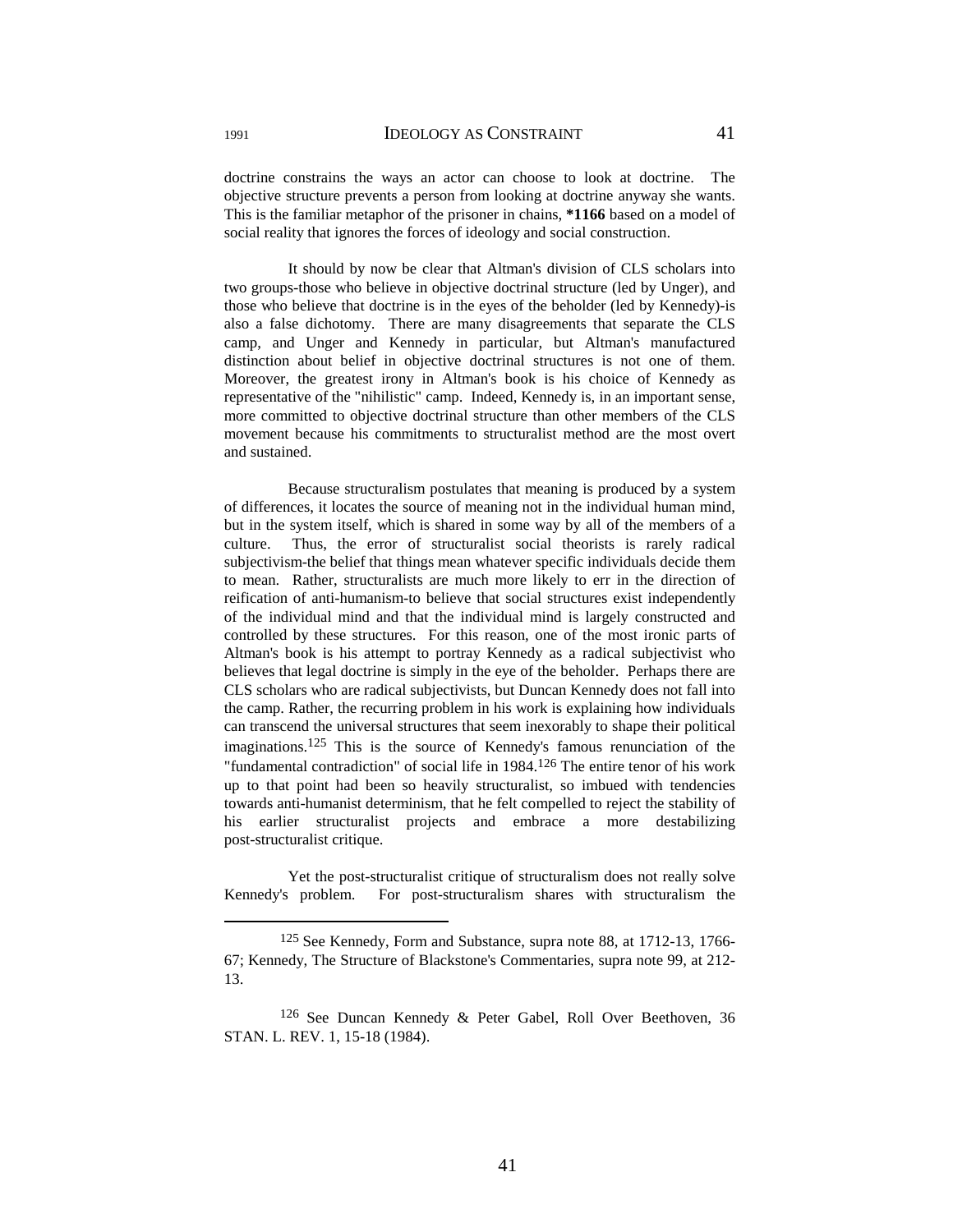doctrine constrains the ways an actor can choose to look at doctrine. The objective structure prevents a person from looking at doctrine anyway she wants. This is the familiar metaphor of the prisoner in chains, **\*1166** based on a model of social reality that ignores the forces of ideology and social construction.

It should by now be clear that Altman's division of CLS scholars into two groups-those who believe in objective doctrinal structure (led by Unger), and those who believe that doctrine is in the eyes of the beholder (led by Kennedy)-is also a false dichotomy. There are many disagreements that separate the CLS camp, and Unger and Kennedy in particular, but Altman's manufactured distinction about belief in objective doctrinal structures is not one of them. Moreover, the greatest irony in Altman's book is his choice of Kennedy as representative of the "nihilistic" camp. Indeed, Kennedy is, in an important sense, more committed to objective doctrinal structure than other members of the CLS movement because his commitments to structuralist method are the most overt and sustained.

Because structuralism postulates that meaning is produced by a system of differences, it locates the source of meaning not in the individual human mind, but in the system itself, which is shared in some way by all of the members of a culture. Thus, the error of structuralist social theorists is rarely radical subjectivism-the belief that things mean whatever specific individuals decide them to mean. Rather, structuralists are much more likely to err in the direction of reification of anti-humanism-to believe that social structures exist independently of the individual mind and that the individual mind is largely constructed and controlled by these structures. For this reason, one of the most ironic parts of Altman's book is his attempt to portray Kennedy as a radical subjectivist who believes that legal doctrine is simply in the eye of the beholder. Perhaps there are CLS scholars who are radical subjectivists, but Duncan Kennedy does not fall into the camp. Rather, the recurring problem in his work is explaining how individuals can transcend the universal structures that seem inexorably to shape their political imaginations.[125] This is the source of Kennedy's famous renunciation of the "fundamental contradiction" of social life in 1984.[126] The entire tenor of his work up to that point had been so heavily structuralist, so imbued with tendencies towards anti-humanist determinism, that he felt compelled to reject the stability of his earlier structuralist projects and embrace a more destabilizing post-structuralist critique.

Yet the post-structuralist critique of structuralism does not really solve Kennedy's problem. For post-structuralism shares with structuralism the

---

[125] See Kennedy, Form and Substance, supra note 88, at 1712-13, 1766-67; Kennedy, The Structure of Blackstone's Commentaries, supra note 99, at 212-13.

[126] See Duncan Kennedy & Peter Gabel, Roll Over Beethoven, 36 STAN. L. REV. 1, 15-18 (1984).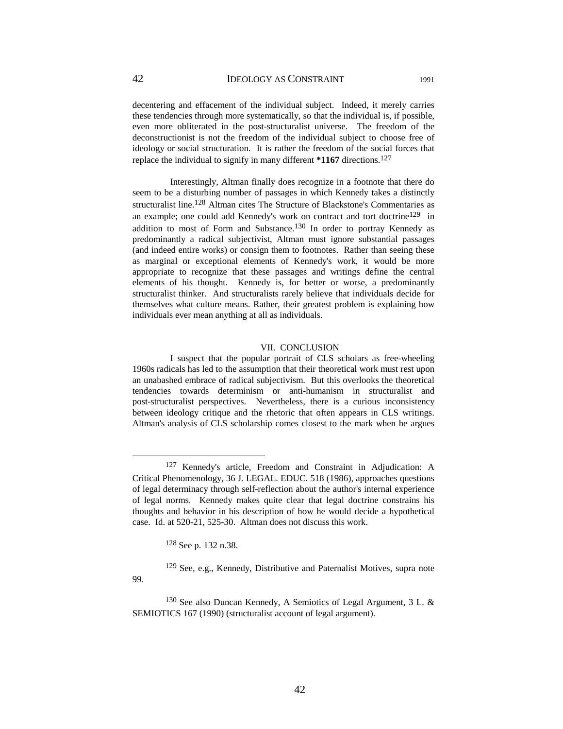decentering and effacement of the individual subject. Indeed, it merely carries these tendencies through more systematically, so that the individual is, if possible, even more obliterated in the post-structuralist universe. The freedom of the deconstructionist is not the freedom of the individual subject to choose free of ideology or social structuration. It is rather the freedom of the social forces that replace the individual to signify in many different **\*1167** directions.[127]

Interestingly, Altman finally does recognize in a footnote that there do seem to be a disturbing number of passages in which Kennedy takes a distinctly structuralist line.[128] Altman cites The Structure of Blackstone's Commentaries as an example; one could add Kennedy's work on contract and tort doctrine[129] in addition to most of Form and Substance.[130] In order to portray Kennedy as predominantly a radical subjectivist, Altman must ignore substantial passages (and indeed entire works) or consign them to footnotes. Rather than seeing these as marginal or exceptional elements of Kennedy's work, it would be more appropriate to recognize that these passages and writings define the central elements of his thought. Kennedy is, for better or worse, a predominantly structuralist thinker. And structuralists rarely believe that individuals decide for themselves what culture means. Rather, their greatest problem is explaining how individuals ever mean anything at all as individuals.

## VII. CONCLUSION

I suspect that the popular portrait of CLS scholars as free-wheeling 1960s radicals has led to the assumption that their theoretical work must rest upon an unabashed embrace of radical subjectivism. But this overlooks the theoretical tendencies towards determinism or anti-humanism in structuralist and post-structuralist perspectives. Nevertheless, there is a curious inconsistency between ideology critique and the rhetoric that often appears in CLS writings. Altman's analysis of CLS scholarship comes closest to the mark when he argues

---

[127] Kennedy's article, Freedom and Constraint in Adjudication: A Critical Phenomenology, 36 J. LEGAL. EDUC. 518 (1986), approaches questions of legal determinacy through self-reflection about the author's internal experience of legal norms. Kennedy makes quite clear that legal doctrine constrains his thoughts and behavior in his description of how he would decide a hypothetical case. Id. at 520-21, 525-30. Altman does not discuss this work.

[128] See p. 132 n.38.

[129] See, e.g., Kennedy, Distributive and Paternalist Motives, supra note 99.

[130] See also Duncan Kennedy, A Semiotics of Legal Argument, 3 L. & SEMIOTICS 167 (1990) (structuralist account of legal argument).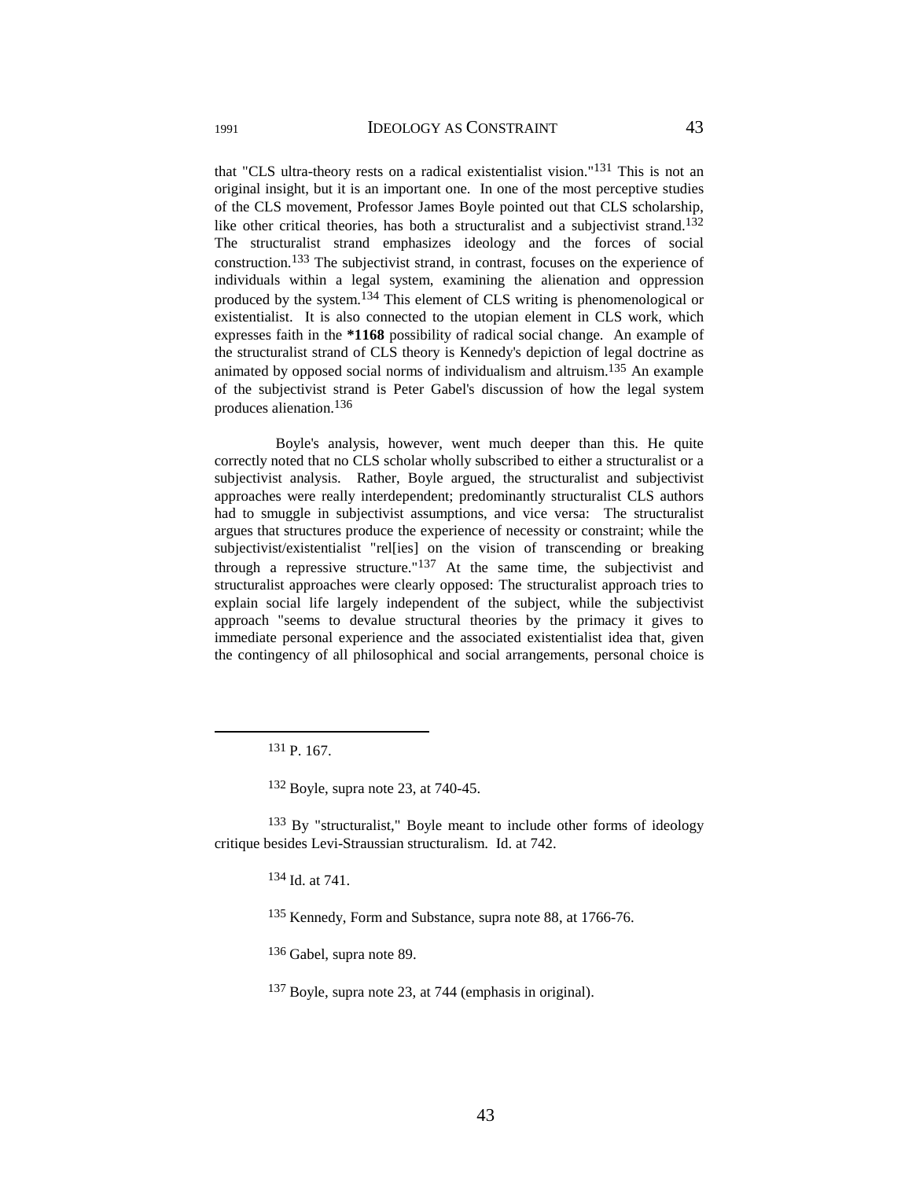that "CLS ultra-theory rests on a radical existentialist vision."[131] This is not an original insight, but it is an important one. In one of the most perceptive studies of the CLS movement, Professor James Boyle pointed out that CLS scholarship, like other critical theories, has both a structuralist and a subjectivist strand.[132] The structuralist strand emphasizes ideology and the forces of social construction.[133] The subjectivist strand, in contrast, focuses on the experience of individuals within a legal system, examining the alienation and oppression produced by the system.[134] This element of CLS writing is phenomenological or existentialist. It is also connected to the utopian element in CLS work, which expresses faith in the **\*1168** possibility of radical social change. An example of the structuralist strand of CLS theory is Kennedy's depiction of legal doctrine as animated by opposed social norms of individualism and altruism.[135] An example of the subjectivist strand is Peter Gabel's discussion of how the legal system produces alienation.[136]

Boyle's analysis, however, went much deeper than this. He quite correctly noted that no CLS scholar wholly subscribed to either a structuralist or a subjectivist analysis. Rather, Boyle argued, the structuralist and subjectivist approaches were really interdependent; predominantly structuralist CLS authors had to smuggle in subjectivist assumptions, and vice versa: The structuralist argues that structures produce the experience of necessity or constraint; while the subjectivist/existentialist "rel[ies] on the vision of transcending or breaking through a repressive structure."[137] At the same time, the subjectivist and structuralist approaches were clearly opposed: The structuralist approach tries to explain social life largely independent of the subject, while the subjectivist approach "seems to devalue structural theories by the primacy it gives to immediate personal experience and the associated existentialist idea that, given the contingency of all philosophical and social arrangements, personal choice is

---

[131] P. 167.

[132] Boyle, supra note 23, at 740-45.

[133] By "structuralist," Boyle meant to include other forms of ideology critique besides Levi-Straussian structuralism. Id. at 742.

[134] Id. at 741.

[135] Kennedy, Form and Substance, supra note 88, at 1766-76.

[136] Gabel, supra note 89.

[137] Boyle, supra note 23, at 744 (emphasis in original).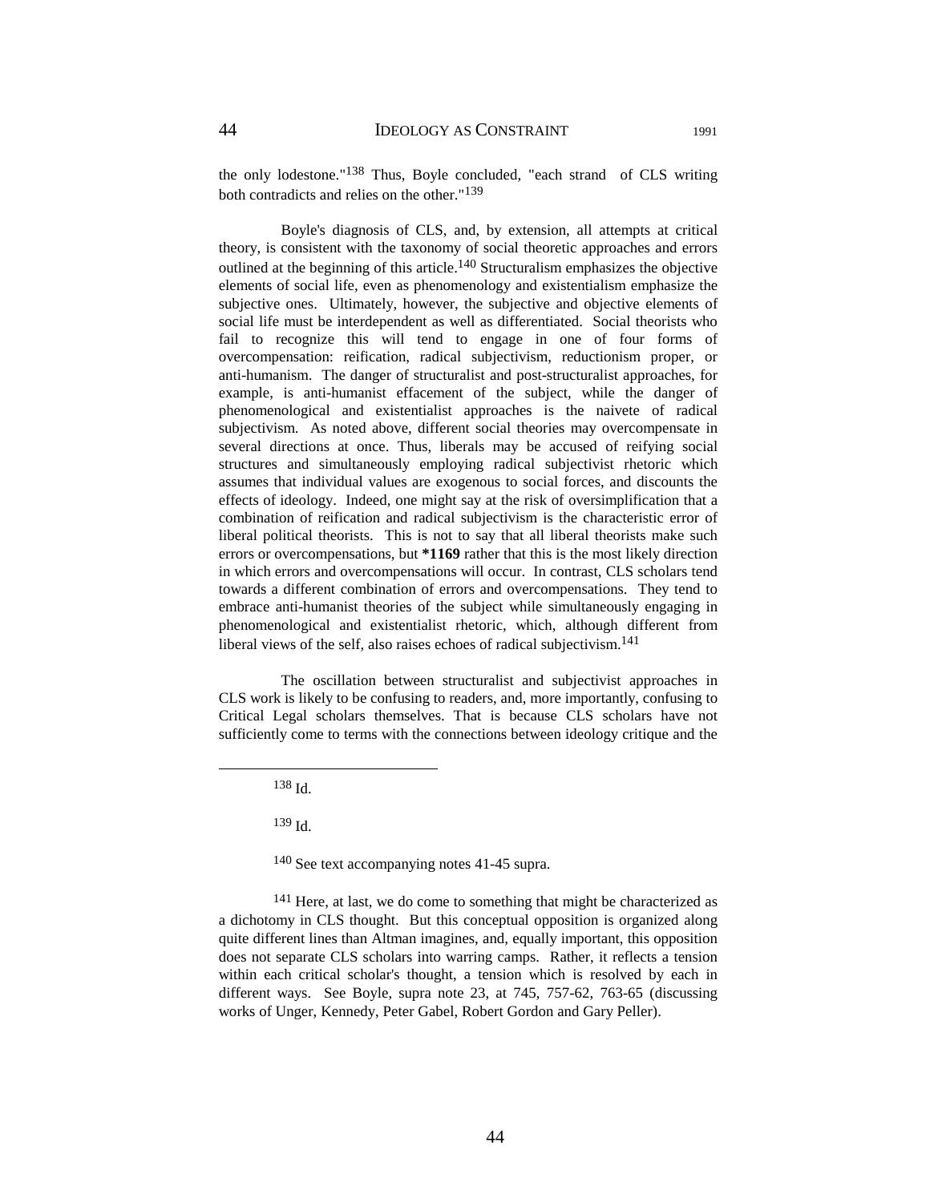the only lodestone."[138] Thus, Boyle concluded, "each strand of CLS writing both contradicts and relies on the other."[139]

Boyle's diagnosis of CLS, and, by extension, all attempts at critical theory, is consistent with the taxonomy of social theoretic approaches and errors outlined at the beginning of this article.[140] Structuralism emphasizes the objective elements of social life, even as phenomenology and existentialism emphasize the subjective ones. Ultimately, however, the subjective and objective elements of social life must be interdependent as well as differentiated. Social theorists who fail to recognize this will tend to engage in one of four forms of overcompensation: reification, radical subjectivism, reductionism proper, or anti-humanism. The danger of structuralist and post-structuralist approaches, for example, is anti-humanist effacement of the subject, while the danger of phenomenological and existentialist approaches is the naivete of radical subjectivism. As noted above, different social theories may overcompensate in several directions at once. Thus, liberals may be accused of reifying social structures and simultaneously employing radical subjectivist rhetoric which assumes that individual values are exogenous to social forces, and discounts the effects of ideology. Indeed, one might say at the risk of oversimplification that a combination of reification and radical subjectivism is the characteristic error of liberal political theorists. This is not to say that all liberal theorists make such errors or overcompensations, but **\*1169** rather that this is the most likely direction in which errors and overcompensations will occur. In contrast, CLS scholars tend towards a different combination of errors and overcompensations. They tend to embrace anti-humanist theories of the subject while simultaneously engaging in phenomenological and existentialist rhetoric, which, although different from liberal views of the self, also raises echoes of radical subjectivism.[141]

The oscillation between structuralist and subjectivist approaches in CLS work is likely to be confusing to readers, and, more importantly, confusing to Critical Legal scholars themselves. That is because CLS scholars have not sufficiently come to terms with the connections between ideology critique and the

---

[138] Id.

[139] Id.

[140] See text accompanying notes 41-45 supra.

[141] Here, at last, we do come to something that might be characterized as a dichotomy in CLS thought. But this conceptual opposition is organized along quite different lines than Altman imagines, and, equally important, this opposition does not separate CLS scholars into warring camps. Rather, it reflects a tension within each critical scholar's thought, a tension which is resolved by each in different ways. See Boyle, supra note 23, at 745, 757-62, 763-65 (discussing works of Unger, Kennedy, Peter Gabel, Robert Gordon and Gary Peller).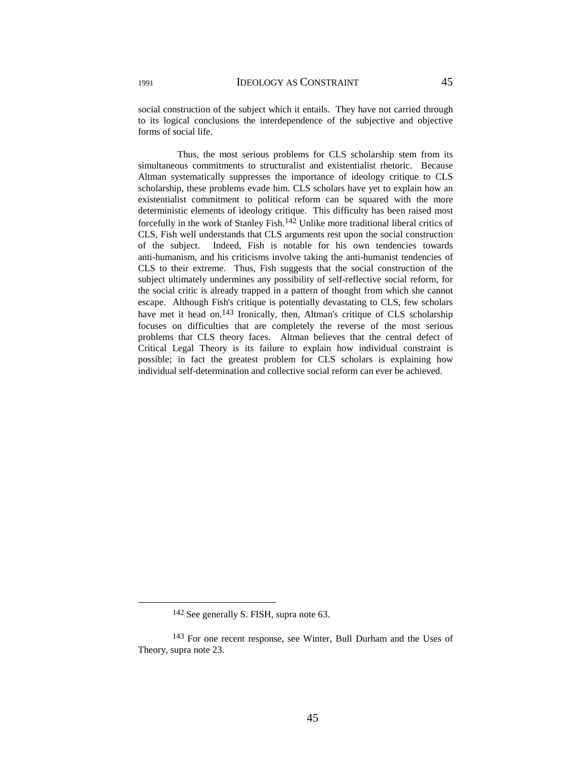social construction of the subject which it entails. They have not carried through to its logical conclusions the interdependence of the subjective and objective forms of social life.

Thus, the most serious problems for CLS scholarship stem from its simultaneous commitments to structuralist and existentialist rhetoric. Because Altman systematically suppresses the importance of ideology critique to CLS scholarship, these problems evade him. CLS scholars have yet to explain how an existentialist commitment to political reform can be squared with the more deterministic elements of ideology critique. This difficulty has been raised most forcefully in the work of Stanley Fish.[142] Unlike more traditional liberal critics of CLS, Fish well understands that CLS arguments rest upon the social construction of the subject. Indeed, Fish is notable for his own tendencies towards anti-humanism, and his criticisms involve taking the anti-humanist tendencies of CLS to their extreme. Thus, Fish suggests that the social construction of the subject ultimately undermines any possibility of self-reflective social reform, for the social critic is already trapped in a pattern of thought from which she cannot escape. Although Fish's critique is potentially devastating to CLS, few scholars have met it head on.[143] Ironically, then, Altman's critique of CLS scholarship focuses on difficulties that are completely the reverse of the most serious problems that CLS theory faces. Altman believes that the central defect of Critical Legal Theory is its failure to explain how individual constraint is possible; in fact the greatest problem for CLS scholars is explaining how individual self-determination and collective social reform can ever be achieved.

---

[142] See generally S. FISH, supra note 63.

[143] For one recent response, see Winter, Bull Durham and the Uses of Theory, supra note 23.